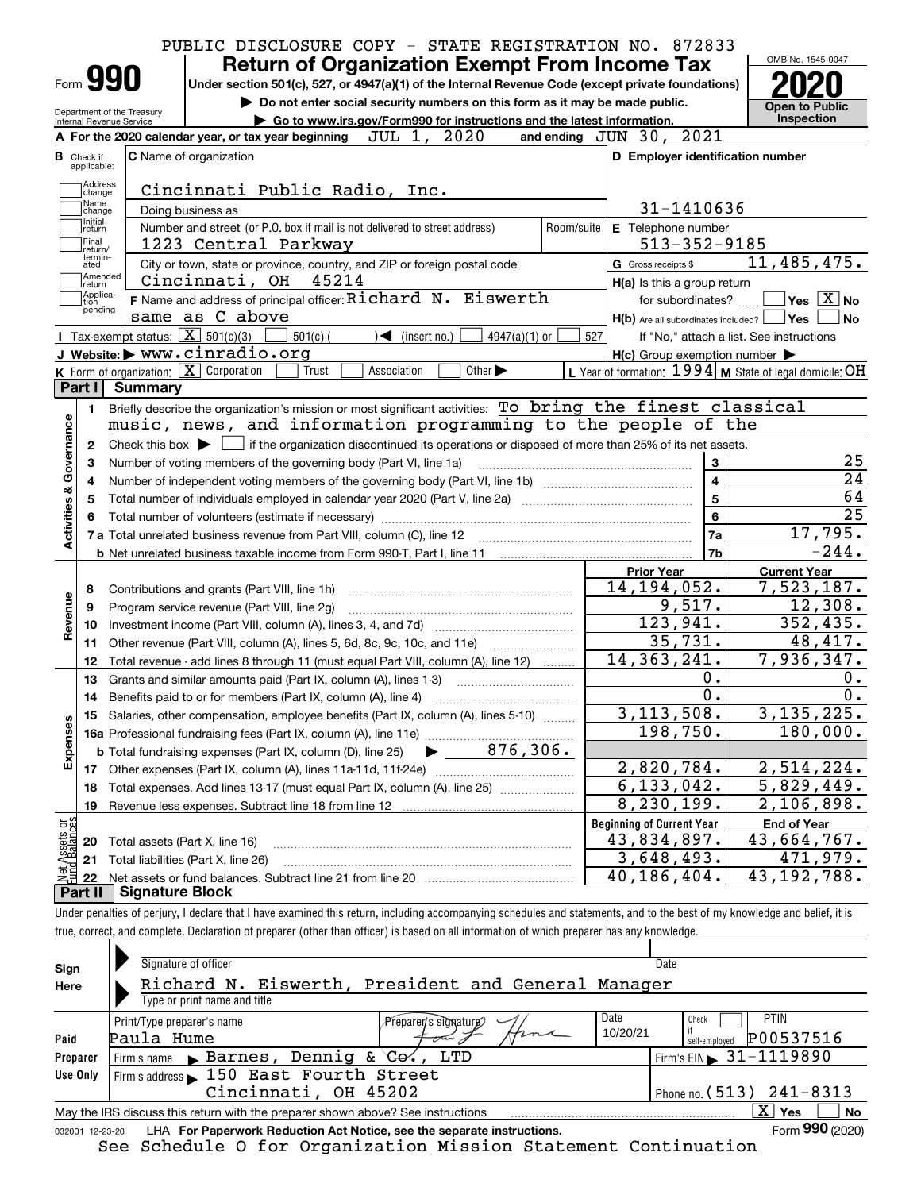PUBLIC DISCLOSURE COPY - STATE REGISTRATION NO. 872833

# Form 990 — Return of Organization Exempt From Income Tax

Under section 501(c), 527, or 4947(a)(1) of the Internal Revenue Code (except private foundations)

▶ Do not enter social security numbers on this form as it may be made public.

▶ Go to www.irs.gov/Form990 for instructions and the latest information.

Department of the Treasury
Internal Revenue Service

OMB No. 1545-0047

**2020**

**Open to Public Inspection**

**A** For the 2020 calendar year, or tax year beginning JUL 1, 2020 and ending JUN 30, 2021

**B** Check if applicable: Address change, Name change, Initial return, Final return/terminated, Amended return, Application pending

**C** Name of organization: Cincinnati Public Radio, Inc.

Doing business as

Number and street (or P.O. box if mail is not delivered to street address): 1223 Central Parkway — Room/suite

City or town, state or province, country, and ZIP or foreign postal code: Cincinnati, OH 45214

**D** Employer identification number: 31-1410636

**E** Telephone number: 513-352-9185

**G** Gross receipts $ 11,485,475.

**F** Name and address of principal officer: Richard N. Eisworth, same as C above

**H(a)** Is this a group return for subordinates? ☐ Yes ☒ No

**H(b)** Are all subordinates included? ☐ Yes ☐ No — If "No," attach a list. See instructions

**H(c)** Group exemption number ▶

**I** Tax-exempt status: ☒ 501(c)(3) ☐ 501(c) ( ) ◀ (insert no.) ☐ 4947(a)(1) or ☐ 527

**J** Website: ▶ www.cinradio.org

**K** Form of organization: ☒ Corporation ☐ Trust ☐ Association ☐ Other ▶

**L** Year of formation: 1994 **M** State of legal domicile: OH

## Part I Summary

**Activities & Governance**

| | | | |
|---|---|---|---|
| 1 | Briefly describe the organization's mission or most significant activities: To bring the finest classical music, news, and information programming to the people of the | | |
| 2 | Check this box ▶ ☐ if the organization discontinued its operations or disposed of more than 25% of its net assets. | | |
| 3 | Number of voting members of the governing body (Part VI, line 1a) | 3 | 25 |
| 4 | Number of independent voting members of the governing body (Part VI, line 1b) | 4 | 24 |
| 5 | Total number of individuals employed in calendar year 2020 (Part V, line 2a) | 5 | 64 |
| 6 | Total number of volunteers (estimate if necessary) | 6 | 25 |
| 7a | Total unrelated business revenue from Part VIII, column (C), line 12 | 7a | 17,795. |
| 7b | Net unrelated business taxable income from Form 990-T, Part I, line 11 | 7b | -244. |

| | | Prior Year | Current Year |
|---|---|---|---|
| **Revenue** | | | |
| 8 | Contributions and grants (Part VIII, line 1h) | 14,194,052. | 7,523,187. |
| 9 | Program service revenue (Part VIII, line 2g) | 9,517. | 12,308. |
| 10 | Investment income (Part VIII, column (A), lines 3, 4, and 7d) | 123,941. | 352,435. |
| 11 | Other revenue (Part VIII, column (A), lines 5, 6d, 8c, 9c, 10c, and 11e) | 35,731. | 48,417. |
| 12 | Total revenue - add lines 8 through 11 (must equal Part VIII, column (A), line 12) | 14,363,241. | 7,936,347. |
| **Expenses** | | | |
| 13 | Grants and similar amounts paid (Part IX, column (A), lines 1-3) | 0. | 0. |
| 14 | Benefits paid to or for members (Part IX, column (A), line 4) | 0. | 0. |
| 15 | Salaries, other compensation, employee benefits (Part IX, column (A), lines 5-10) | 3,113,508. | 3,135,225. |
| 16a | Professional fundraising fees (Part IX, column (A), line 11e) | 198,750. | 180,000. |
| b | Total fundraising expenses (Part IX, column (D), line 25) ▶ 876,306. | | |
| 17 | Other expenses (Part IX, column (A), lines 11a-11d, 11f-24e) | 2,820,784. | 2,514,224. |
| 18 | Total expenses. Add lines 13-17 (must equal Part IX, column (A), line 25) | 6,133,042. | 5,829,449. |
| 19 | Revenue less expenses. Subtract line 18 from line 12 | 8,230,199. | 2,106,898. |

| **Net Assets or Fund Balances** | | Beginning of Current Year | End of Year |
|---|---|---|---|
| 20 | Total assets (Part X, line 16) | 43,834,897. | 43,664,767. |
| 21 | Total liabilities (Part X, line 26) | 3,648,493. | 471,979. |
| 22 | Net assets or fund balances. Subtract line 21 from line 20 | 40,186,404. | 43,192,788. |

## Part II Signature Block

Under penalties of perjury, I declare that I have examined this return, including accompanying schedules and statements, and to the best of my knowledge and belief, it is true, correct, and complete. Declaration of preparer (other than officer) is based on all information of which preparer has any knowledge.

**Sign Here**

Signature of officer — Date

Richard N. Eisworth, President and General Manager

Type or print name and title

**Paid Preparer Use Only**

| Print/Type preparer's name | Preparer's signature | Date | Check ☐ if self-employed | PTIN |
|---|---|---|---|---|
| Paula Hume | Paula Hume | 10/20/21 | | P00537516 |

Firm's name ▶ Barnes, Dennig & Co., LTD — Firm's EIN ▶ 31-1119890

Firm's address ▶ 150 East Fourth Street, Cincinnati, OH 45202 — Phone no. (513) 241-8313

May the IRS discuss this return with the preparer shown above? See instructions ☒ Yes ☐ No

032001 12-23-20 LHA For Paperwork Reduction Act Notice, see the separate instructions. Form **990** (2020)

See Schedule O for Organization Mission Statement Continuation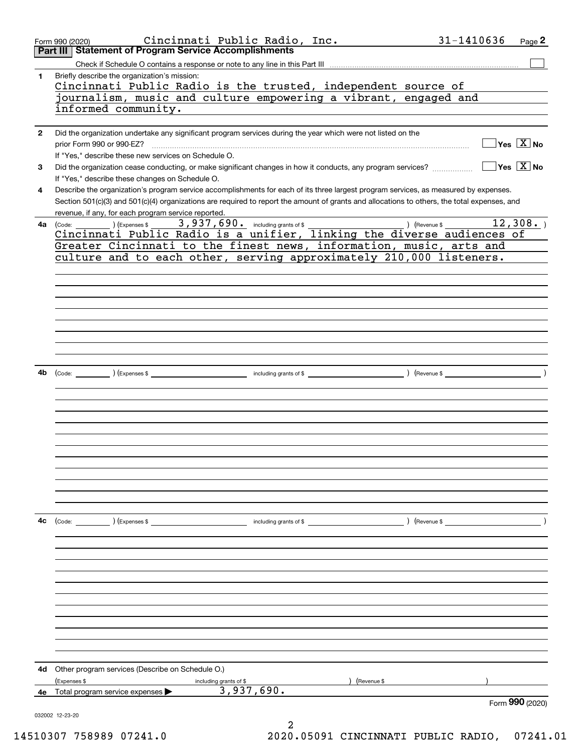Form 990 (2020) Cincinnati Public Radio, Inc. 31-1410636 Page 2

## Part III Statement of Program Service Accomplishments

Check if Schedule O contains a response or note to any line in this Part III ☐

**1** Briefly describe the organization's mission:

Cincinnati Public Radio is the trusted, independent source of journalism, music and culture empowering a vibrant, engaged and informed community.

**2** Did the organization undertake any significant program services during the year which were not listed on the prior Form 990 or 990-EZ? ☐ Yes ☒ No

If "Yes," describe these new services on Schedule O.

**3** Did the organization cease conducting, or make significant changes in how it conducts, any program services? ☐ Yes ☒ No

If "Yes," describe these changes on Schedule O.

**4** Describe the organization's program service accomplishments for each of its three largest program services, as measured by expenses. Section 501(c)(3) and 501(c)(4) organizations are required to report the amount of grants and allocations to others, the total expenses, and revenue, if any, for each program service reported.

**4a** (Code: ) (Expenses $ 3,937,690. including grants of $ ) (Revenue $ 12,308. )

Cincinnati Public Radio is a unifier, linking the diverse audiences of Greater Cincinnati to the finest news, information, music, arts and culture and to each other, serving approximately 210,000 listeners.

**4b** (Code: ) (Expenses $ including grants of $ ) (Revenue $ )

**4c** (Code: ) (Expenses $ including grants of $ ) (Revenue $ )

**4d** Other program services (Describe on Schedule O.)

(Expenses $ including grants of $ ) (Revenue $ )

**4e** Total program service expenses ▶ 3,937,690.

Form 990 (2020)

032002 12-23-20

14510307 758989 07241.0 2020.05091 CINCINNATI PUBLIC RADIO, 07241.01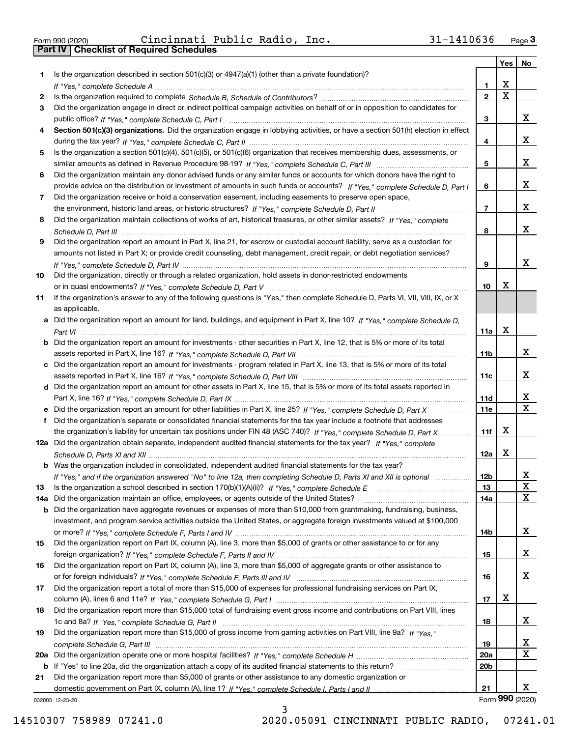Form 990 (2020) Cincinnati Public Radio, Inc. 31-1410636 Page 3

## Part IV Checklist of Required Schedules

| | | | Yes | No |
|---|---|---|---|---|
| 1 | Is the organization described in section 501(c)(3) or 4947(a)(1) (other than a private foundation)? *If "Yes," complete Schedule A* | 1 | X | |
| 2 | Is the organization required to complete *Schedule B, Schedule of Contributors*? | 2 | X | |
| 3 | Did the organization engage in direct or indirect political campaign activities on behalf of or in opposition to candidates for public office? *If "Yes," complete Schedule C, Part I* | 3 | | X |
| 4 | **Section 501(c)(3) organizations.** Did the organization engage in lobbying activities, or have a section 501(h) election in effect during the tax year? *If "Yes," complete Schedule C, Part II* | 4 | | X |
| 5 | Is the organization a section 501(c)(4), 501(c)(5), or 501(c)(6) organization that receives membership dues, assessments, or similar amounts as defined in Revenue Procedure 98-19? *If "Yes," complete Schedule C, Part III* | 5 | | X |
| 6 | Did the organization maintain any donor advised funds or any similar funds or accounts for which donors have the right to provide advice on the distribution or investment of amounts in such funds or accounts? *If "Yes," complete Schedule D, Part I* | 6 | | X |
| 7 | Did the organization receive or hold a conservation easement, including easements to preserve open space, the environment, historic land areas, or historic structures? *If "Yes," complete Schedule D, Part II* | 7 | | X |
| 8 | Did the organization maintain collections of works of art, historical treasures, or other similar assets? *If "Yes," complete Schedule D, Part III* | 8 | | X |
| 9 | Did the organization report an amount in Part X, line 21, for escrow or custodial account liability, serve as a custodian for amounts not listed in Part X; or provide credit counseling, debt management, credit repair, or debt negotiation services? *If "Yes," complete Schedule D, Part IV* | 9 | | X |
| 10 | Did the organization, directly or through a related organization, hold assets in donor-restricted endowments or in quasi endowments? *If "Yes," complete Schedule D, Part V* | 10 | X | |
| 11 | If the organization's answer to any of the following questions is "Yes," then complete Schedule D, Parts VI, VII, VIII, IX, or X as applicable. | | | |
| a | Did the organization report an amount for land, buildings, and equipment in Part X, line 10? *If "Yes," complete Schedule D, Part VI* | 11a | X | |
| b | Did the organization report an amount for investments - other securities in Part X, line 12, that is 5% or more of its total assets reported in Part X, line 16? *If "Yes," complete Schedule D, Part VII* | 11b | | X |
| c | Did the organization report an amount for investments - program related in Part X, line 13, that is 5% or more of its total assets reported in Part X, line 16? *If "Yes," complete Schedule D, Part VIII* | 11c | | X |
| d | Did the organization report an amount for other assets in Part X, line 15, that is 5% or more of its total assets reported in Part X, line 16? *If "Yes," complete Schedule D, Part IX* | 11d | | X |
| e | Did the organization report an amount for other liabilities in Part X, line 25? *If "Yes," complete Schedule D, Part X* | 11e | | X |
| f | Did the organization's separate or consolidated financial statements for the tax year include a footnote that addresses the organization's liability for uncertain tax positions under FIN 48 (ASC 740)? *If "Yes," complete Schedule D, Part X* | 11f | X | |
| 12a | Did the organization obtain separate, independent audited financial statements for the tax year? *If "Yes," complete Schedule D, Parts XI and XII* | 12a | X | |
| b | Was the organization included in consolidated, independent audited financial statements for the tax year? *If "Yes," and if the organization answered "No" to line 12a, then completing Schedule D, Parts XI and XII is optional* | 12b | | X |
| 13 | Is the organization a school described in section 170(b)(1)(A)(ii)? *If "Yes," complete Schedule E* | 13 | | X |
| 14a | Did the organization maintain an office, employees, or agents outside of the United States? | 14a | | X |
| b | Did the organization have aggregate revenues or expenses of more than $10,000 from grantmaking, fundraising, business, investment, and program service activities outside the United States, or aggregate foreign investments valued at $100,000 or more? *If "Yes," complete Schedule F, Parts I and IV* | 14b | | X |
| 15 | Did the organization report on Part IX, column (A), line 3, more than $5,000 of grants or other assistance to or for any foreign organization? *If "Yes," complete Schedule F, Parts II and IV* | 15 | | X |
| 16 | Did the organization report on Part IX, column (A), line 3, more than $5,000 of aggregate grants or other assistance to or for foreign individuals? *If "Yes," complete Schedule F, Parts III and IV* | 16 | | X |
| 17 | Did the organization report a total of more than $15,000 of expenses for professional fundraising services on Part IX, column (A), lines 6 and 11e? *If "Yes," complete Schedule G, Part I* | 17 | X | |
| 18 | Did the organization report more than $15,000 total of fundraising event gross income and contributions on Part VIII, lines 1c and 8a? *If "Yes," complete Schedule G, Part II* | 18 | | X |
| 19 | Did the organization report more than $15,000 of gross income from gaming activities on Part VIII, line 9a? *If "Yes," complete Schedule G, Part III* | 19 | | X |
| 20a | Did the organization operate one or more hospital facilities? *If "Yes," complete Schedule H* | 20a | | X |
| b | If "Yes" to line 20a, did the organization attach a copy of its audited financial statements to this return? | 20b | | |
| 21 | Did the organization report more than $5,000 of grants or other assistance to any domestic organization or domestic government on Part IX, column (A), line 1? *If "Yes," complete Schedule I, Parts I and II* | 21 | | X |

032003 12-23-20

Form 990 (2020)

14510307 758989 07241.0 2020.05091 CINCINNATI PUBLIC RADIO, 07241.01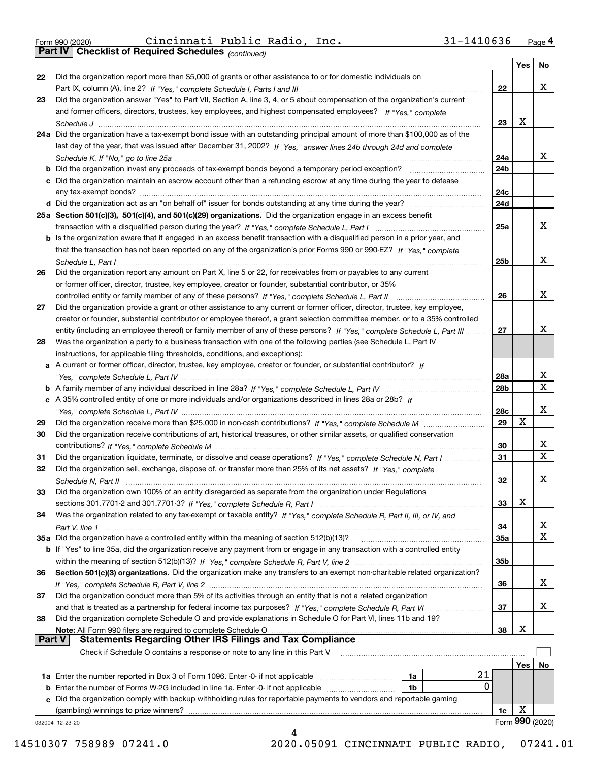Form 990 (2020) Cincinnati Public Radio, Inc. 31-1410636 Page **4**

**Part IV Checklist of Required Schedules** *(continued)*

| | | | Yes | No |
|---|---|---|---|---|
| 22 | Did the organization report more than $5,000 of grants or other assistance to or for domestic individuals on Part IX, column (A), line 2? *If "Yes," complete Schedule I, Parts I and III* | 22 | | X |
| 23 | Did the organization answer "Yes" to Part VII, Section A, line 3, 4, or 5 about compensation of the organization's current and former officers, directors, trustees, key employees, and highest compensated employees? *If "Yes," complete Schedule J* | 23 | X | |
| 24a | Did the organization have a tax-exempt bond issue with an outstanding principal amount of more than $100,000 as of the last day of the year, that was issued after December 31, 2002? *If "Yes," answer lines 24b through 24d and complete Schedule K. If "No," go to line 25a* | 24a | | X |
| b | Did the organization invest any proceeds of tax-exempt bonds beyond a temporary period exception? | 24b | | |
| c | Did the organization maintain an escrow account other than a refunding escrow at any time during the year to defease any tax-exempt bonds? | 24c | | |
| d | Did the organization act as an "on behalf of" issuer for bonds outstanding at any time during the year? | 24d | | |
| 25a | **Section 501(c)(3), 501(c)(4), and 501(c)(29) organizations.** Did the organization engage in an excess benefit transaction with a disqualified person during the year? *If "Yes," complete Schedule L, Part I* | 25a | | X |
| b | Is the organization aware that it engaged in an excess benefit transaction with a disqualified person in a prior year, and that the transaction has not been reported on any of the organization's prior Forms 990 or 990-EZ? *If "Yes," complete Schedule L, Part I* | 25b | | X |
| 26 | Did the organization report any amount on Part X, line 5 or 22, for receivables from or payables to any current or former officer, director, trustee, key employee, creator or founder, substantial contributor, or 35% controlled entity or family member of any of these persons? *If "Yes," complete Schedule L, Part II* | 26 | | X |
| 27 | Did the organization provide a grant or other assistance to any current or former officer, director, trustee, key employee, creator or founder, substantial contributor or employee thereof, a grant selection committee member, or to a 35% controlled entity (including an employee thereof) or family member of any of these persons? *If "Yes," complete Schedule L, Part III* | 27 | | X |
| 28 | Was the organization a party to a business transaction with one of the following parties (see Schedule L, Part IV instructions, for applicable filing thresholds, conditions, and exceptions): | | | |
| a | A current or former officer, director, trustee, key employee, creator or founder, or substantial contributor? *If "Yes," complete Schedule L, Part IV* | 28a | | X |
| b | A family member of any individual described in line 28a? *If "Yes," complete Schedule L, Part IV* | 28b | | X |
| c | A 35% controlled entity of one or more individuals and/or organizations described in lines 28a or 28b? *If "Yes," complete Schedule L, Part IV* | 28c | | X |
| 29 | Did the organization receive more than $25,000 in non-cash contributions? *If "Yes," complete Schedule M* | 29 | X | |
| 30 | Did the organization receive contributions of art, historical treasures, or other similar assets, or qualified conservation contributions? *If "Yes," complete Schedule M* | 30 | | X |
| 31 | Did the organization liquidate, terminate, or dissolve and cease operations? *If "Yes," complete Schedule N, Part I* | 31 | | X |
| 32 | Did the organization sell, exchange, dispose of, or transfer more than 25% of its net assets? *If "Yes," complete Schedule N, Part II* | 32 | | X |
| 33 | Did the organization own 100% of an entity disregarded as separate from the organization under Regulations sections 301.7701-2 and 301.7701-3? *If "Yes," complete Schedule R, Part I* | 33 | X | |
| 34 | Was the organization related to any tax-exempt or taxable entity? *If "Yes," complete Schedule R, Part II, III, or IV, and Part V, line 1* | 34 | | X |
| 35a | Did the organization have a controlled entity within the meaning of section 512(b)(13)? | 35a | | X |
| b | If "Yes" to line 35a, did the organization receive any payment from or engage in any transaction with a controlled entity within the meaning of section 512(b)(13)? *If "Yes," complete Schedule R, Part V, line 2* | 35b | | |
| 36 | **Section 501(c)(3) organizations.** Did the organization make any transfers to an exempt non-charitable related organization? *If "Yes," complete Schedule R, Part V, line 2* | 36 | | X |
| 37 | Did the organization conduct more than 5% of its activities through an entity that is not a related organization and that is treated as a partnership for federal income tax purposes? *If "Yes," complete Schedule R, Part VI* | 37 | | X |
| 38 | Did the organization complete Schedule O and provide explanations in Schedule O for Part VI, lines 11b and 19? **Note:** All Form 990 filers are required to complete Schedule O | 38 | X | |

**Part V Statements Regarding Other IRS Filings and Tax Compliance**

Check if Schedule O contains a response or note to any line in this Part V ☐

| | | | | | Yes | No |
|---|---|---|---|---|---|---|
| 1a | Enter the number reported in Box 3 of Form 1096. Enter -0- if not applicable | 1a | 21 | | | |
| b | Enter the number of Forms W-2G included in line 1a. Enter -0- if not applicable | 1b | 0 | | | |
| c | Did the organization comply with backup withholding rules for reportable payments to vendors and reportable gaming (gambling) winnings to prize winners? | | | 1c | X | |

032004 12-23-20 Form **990** (2020)

14510307 758989 07241.0 2020.05091 CINCINNATI PUBLIC RADIO, 07241.01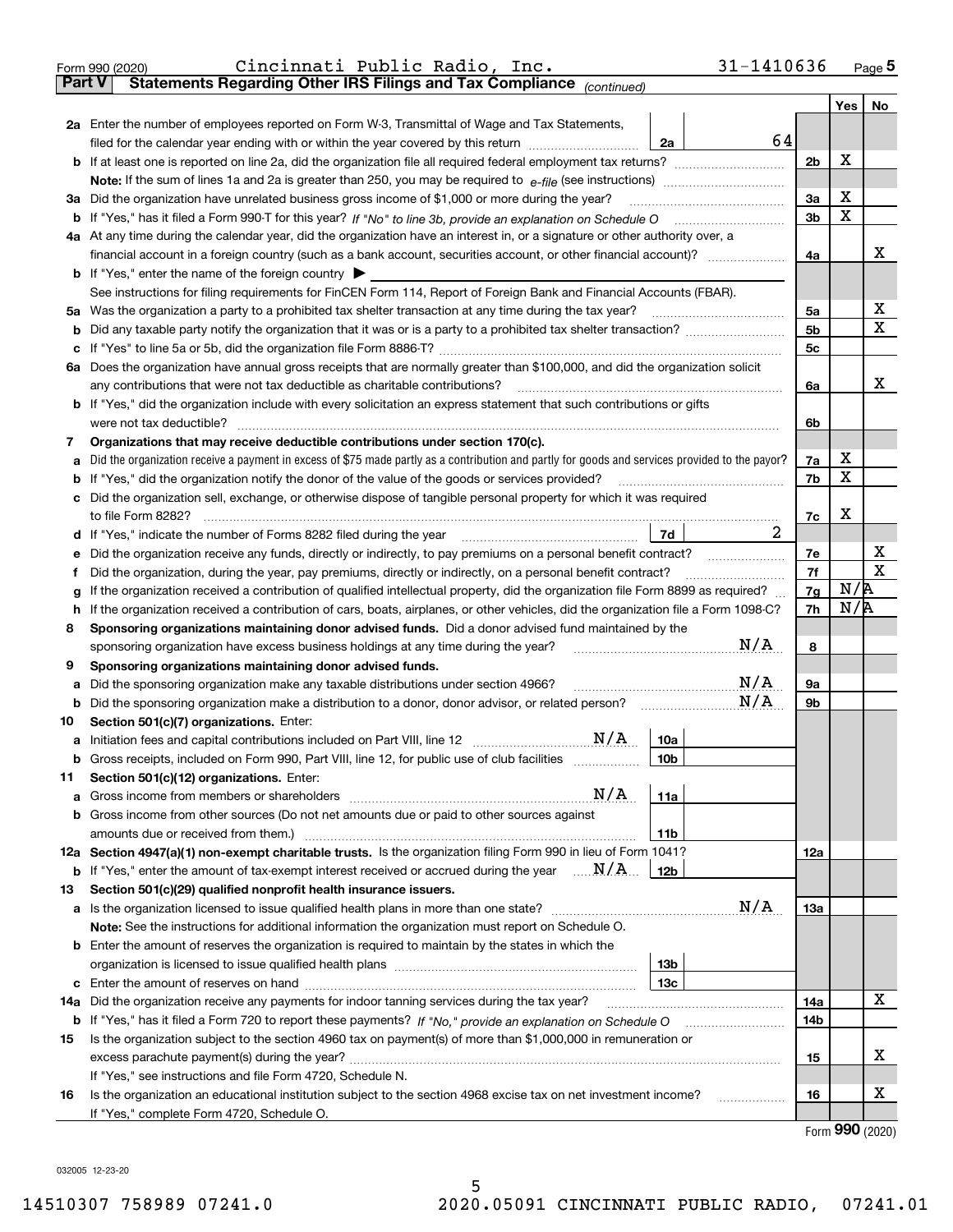Form 990 (2020) Cincinnati Public Radio, Inc. 31-1410636 Page 5

## Part V Statements Regarding Other IRS Filings and Tax Compliance *(continued)*

| | | | | Line | Yes | No |
|---|---|---|---|---|---|---|
| **2a** | Enter the number of employees reported on Form W-3, Transmittal of Wage and Tax Statements, filed for the calendar year ending with or within the year covered by this return | 2a | 64 | | | |
| **b** | If at least one is reported on line 2a, did the organization file all required federal employment tax returns? | | | 2b | X | |
| | **Note:** If the sum of lines 1a and 2a is greater than 250, you may be required to *e-file* (see instructions) | | | | | |
| **3a** | Did the organization have unrelated business gross income of $1,000 or more during the year? | | | 3a | X | |
| **b** | If "Yes," has it filed a Form 990-T for this year? *If "No" to line 3b, provide an explanation on Schedule O* | | | 3b | X | |
| **4a** | At any time during the calendar year, did the organization have an interest in, or a signature or other authority over, a financial account in a foreign country (such as a bank account, securities account, or other financial account)? | | | 4a | | X |
| **b** | If "Yes," enter the name of the foreign country ▶ | | | | | |
| | See instructions for filing requirements for FinCEN Form 114, Report of Foreign Bank and Financial Accounts (FBAR). | | | | | |
| **5a** | Was the organization a party to a prohibited tax shelter transaction at any time during the tax year? | | | 5a | | X |
| **b** | Did any taxable party notify the organization that it was or is a party to a prohibited tax shelter transaction? | | | 5b | | X |
| **c** | If "Yes" to line 5a or 5b, did the organization file Form 8886-T? | | | 5c | | |
| **6a** | Does the organization have annual gross receipts that are normally greater than $100,000, and did the organization solicit any contributions that were not tax deductible as charitable contributions? | | | 6a | | X |
| **b** | If "Yes," did the organization include with every solicitation an express statement that such contributions or gifts were not tax deductible? | | | 6b | | |
| **7** | **Organizations that may receive deductible contributions under section 170(c).** | | | | | |
| **a** | Did the organization receive a payment in excess of $75 made partly as a contribution and partly for goods and services provided to the payor? | | | 7a | X | |
| **b** | If "Yes," did the organization notify the donor of the value of the goods or services provided? | | | 7b | X | |
| **c** | Did the organization sell, exchange, or otherwise dispose of tangible personal property for which it was required to file Form 8282? | | | 7c | X | |
| **d** | If "Yes," indicate the number of Forms 8282 filed during the year | 7d | 2 | | | |
| **e** | Did the organization receive any funds, directly or indirectly, to pay premiums on a personal benefit contract? | | | 7e | | X |
| **f** | Did the organization, during the year, pay premiums, directly or indirectly, on a personal benefit contract? | | | 7f | | X |
| **g** | If the organization received a contribution of qualified intellectual property, did the organization file Form 8899 as required? | | | 7g | N/A | |
| **h** | If the organization received a contribution of cars, boats, airplanes, or other vehicles, did the organization file a Form 1098-C? | | | 7h | N/A | |
| **8** | **Sponsoring organizations maintaining donor advised funds.** Did a donor advised fund maintained by the sponsoring organization have excess business holdings at any time during the year? N/A | | | 8 | | |
| **9** | **Sponsoring organizations maintaining donor advised funds.** | | | | | |
| **a** | Did the sponsoring organization make any taxable distributions under section 4966? N/A | | | 9a | | |
| **b** | Did the sponsoring organization make a distribution to a donor, donor advisor, or related person? N/A | | | 9b | | |
| **10** | **Section 501(c)(7) organizations.** Enter: | | | | | |
| **a** | Initiation fees and capital contributions included on Part VIII, line 12 N/A | 10a | | | | |
| **b** | Gross receipts, included on Form 990, Part VIII, line 12, for public use of club facilities | 10b | | | | |
| **11** | **Section 501(c)(12) organizations.** Enter: | | | | | |
| **a** | Gross income from members or shareholders N/A | 11a | | | | |
| **b** | Gross income from other sources (Do not net amounts due or paid to other sources against amounts due or received from them.) | 11b | | | | |
| **12a** | **Section 4947(a)(1) non-exempt charitable trusts.** Is the organization filing Form 990 in lieu of Form 1041? | | | 12a | | |
| **b** | If "Yes," enter the amount of tax-exempt interest received or accrued during the year N/A | 12b | | | | |
| **13** | **Section 501(c)(29) qualified nonprofit health insurance issuers.** | | | | | |
| **a** | Is the organization licensed to issue qualified health plans in more than one state? N/A | | | 13a | | |
| | **Note:** See the instructions for additional information the organization must report on Schedule O. | | | | | |
| **b** | Enter the amount of reserves the organization is required to maintain by the states in which the organization is licensed to issue qualified health plans | 13b | | | | |
| **c** | Enter the amount of reserves on hand | 13c | | | | |
| **14a** | Did the organization receive any payments for indoor tanning services during the tax year? | | | 14a | | X |
| **b** | If "Yes," has it filed a Form 720 to report these payments? *If "No," provide an explanation on Schedule O* | | | 14b | | |
| **15** | Is the organization subject to the section 4960 tax on payment(s) of more than $1,000,000 in remuneration or excess parachute payment(s) during the year? | | | 15 | | X |
| | If "Yes," see instructions and file Form 4720, Schedule N. | | | | | |
| **16** | Is the organization an educational institution subject to the section 4968 excise tax on net investment income? | | | 16 | | X |
| | If "Yes," complete Form 4720, Schedule O. | | | | | |

Form **990** (2020)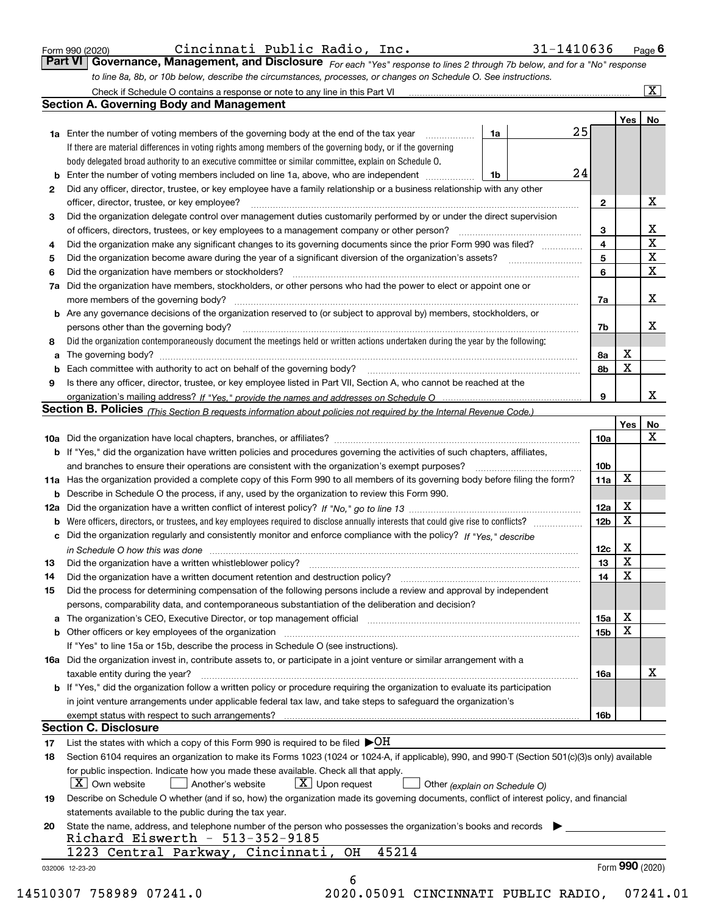Form 990 (2020) Cincinnati Public Radio, Inc. 31-1410636 Page 6

**Part VI Governance, Management, and Disclosure** *For each "Yes" response to lines 2 through 7b below, and for a "No" response to line 8a, 8b, or 10b below, describe the circumstances, processes, or changes on Schedule O. See instructions.*

Check if Schedule O contains a response or note to any line in this Part VI [X]

## Section A. Governing Body and Management

| | | | | Yes | No |
|---|---|---|---|---|---|
| **1a** | Enter the number of voting members of the governing body at the end of the tax year. If there are material differences in voting rights among members of the governing body, or if the governing body delegated broad authority to an executive committee or similar committee, explain on Schedule O. | 1a | 25 | | |
| **b** | Enter the number of voting members included on line 1a, above, who are independent | 1b | 24 | | |
| **2** | Did any officer, director, trustee, or key employee have a family relationship or a business relationship with any other officer, director, trustee, or key employee? | | 2 | | X |
| **3** | Did the organization delegate control over management duties customarily performed by or under the direct supervision of officers, directors, trustees, or key employees to a management company or other person? | | 3 | | X |
| **4** | Did the organization make any significant changes to its governing documents since the prior Form 990 was filed? | | 4 | | X |
| **5** | Did the organization become aware during the year of a significant diversion of the organization's assets? | | 5 | | X |
| **6** | Did the organization have members or stockholders? | | 6 | | X |
| **7a** | Did the organization have members, stockholders, or other persons who had the power to elect or appoint one or more members of the governing body? | | 7a | | X |
| **b** | Are any governance decisions of the organization reserved to (or subject to approval by) members, stockholders, or persons other than the governing body? | | 7b | | X |
| **8** | Did the organization contemporaneously document the meetings held or written actions undertaken during the year by the following: | | | | |
| **a** | The governing body? | | 8a | X | |
| **b** | Each committee with authority to act on behalf of the governing body? | | 8b | X | |
| **9** | Is there any officer, director, trustee, or key employee listed in Part VII, Section A, who cannot be reached at the organization's mailing address? *If "Yes," provide the names and addresses on Schedule O* | | 9 | | X |

## Section B. Policies *(This Section B requests information about policies not required by the Internal Revenue Code.)*

| | | | Yes | No |
|---|---|---|---|---|
| **10a** | Did the organization have local chapters, branches, or affiliates? | 10a | | X |
| **b** | If "Yes," did the organization have written policies and procedures governing the activities of such chapters, affiliates, and branches to ensure their operations are consistent with the organization's exempt purposes? | 10b | | |
| **11a** | Has the organization provided a complete copy of this Form 990 to all members of its governing body before filing the form? | 11a | X | |
| **b** | Describe in Schedule O the process, if any, used by the organization to review this Form 990. | | | |
| **12a** | Did the organization have a written conflict of interest policy? *If "No," go to line 13* | 12a | X | |
| **b** | Were officers, directors, or trustees, and key employees required to disclose annually interests that could give rise to conflicts? | 12b | X | |
| **c** | Did the organization regularly and consistently monitor and enforce compliance with the policy? *If "Yes," describe in Schedule O how this was done* | 12c | X | |
| **13** | Did the organization have a written whistleblower policy? | 13 | X | |
| **14** | Did the organization have a written document retention and destruction policy? | 14 | X | |
| **15** | Did the process for determining compensation of the following persons include a review and approval by independent persons, comparability data, and contemporaneous substantiation of the deliberation and decision? | | | |
| **a** | The organization's CEO, Executive Director, or top management official | 15a | X | |
| **b** | Other officers or key employees of the organization | 15b | X | |
| | If "Yes" to line 15a or 15b, describe the process in Schedule O (see instructions). | | | |
| **16a** | Did the organization invest in, contribute assets to, or participate in a joint venture or similar arrangement with a taxable entity during the year? | 16a | | X |
| **b** | If "Yes," did the organization follow a written policy or procedure requiring the organization to evaluate its participation in joint venture arrangements under applicable federal tax law, and take steps to safeguard the organization's exempt status with respect to such arrangements? | 16b | | |

## Section C. Disclosure

**17** List the states with which a copy of this Form 990 is required to be filed ▶OH

**18** Section 6104 requires an organization to make its Forms 1023 (1024 or 1024-A, if applicable), 990, and 990-T (Section 501(c)(3)s only) available for public inspection. Indicate how you made these available. Check all that apply.

[X] Own website [ ] Another's website [X] Upon request [ ] Other *(explain on Schedule O)*

**19** Describe on Schedule O whether (and if so, how) the organization made its governing documents, conflict of interest policy, and financial statements available to the public during the tax year.

**20** State the name, address, and telephone number of the person who possesses the organization's books and records ▶

Richard Eisworth - 513-352-9185
1223 Central Parkway, Cincinnati, OH 45214

032006 12-23-20 Form 990 (2020)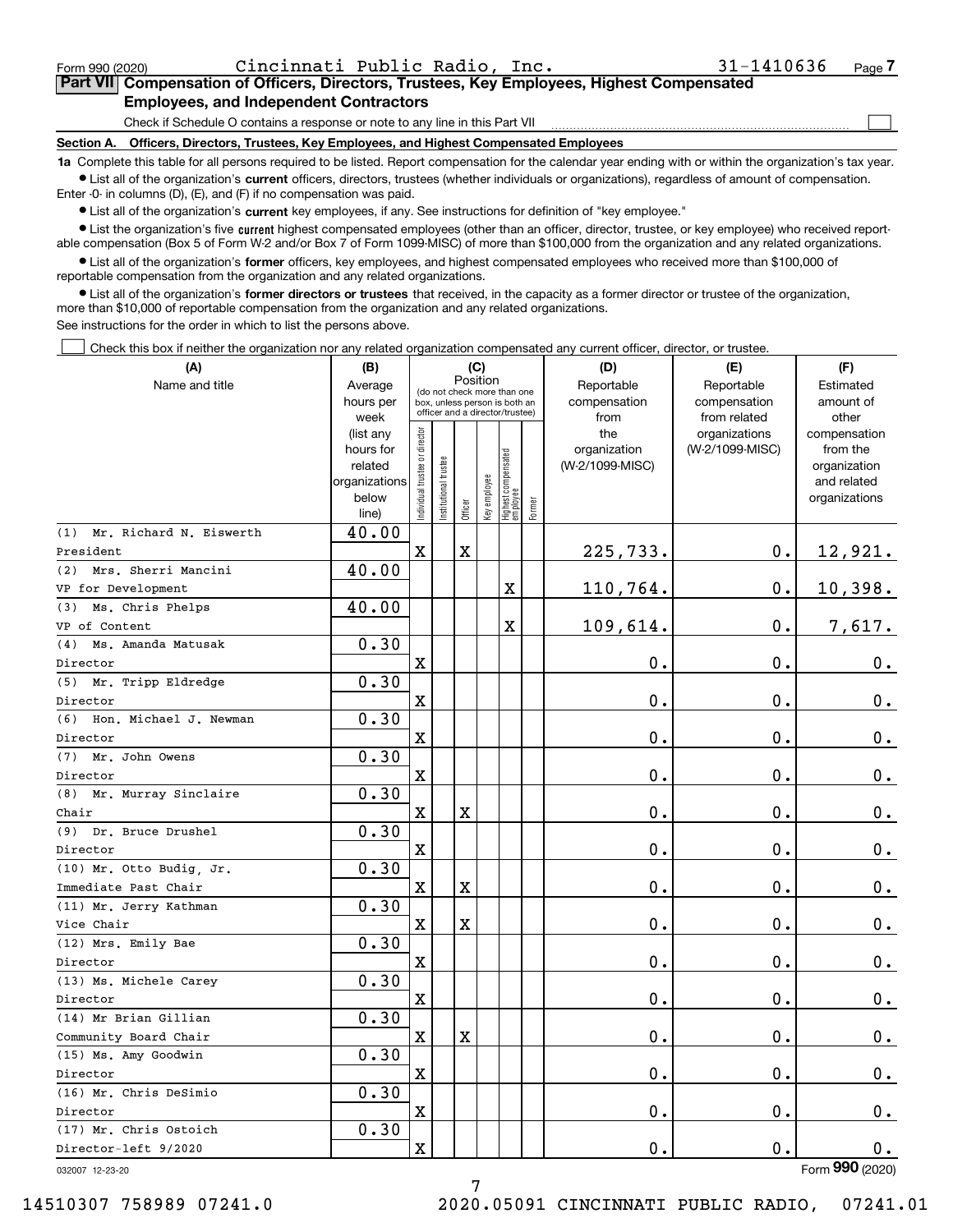Form 990 (2020) Cincinnati Public Radio, Inc. 31-1410636 Page 7

## Part VII Compensation of Officers, Directors, Trustees, Key Employees, Highest Compensated Employees, and Independent Contractors

Check if Schedule O contains a response or note to any line in this Part VII ☐

### Section A. Officers, Directors, Trustees, Key Employees, and Highest Compensated Employees

**1a** Complete this table for all persons required to be listed. Report compensation for the calendar year ending with or within the organization's tax year.

- List all of the organization's **current** officers, directors, trustees (whether individuals or organizations), regardless of amount of compensation. Enter -0- in columns (D), (E), and (F) if no compensation was paid.
- List all of the organization's **current** key employees, if any. See instructions for definition of "key employee."
- List the organization's five **current** highest compensated employees (other than an officer, director, trustee, or key employee) who received reportable compensation (Box 5 of Form W-2 and/or Box 7 of Form 1099-MISC) of more than $100,000 from the organization and any related organizations.
- List all of the organization's **former** officers, key employees, and highest compensated employees who received more than $100,000 of reportable compensation from the organization and any related organizations.
- List all of the organization's **former directors or trustees** that received, in the capacity as a former director or trustee of the organization, more than $10,000 of reportable compensation from the organization and any related organizations.

See instructions for the order in which to list the persons above.

☐ Check this box if neither the organization nor any related organization compensated any current officer, director, or trustee.

| (A) Name and title | (B) Average hours per week (list any hours for related organizations below line) | (C) Position: Individual trustee or director | Institutional trustee | Officer | Key employee | Highest compensated employee | Former | (D) Reportable compensation from the organization (W-2/1099-MISC) | (E) Reportable compensation from related organizations (W-2/1099-MISC) | (F) Estimated amount of other compensation from the organization and related organizations |
|---|---|---|---|---|---|---|---|---|---|---|
| (1) Mr. Richard N. Eisworth<br>President | 40.00 | X | | X | | | | 225,733. | 0. | 12,921. |
| (2) Mrs. Sherri Mancini<br>VP for Development | 40.00 | | | | | X | | 110,764. | 0. | 10,398. |
| (3) Ms. Chris Phelps<br>VP of Content | 40.00 | | | | | X | | 109,614. | 0. | 7,617. |
| (4) Ms. Amanda Matusak<br>Director | 0.30 | X | | | | | | 0. | 0. | 0. |
| (5) Mr. Tripp Eldredge<br>Director | 0.30 | X | | | | | | 0. | 0. | 0. |
| (6) Hon. Michael J. Newman<br>Director | 0.30 | X | | | | | | 0. | 0. | 0. |
| (7) Mr. John Owens<br>Director | 0.30 | X | | | | | | 0. | 0. | 0. |
| (8) Mr. Murray Sinclaire<br>Chair | 0.30 | X | | X | | | | 0. | 0. | 0. |
| (9) Dr. Bruce Drushel<br>Director | 0.30 | X | | | | | | 0. | 0. | 0. |
| (10) Mr. Otto Budig, Jr.<br>Immediate Past Chair | 0.30 | X | | X | | | | 0. | 0. | 0. |
| (11) Mr. Jerry Kathman<br>Vice Chair | 0.30 | X | | X | | | | 0. | 0. | 0. |
| (12) Mrs. Emily Bae<br>Director | 0.30 | X | | | | | | 0. | 0. | 0. |
| (13) Ms. Michele Carey<br>Director | 0.30 | X | | | | | | 0. | 0. | 0. |
| (14) Mr Brian Gillian<br>Community Board Chair | 0.30 | X | | X | | | | 0. | 0. | 0. |
| (15) Ms. Amy Goodwin<br>Director | 0.30 | X | | | | | | 0. | 0. | 0. |
| (16) Mr. Chris DeSimio<br>Director | 0.30 | X | | | | | | 0. | 0. | 0. |
| (17) Mr. Chris Ostoich<br>Director-left 9/2020 | 0.30 | X | | | | | | 0. | 0. | 0. |

032007 12-23-20

Form **990** (2020)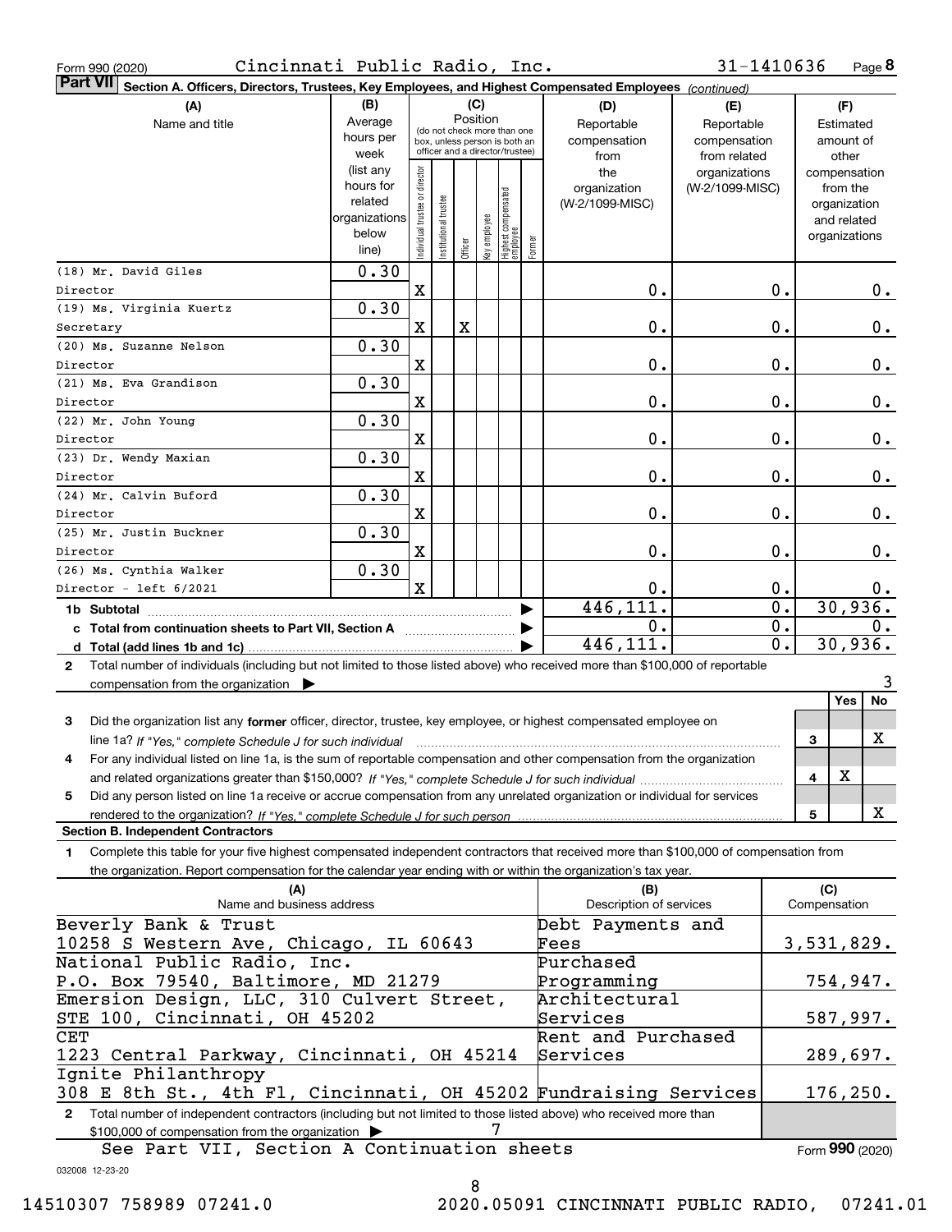Form 990 (2020) Cincinnati Public Radio, Inc. 31-1410636 Page **8**

**Part VII** **Section A. Officers, Directors, Trustees, Key Employees, and Highest Compensated Employees** *(continued)*

| (A) Name and title | (B) Average hours per week (list any hours for related organizations below line) | (C) Position: Individual trustee or director | Institutional trustee | Officer | Key employee | Highest compensated employee | Former | (D) Reportable compensation from the organization (W-2/1099-MISC) | (E) Reportable compensation from related organizations (W-2/1099-MISC) | (F) Estimated amount of other compensation from the organization and related organizations |
|---|---|---|---|---|---|---|---|---|---|---|
| (18) Mr. David Giles<br>Director | 0.30 | X | | | | | | 0. | 0. | 0. |
| (19) Ms. Virginia Kuertz<br>Secretary | 0.30 | X | | X | | | | 0. | 0. | 0. |
| (20) Ms. Suzanne Nelson<br>Director | 0.30 | X | | | | | | 0. | 0. | 0. |
| (21) Ms. Eva Grandison<br>Director | 0.30 | X | | | | | | 0. | 0. | 0. |
| (22) Mr. John Young<br>Director | 0.30 | X | | | | | | 0. | 0. | 0. |
| (23) Dr. Wendy Maxian<br>Director | 0.30 | X | | | | | | 0. | 0. | 0. |
| (24) Mr. Calvin Buford<br>Director | 0.30 | X | | | | | | 0. | 0. | 0. |
| (25) Mr. Justin Buckner<br>Director | 0.30 | X | | | | | | 0. | 0. | 0. |
| (26) Ms. Cynthia Walker<br>Director - left 6/2021 | 0.30 | X | | | | | | 0. | 0. | 0. |
| **1b Subtotal** | | | | | | | | 446,111. | 0. | 30,936. |
| **c Total from continuation sheets to Part VII, Section A** | | | | | | | | 0. | 0. | 0. |
| **d Total (add lines 1b and 1c)** | | | | | | | | 446,111. | 0. | 30,936. |

**2** Total number of individuals (including but not limited to those listed above) who received more than $100,000 of reportable compensation from the organization ▶ 3

| | | Yes | No |
|---|---|---|---|
| **3** Did the organization list any **former** officer, director, trustee, key employee, or highest compensated employee on line 1a? *If "Yes," complete Schedule J for such individual* | 3 | | X |
| **4** For any individual listed on line 1a, is the sum of reportable compensation and other compensation from the organization and related organizations greater than $150,000? *If "Yes," complete Schedule J for such individual* | 4 | X | |
| **5** Did any person listed on line 1a receive or accrue compensation from any unrelated organization or individual for services rendered to the organization? *If "Yes," complete Schedule J for such person* | 5 | | X |

**Section B. Independent Contractors**

**1** Complete this table for your five highest compensated independent contractors that received more than $100,000 of compensation from the organization. Report compensation for the calendar year ending with or within the organization's tax year.

| (A) Name and business address | (B) Description of services | (C) Compensation |
|---|---|---|
| Beverly Bank & Trust<br>10258 S Western Ave, Chicago, IL 60643 | Debt Payments and Fees | 3,531,829. |
| National Public Radio, Inc.<br>P.O. Box 79540, Baltimore, MD 21279 | Purchased Programming | 754,947. |
| Emersion Design, LLC, 310 Culvert Street, STE 100, Cincinnati, OH 45202 | Architectural Services | 587,997. |
| CET<br>1223 Central Parkway, Cincinnati, OH 45214 | Rent and Purchased Services | 289,697. |
| Ignite Philanthropy<br>308 E 8th St., 4th Fl, Cincinnati, OH 45202 | Fundraising Services | 176,250. |

**2** Total number of independent contractors (including but not limited to those listed above) who received more than $100,000 of compensation from the organization ▶ 7

See Part VII, Section A Continuation sheets

Form **990** (2020)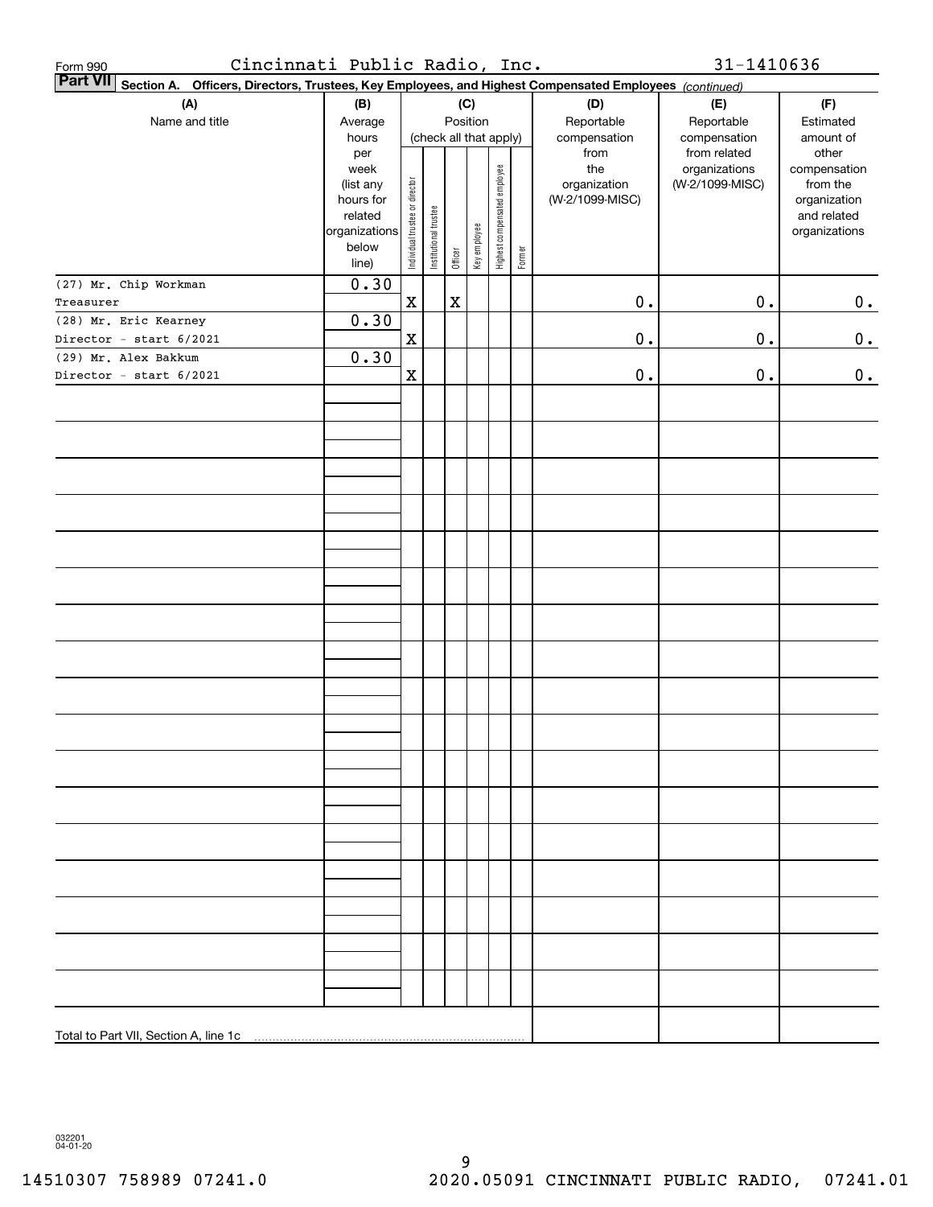Form 990 Cincinnati Public Radio, Inc. 31-1410636

**Part VII Section A. Officers, Directors, Trustees, Key Employees, and Highest Compensated Employees** *(continued)*

| (A) Name and title | (B) Average hours per week (list any hours for related organizations below line) | (C) Position (check all that apply): Individual trustee or director | Institutional trustee | Officer | Key employee | Highest compensated employee | Former | (D) Reportable compensation from the organization (W-2/1099-MISC) | (E) Reportable compensation from related organizations (W-2/1099-MISC) | (F) Estimated amount of other compensation from the organization and related organizations |
|---|---|---|---|---|---|---|---|---|---|---|
| (27) Mr. Chip Workman | 0.30 | | | | | | | | | |
| Treasurer | | X | | X | | | | 0. | 0. | 0. |
| (28) Mr. Eric Kearney | 0.30 | | | | | | | | | |
| Director - start 6/2021 | | X | | | | | | 0. | 0. | 0. |
| (29) Mr. Alex Bakkum | 0.30 | | | | | | | | | |
| Director - start 6/2021 | | X | | | | | | 0. | 0. | 0. |
| | | | | | | | | | | |
| Total to Part VII, Section A, line 1c | | | | | | | | | | |

032201 04-01-20

14510307 758989 07241.0 2020.05091 CINCINNATI PUBLIC RADIO, 07241.01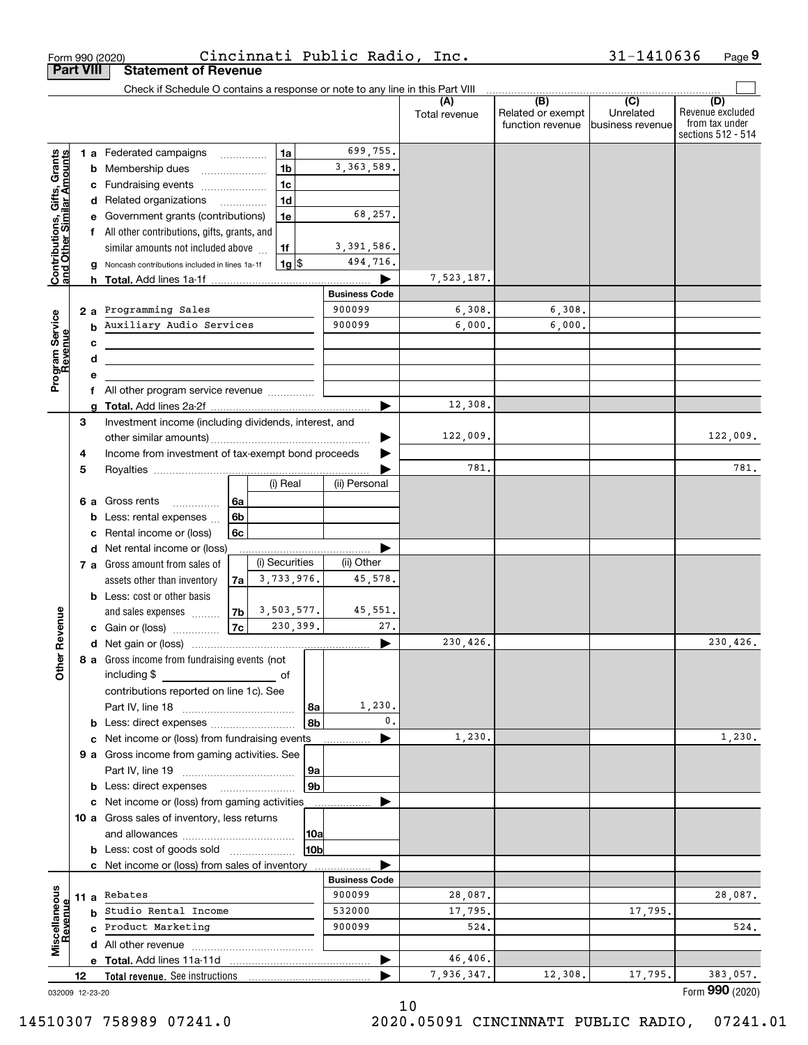Form 990 (2020) Cincinnati Public Radio, Inc. 31-1410636 Page 9

## Part VIII Statement of Revenue

Check if Schedule O contains a response or note to any line in this Part VIII

| | | | | (A) Total revenue | (B) Related or exempt function revenue | (C) Unrelated business revenue | (D) Revenue excluded from tax under sections 512 - 514 |
|---|---|---|---|---|---|---|---|
| **Contributions, Gifts, Grants and Other Similar Amounts** | 1 a Federated campaigns | 1a | 699,755. | | | | |
| | b Membership dues | 1b | 3,363,589. | | | | |
| | c Fundraising events | 1c | | | | | |
| | d Related organizations | 1d | | | | | |
| | e Government grants (contributions) | 1e | 68,257. | | | | |
| | f All other contributions, gifts, grants, and similar amounts not included above | 1f | 3,391,586. | | | | |
| | g Noncash contributions included in lines 1a-1f | 1g $ | 494,716. | | | | |
| | h **Total.** Add lines 1a-1f | | | 7,523,187. | | | |
| | | | **Business Code** | | | | |
| **Program Service Revenue** | 2 a Programming Sales | | 900099 | 6,308. | 6,308. | | |
| | b Auxiliary Audio Services | | 900099 | 6,000. | 6,000. | | |
| | c | | | | | | |
| | d | | | | | | |
| | e | | | | | | |
| | f All other program service revenue | | | | | | |
| | g **Total.** Add lines 2a-2f | | | 12,308. | | | |
| **Other Revenue** | 3 Investment income (including dividends, interest, and other similar amounts) | | | 122,009. | | | 122,009. |
| | 4 Income from investment of tax-exempt bond proceeds | | | | | | |
| | 5 Royalties | | | 781. | | | 781. |
| | | (i) Real | (ii) Personal | | | | |
| | 6 a Gross rents (6a) | | | | | | |
| | b Less: rental expenses (6b) | | | | | | |
| | c Rental income or (loss) (6c) | | | | | | |
| | d Net rental income or (loss) | | | | | | |
| | | (i) Securities | (ii) Other | | | | |
| | 7 a Gross amount from sales of assets other than inventory (7a) | 3,733,976. | 45,578. | | | | |
| | b Less: cost or other basis and sales expenses (7b) | 3,503,577. | 45,551. | | | | |
| | c Gain or (loss) (7c) | 230,399. | 27. | | | | |
| | d Net gain or (loss) | | | 230,426. | | | 230,426. |
| | 8 a Gross income from fundraising events (not including $ of contributions reported on line 1c). See Part IV, line 18 | 8a | 1,230. | | | | |
| | b Less: direct expenses | 8b | 0. | | | | |
| | c Net income or (loss) from fundraising events | | | 1,230. | | | 1,230. |
| | 9 a Gross income from gaming activities. See Part IV, line 19 | 9a | | | | | |
| | b Less: direct expenses | 9b | | | | | |
| | c Net income or (loss) from gaming activities | | | | | | |
| | 10 a Gross sales of inventory, less returns and allowances | 10a | | | | | |
| | b Less: cost of goods sold | 10b | | | | | |
| | c Net income or (loss) from sales of inventory | | | | | | |
| | | | **Business Code** | | | | |
| **Miscellaneous Revenue** | 11 a Rebates | | 900099 | 28,087. | | | 28,087. |
| | b Studio Rental Income | | 532000 | 17,795. | | 17,795. | |
| | c Product Marketing | | 900099 | 524. | | | 524. |
| | d All other revenue | | | | | | |
| | e **Total.** Add lines 11a-11d | | | 46,406. | | | |
| | 12 **Total revenue.** See instructions | | | 7,936,347. | 12,308. | 17,795. | 383,057. |

032009 12-23-20

Form **990** (2020)

14510307 758989 07241.0 2020.05091 CINCINNATI PUBLIC RADIO, 07241.01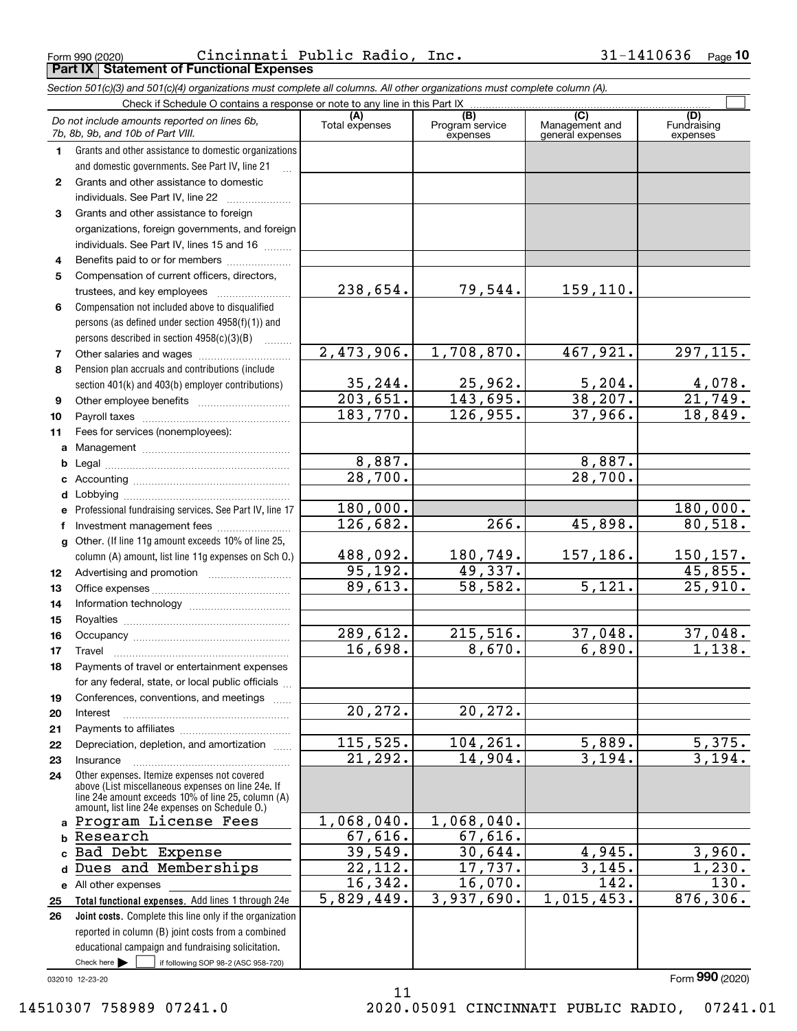Form 990 (2020) Cincinnati Public Radio, Inc. 31-1410636 Page 10

**Part IX Statement of Functional Expenses**

*Section 501(c)(3) and 501(c)(4) organizations must complete all columns. All other organizations must complete column (A).*

Check if Schedule O contains a response or note to any line in this Part IX ☐

| *Do not include amounts reported on lines 6b, 7b, 8b, 9b, and 10b of Part VIII.* | (A) Total expenses | (B) Program service expenses | (C) Management and general expenses | (D) Fundraising expenses |
|---|---|---|---|---|
| 1 Grants and other assistance to domestic organizations and domestic governments. See Part IV, line 21 | | | | |
| 2 Grants and other assistance to domestic individuals. See Part IV, line 22 | | | | |
| 3 Grants and other assistance to foreign organizations, foreign governments, and foreign individuals. See Part IV, lines 15 and 16 | | | | |
| 4 Benefits paid to or for members | | | | |
| 5 Compensation of current officers, directors, trustees, and key employees | 238,654. | 79,544. | 159,110. | |
| 6 Compensation not included above to disqualified persons (as defined under section 4958(f)(1)) and persons described in section 4958(c)(3)(B) | | | | |
| 7 Other salaries and wages | 2,473,906. | 1,708,870. | 467,921. | 297,115. |
| 8 Pension plan accruals and contributions (include section 401(k) and 403(b) employer contributions) | 35,244. | 25,962. | 5,204. | 4,078. |
| 9 Other employee benefits | 203,651. | 143,695. | 38,207. | 21,749. |
| 10 Payroll taxes | 183,770. | 126,955. | 37,966. | 18,849. |
| 11 Fees for services (nonemployees): | | | | |
| a Management | | | | |
| b Legal | 8,887. | | 8,887. | |
| c Accounting | 28,700. | | 28,700. | |
| d Lobbying | | | | |
| e Professional fundraising services. See Part IV, line 17 | 180,000. | | | 180,000. |
| f Investment management fees | 126,682. | 266. | 45,898. | 80,518. |
| g Other. (If line 11g amount exceeds 10% of line 25, column (A) amount, list line 11g expenses on Sch O.) | 488,092. | 180,749. | 157,186. | 150,157. |
| 12 Advertising and promotion | 95,192. | 49,337. | | 45,855. |
| 13 Office expenses | 89,613. | 58,582. | 5,121. | 25,910. |
| 14 Information technology | | | | |
| 15 Royalties | | | | |
| 16 Occupancy | 289,612. | 215,516. | 37,048. | 37,048. |
| 17 Travel | 16,698. | 8,670. | 6,890. | 1,138. |
| 18 Payments of travel or entertainment expenses for any federal, state, or local public officials | | | | |
| 19 Conferences, conventions, and meetings | | | | |
| 20 Interest | 20,272. | 20,272. | | |
| 21 Payments to affiliates | | | | |
| 22 Depreciation, depletion, and amortization | 115,525. | 104,261. | 5,889. | 5,375. |
| 23 Insurance | 21,292. | 14,904. | 3,194. | 3,194. |
| 24 Other expenses. Itemize expenses not covered above (List miscellaneous expenses on line 24e. If line 24e amount exceeds 10% of line 25, column (A) amount, list line 24e expenses on Schedule O.) | | | | |
| a Program License Fees | 1,068,040. | 1,068,040. | | |
| b Research | 67,616. | 67,616. | | |
| c Bad Debt Expense | 39,549. | 30,644. | 4,945. | 3,960. |
| d Dues and Memberships | 22,112. | 17,737. | 3,145. | 1,230. |
| e All other expenses | 16,342. | 16,070. | 142. | 130. |
| 25 **Total functional expenses.** Add lines 1 through 24e | 5,829,449. | 3,937,690. | 1,015,453. | 876,306. |
| 26 **Joint costs.** Complete this line only if the organization reported in column (B) joint costs from a combined educational campaign and fundraising solicitation. Check here ☐ if following SOP 98-2 (ASC 958-720) | | | | |

032010 12-23-20

Form **990** (2020)

14510307 758989 07241.0 2020.05091 CINCINNATI PUBLIC RADIO, 07241.01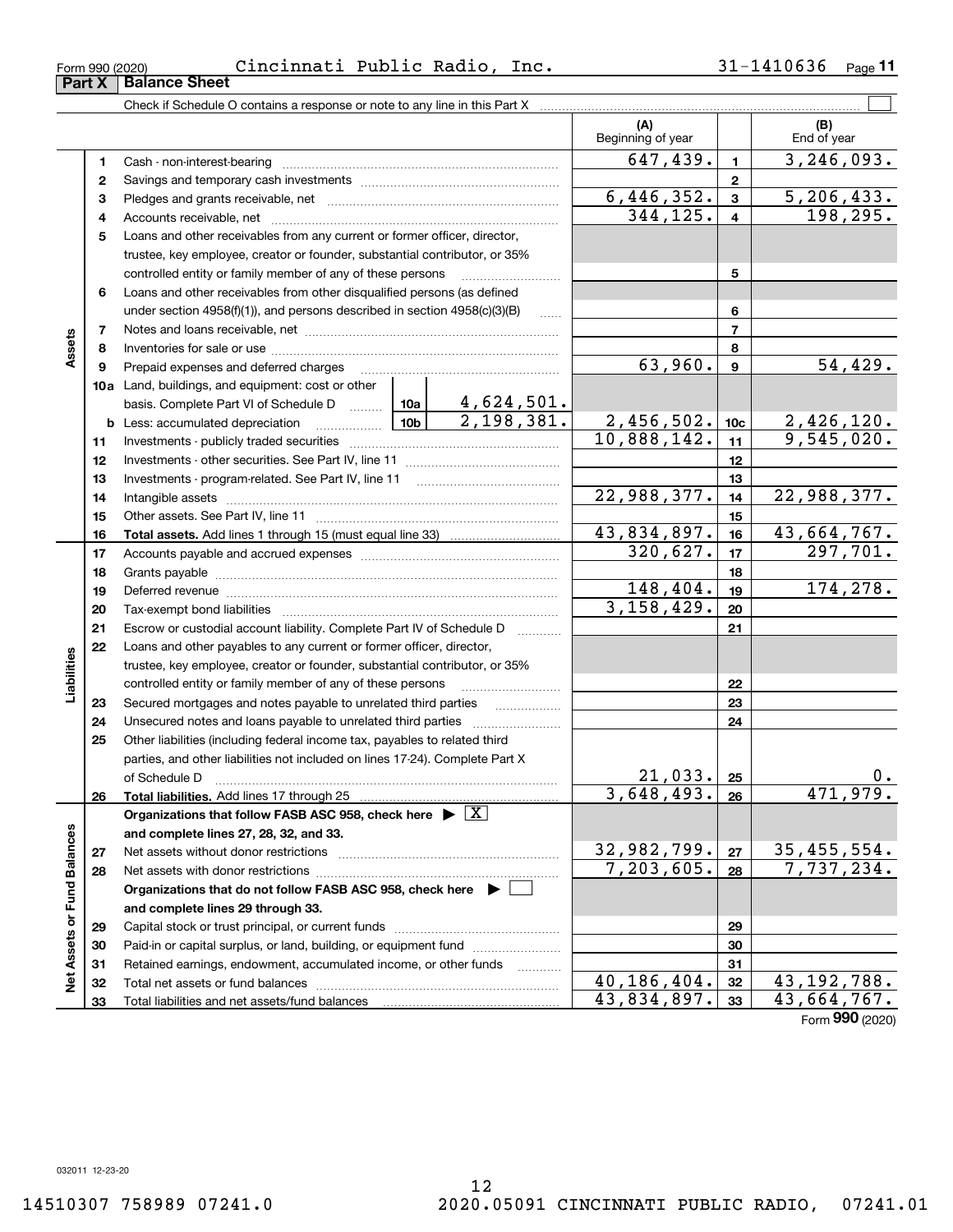Form 990 (2020) Cincinnati Public Radio, Inc. 31-1410636 Page **11**

## Part X Balance Sheet

Check if Schedule O contains a response or note to any line in this Part X

| | | | | (A) Beginning of year | | (B) End of year |
|---|---|---|---|---|---|---|
| **Assets** | 1 | Cash - non-interest-bearing | | 647,439. | 1 | 3,246,093. |
| | 2 | Savings and temporary cash investments | | | 2 | |
| | 3 | Pledges and grants receivable, net | | 6,446,352. | 3 | 5,206,433. |
| | 4 | Accounts receivable, net | | 344,125. | 4 | 198,295. |
| | 5 | Loans and other receivables from any current or former officer, director, trustee, key employee, creator or founder, substantial contributor, or 35% controlled entity or family member of any of these persons | | | 5 | |
| | 6 | Loans and other receivables from other disqualified persons (as defined under section 4958(f)(1)), and persons described in section 4958(c)(3)(B) | | | 6 | |
| | 7 | Notes and loans receivable, net | | | 7 | |
| | 8 | Inventories for sale or use | | | 8 | |
| | 9 | Prepaid expenses and deferred charges | | 63,960. | 9 | 54,429. |
| | 10a | Land, buildings, and equipment: cost or other basis. Complete Part VI of Schedule D | 10a 4,624,501. | | | |
| | b | Less: accumulated depreciation | 10b 2,198,381. | 2,456,502. | 10c | 2,426,120. |
| | 11 | Investments - publicly traded securities | | 10,888,142. | 11 | 9,545,020. |
| | 12 | Investments - other securities. See Part IV, line 11 | | | 12 | |
| | 13 | Investments - program-related. See Part IV, line 11 | | | 13 | |
| | 14 | Intangible assets | | 22,988,377. | 14 | 22,988,377. |
| | 15 | Other assets. See Part IV, line 11 | | | 15 | |
| | 16 | **Total assets.** Add lines 1 through 15 (must equal line 33) | | 43,834,897. | 16 | 43,664,767. |
| **Liabilities** | 17 | Accounts payable and accrued expenses | | 320,627. | 17 | 297,701. |
| | 18 | Grants payable | | | 18 | |
| | 19 | Deferred revenue | | 148,404. | 19 | 174,278. |
| | 20 | Tax-exempt bond liabilities | | 3,158,429. | 20 | |
| | 21 | Escrow or custodial account liability. Complete Part IV of Schedule D | | | 21 | |
| | 22 | Loans and other payables to any current or former officer, director, trustee, key employee, creator or founder, substantial contributor, or 35% controlled entity or family member of any of these persons | | | 22 | |
| | 23 | Secured mortgages and notes payable to unrelated third parties | | | 23 | |
| | 24 | Unsecured notes and loans payable to unrelated third parties | | | 24 | |
| | 25 | Other liabilities (including federal income tax, payables to related third parties, and other liabilities not included on lines 17-24). Complete Part X of Schedule D | | 21,033. | 25 | 0. |
| | 26 | **Total liabilities.** Add lines 17 through 25 | | 3,648,493. | 26 | 471,979. |
| **Net Assets or Fund Balances** | | **Organizations that follow FASB ASC 958, check here ▶ [X] and complete lines 27, 28, 32, and 33.** | | | | |
| | 27 | Net assets without donor restrictions | | 32,982,799. | 27 | 35,455,554. |
| | 28 | Net assets with donor restrictions | | 7,203,605. | 28 | 7,737,234. |
| | | **Organizations that do not follow FASB ASC 958, check here ▶ [ ] and complete lines 29 through 33.** | | | | |
| | 29 | Capital stock or trust principal, or current funds | | | 29 | |
| | 30 | Paid-in or capital surplus, or land, building, or equipment fund | | | 30 | |
| | 31 | Retained earnings, endowment, accumulated income, or other funds | | | 31 | |
| | 32 | Total net assets or fund balances | | 40,186,404. | 32 | 43,192,788. |
| | 33 | Total liabilities and net assets/fund balances | | 43,834,897. | 33 | 43,664,767. |

Form **990** (2020)

032011 12-23-20

14510307 758989 07241.0 2020.05091 CINCINNATI PUBLIC RADIO, 07241.01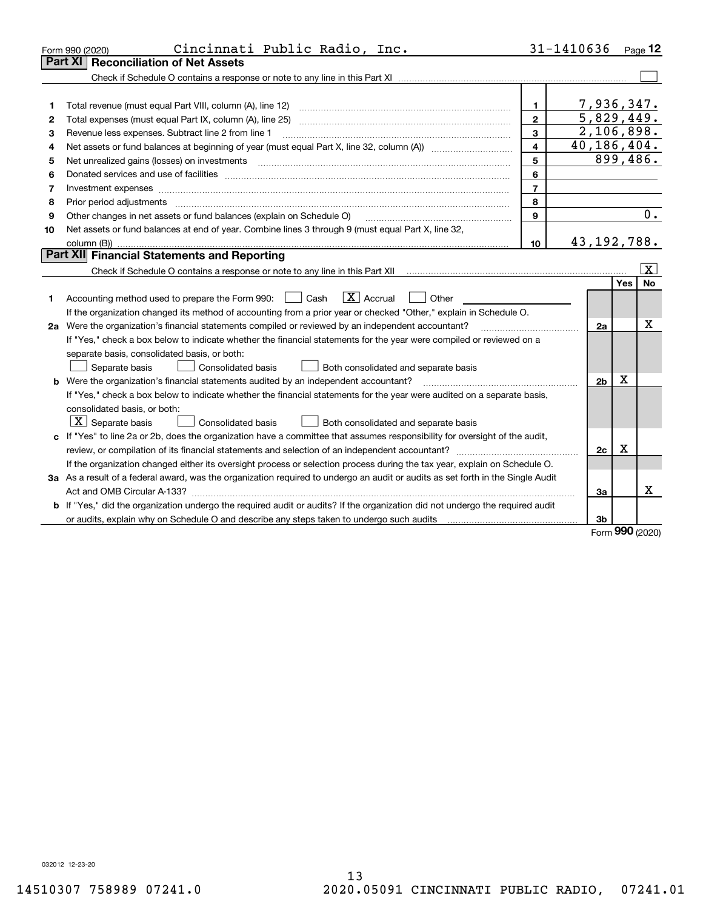Form 990 (2020) Cincinnati Public Radio, Inc. 31-1410636 Page **12**

## Part XI Reconciliation of Net Assets

Check if Schedule O contains a response or note to any line in this Part XI ☐

| | | | |
|---|---|---|---|
| 1 | Total revenue (must equal Part VIII, column (A), line 12) | 1 | 7,936,347. |
| 2 | Total expenses (must equal Part IX, column (A), line 25) | 2 | 5,829,449. |
| 3 | Revenue less expenses. Subtract line 2 from line 1 | 3 | 2,106,898. |
| 4 | Net assets or fund balances at beginning of year (must equal Part X, line 32, column (A)) | 4 | 40,186,404. |
| 5 | Net unrealized gains (losses) on investments | 5 | 899,486. |
| 6 | Donated services and use of facilities | 6 | |
| 7 | Investment expenses | 7 | |
| 8 | Prior period adjustments | 8 | |
| 9 | Other changes in net assets or fund balances (explain on Schedule O) | 9 | 0. |
| 10 | Net assets or fund balances at end of year. Combine lines 3 through 9 (must equal Part X, line 32, column (B)) | 10 | 43,192,788. |

## Part XII Financial Statements and Reporting

Check if Schedule O contains a response or note to any line in this Part XII ☒

| | | | Yes | No |
|---|---|---|---|---|
| 1 | Accounting method used to prepare the Form 990: ☐ Cash ☒ Accrual ☐ Other<br>If the organization changed its method of accounting from a prior year or checked "Other," explain in Schedule O. | | | |
| 2a | Were the organization's financial statements compiled or reviewed by an independent accountant?<br>If "Yes," check a box below to indicate whether the financial statements for the year were compiled or reviewed on a separate basis, consolidated basis, or both:<br>☐ Separate basis ☐ Consolidated basis ☐ Both consolidated and separate basis | 2a | | X |
| b | Were the organization's financial statements audited by an independent accountant?<br>If "Yes," check a box below to indicate whether the financial statements for the year were audited on a separate basis, consolidated basis, or both:<br>☒ Separate basis ☐ Consolidated basis ☐ Both consolidated and separate basis | 2b | X | |
| c | If "Yes" to line 2a or 2b, does the organization have a committee that assumes responsibility for oversight of the audit, review, or compilation of its financial statements and selection of an independent accountant?<br>If the organization changed either its oversight process or selection process during the tax year, explain on Schedule O. | 2c | X | |
| 3a | As a result of a federal award, was the organization required to undergo an audit or audits as set forth in the Single Audit Act and OMB Circular A-133? | 3a | | X |
| b | If "Yes," did the organization undergo the required audit or audits? If the organization did not undergo the required audit or audits, explain why on Schedule O and describe any steps taken to undergo such audits | 3b | | |

Form **990** (2020)

032012 12-23-20

14510307 758989 07241.0 2020.05091 CINCINNATI PUBLIC RADIO, 07241.01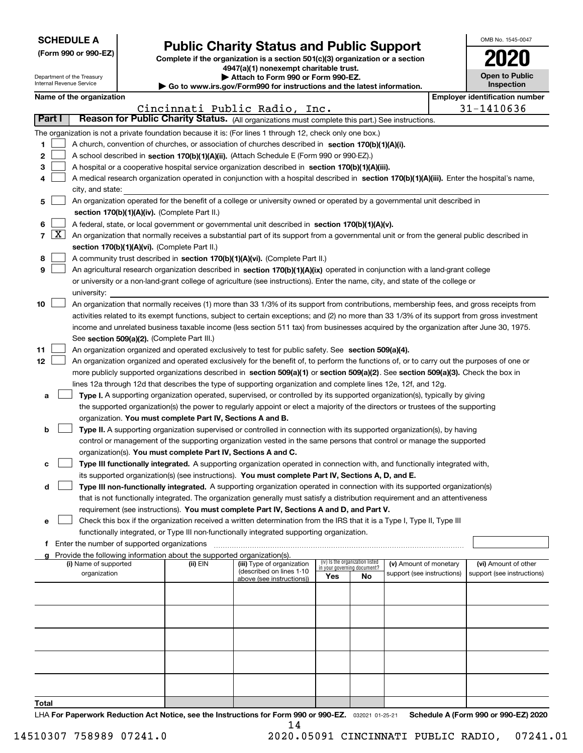**SCHEDULE A**
**(Form 990 or 990-EZ)**

Department of the Treasury
Internal Revenue Service

# Public Charity Status and Public Support

**Complete if the organization is a section 501(c)(3) organization or a section 4947(a)(1) nonexempt charitable trust.**
**▶ Attach to Form 990 or Form 990-EZ.**
**▶ Go to www.irs.gov/Form990 for instructions and the latest information.**

OMB No. 1545-0047
**2020**
**Open to Public Inspection**

**Name of the organization:** Cincinnati Public Radio, Inc.
**Employer identification number:** 31-1410636

## Part I Reason for Public Charity Status. (All organizations must complete this part.) See instructions.

The organization is not a private foundation because it is: (For lines 1 through 12, check only one box.)

1. [ ] A church, convention of churches, or association of churches described in **section 170(b)(1)(A)(i).**
2. [ ] A school described in **section 170(b)(1)(A)(ii).** (Attach Schedule E (Form 990 or 990-EZ).)
3. [ ] A hospital or a cooperative hospital service organization described in **section 170(b)(1)(A)(iii).**
4. [ ] A medical research organization operated in conjunction with a hospital described in **section 170(b)(1)(A)(iii).** Enter the hospital's name, city, and state:
5. [ ] An organization operated for the benefit of a college or university owned or operated by a governmental unit described in **section 170(b)(1)(A)(iv).** (Complete Part II.)
6. [ ] A federal, state, or local government or governmental unit described in **section 170(b)(1)(A)(v).**
7. [X] An organization that normally receives a substantial part of its support from a governmental unit or from the general public described in **section 170(b)(1)(A)(vi).** (Complete Part II.)
8. [ ] A community trust described in **section 170(b)(1)(A)(vi).** (Complete Part II.)
9. [ ] An agricultural research organization described in **section 170(b)(1)(A)(ix)** operated in conjunction with a land-grant college or university or a non-land-grant college of agriculture (see instructions). Enter the name, city, and state of the college or university:
10. [ ] An organization that normally receives (1) more than 33 1/3% of its support from contributions, membership fees, and gross receipts from activities related to its exempt functions, subject to certain exceptions; and (2) no more than 33 1/3% of its support from gross investment income and unrelated business taxable income (less section 511 tax) from businesses acquired by the organization after June 30, 1975. See **section 509(a)(2).** (Complete Part III.)
11. [ ] An organization organized and operated exclusively to test for public safety. See **section 509(a)(4).**
12. [ ] An organization organized and operated exclusively for the benefit of, to perform the functions of, or to carry out the purposes of one or more publicly supported organizations described in **section 509(a)(1)** or **section 509(a)(2).** See **section 509(a)(3).** Check the box in lines 12a through 12d that describes the type of supporting organization and complete lines 12e, 12f, and 12g.
   - **a** [ ] **Type I.** A supporting organization operated, supervised, or controlled by its supported organization(s), typically by giving the supported organization(s) the power to regularly appoint or elect a majority of the directors or trustees of the supporting organization. **You must complete Part IV, Sections A and B.**
   - **b** [ ] **Type II.** A supporting organization supervised or controlled in connection with its supported organization(s), by having control or management of the supporting organization vested in the same persons that control or manage the supported organization(s). **You must complete Part IV, Sections A and C.**
   - **c** [ ] **Type III functionally integrated.** A supporting organization operated in connection with, and functionally integrated with, its supported organization(s) (see instructions). **You must complete Part IV, Sections A, D, and E.**
   - **d** [ ] **Type III non-functionally integrated.** A supporting organization operated in connection with its supported organization(s) that is not functionally integrated. The organization generally must satisfy a distribution requirement and an attentiveness requirement (see instructions). **You must complete Part IV, Sections A and D, and Part V.**
   - **e** [ ] Check this box if the organization received a written determination from the IRS that it is a Type I, Type II, Type III functionally integrated, or Type III non-functionally integrated supporting organization.
   - **f** Enter the number of supported organizations
   - **g** Provide the following information about the supported organization(s).

| (i) Name of supported organization | (ii) EIN | (iii) Type of organization (described on lines 1-10 above (see instructions)) | (iv) Is the organization listed in your governing document? Yes | No | (v) Amount of monetary support (see instructions) | (vi) Amount of other support (see instructions) |
|---|---|---|---|---|---|---|
| | | | | | | |
| | | | | | | |
| | | | | | | |
| | | | | | | |
| | | | | | | |
| **Total** | | | | | | |

LHA **For Paperwork Reduction Act Notice, see the Instructions for Form 990 or 990-EZ.** 032021 01-25-21 **Schedule A (Form 990 or 990-EZ) 2020**

14510307 758989 07241.0 2020.05091 CINCINNATI PUBLIC RADIO, 07241.01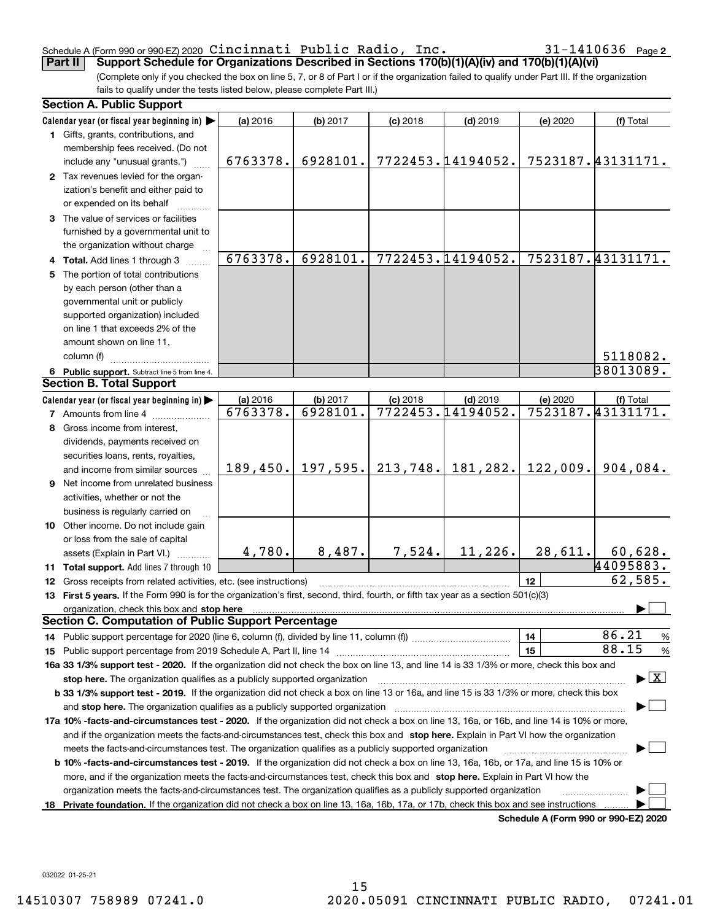Schedule A (Form 990 or 990-EZ) 2020 Cincinnati Public Radio, Inc. 31-1410636 Page 2

**Part II** **Support Schedule for Organizations Described in Sections 170(b)(1)(A)(iv) and 170(b)(1)(A)(vi)**

(Complete only if you checked the box on line 5, 7, or 8 of Part I or if the organization failed to qualify under Part III. If the organization fails to qualify under the tests listed below, please complete Part III.)

**Section A. Public Support**

| Calendar year (or fiscal year beginning in) ▶ | (a) 2016 | (b) 2017 | (c) 2018 | (d) 2019 | (e) 2020 | (f) Total |
|---|---|---|---|---|---|---|
| **1** Gifts, grants, contributions, and membership fees received. (Do not include any "unusual grants.") | 6763378. | 6928101. | 7722453. | 14194052. | 7523187. | 43131171. |
| **2** Tax revenues levied for the organization's benefit and either paid to or expended on its behalf | | | | | | |
| **3** The value of services or facilities furnished by a governmental unit to the organization without charge | | | | | | |
| **4 Total.** Add lines 1 through 3 | 6763378. | 6928101. | 7722453. | 14194052. | 7523187. | 43131171. |
| **5** The portion of total contributions by each person (other than a governmental unit or publicly supported organization) included on line 1 that exceeds 2% of the amount shown on line 11, column (f) | | | | | | 5118082. |
| **6 Public support.** Subtract line 5 from line 4. | | | | | | 38013089. |

**Section B. Total Support**

| Calendar year (or fiscal year beginning in) ▶ | (a) 2016 | (b) 2017 | (c) 2018 | (d) 2019 | (e) 2020 | (f) Total |
|---|---|---|---|---|---|---|
| **7** Amounts from line 4 | 6763378. | 6928101. | 7722453. | 14194052. | 7523187. | 43131171. |
| **8** Gross income from interest, dividends, payments received on securities loans, rents, royalties, and income from similar sources | 189,450. | 197,595. | 213,748. | 181,282. | 122,009. | 904,084. |
| **9** Net income from unrelated business activities, whether or not the business is regularly carried on | | | | | | |
| **10** Other income. Do not include gain or loss from the sale of capital assets (Explain in Part VI.) | 4,780. | 8,487. | 7,524. | 11,226. | 28,611. | 60,628. |
| **11 Total support.** Add lines 7 through 10 | | | | | | 44095883. |
| **12** Gross receipts from related activities, etc. (see instructions) | | | | | 12 | 62,585. |

**13 First 5 years.** If the Form 990 is for the organization's first, second, third, fourth, or fifth tax year as a section 501(c)(3) organization, check this box and **stop here** ▶ ☐

**Section C. Computation of Public Support Percentage**

| | | |
|---|---|---|
| **14** Public support percentage for 2020 (line 6, column (f), divided by line 11, column (f)) | 14 | 86.21 % |
| **15** Public support percentage from 2019 Schedule A, Part II, line 14 | 15 | 88.15 % |

**16a 33 1/3% support test - 2020.** If the organization did not check the box on line 13, and line 14 is 33 1/3% or more, check this box and **stop here.** The organization qualifies as a publicly supported organization ▶ ☒

**b 33 1/3% support test - 2019.** If the organization did not check a box on line 13 or 16a, and line 15 is 33 1/3% or more, check this box and **stop here.** The organization qualifies as a publicly supported organization ▶ ☐

**17a 10% -facts-and-circumstances test - 2020.** If the organization did not check a box on line 13, 16a, or 16b, and line 14 is 10% or more, and if the organization meets the facts-and-circumstances test, check this box and **stop here.** Explain in Part VI how the organization meets the facts-and-circumstances test. The organization qualifies as a publicly supported organization ▶ ☐

**b 10% -facts-and-circumstances test - 2019.** If the organization did not check a box on line 13, 16a, 16b, or 17a, and line 15 is 10% or more, and if the organization meets the facts-and-circumstances test, check this box and **stop here.** Explain in Part VI how the organization meets the facts-and-circumstances test. The organization qualifies as a publicly supported organization ▶ ☐

**18 Private foundation.** If the organization did not check a box on line 13, 16a, 16b, 17a, or 17b, check this box and see instructions ▶ ☐

**Schedule A (Form 990 or 990-EZ) 2020**

032022 01-25-21

14510307 758989 07241.0 2020.05091 CINCINNATI PUBLIC RADIO, 07241.01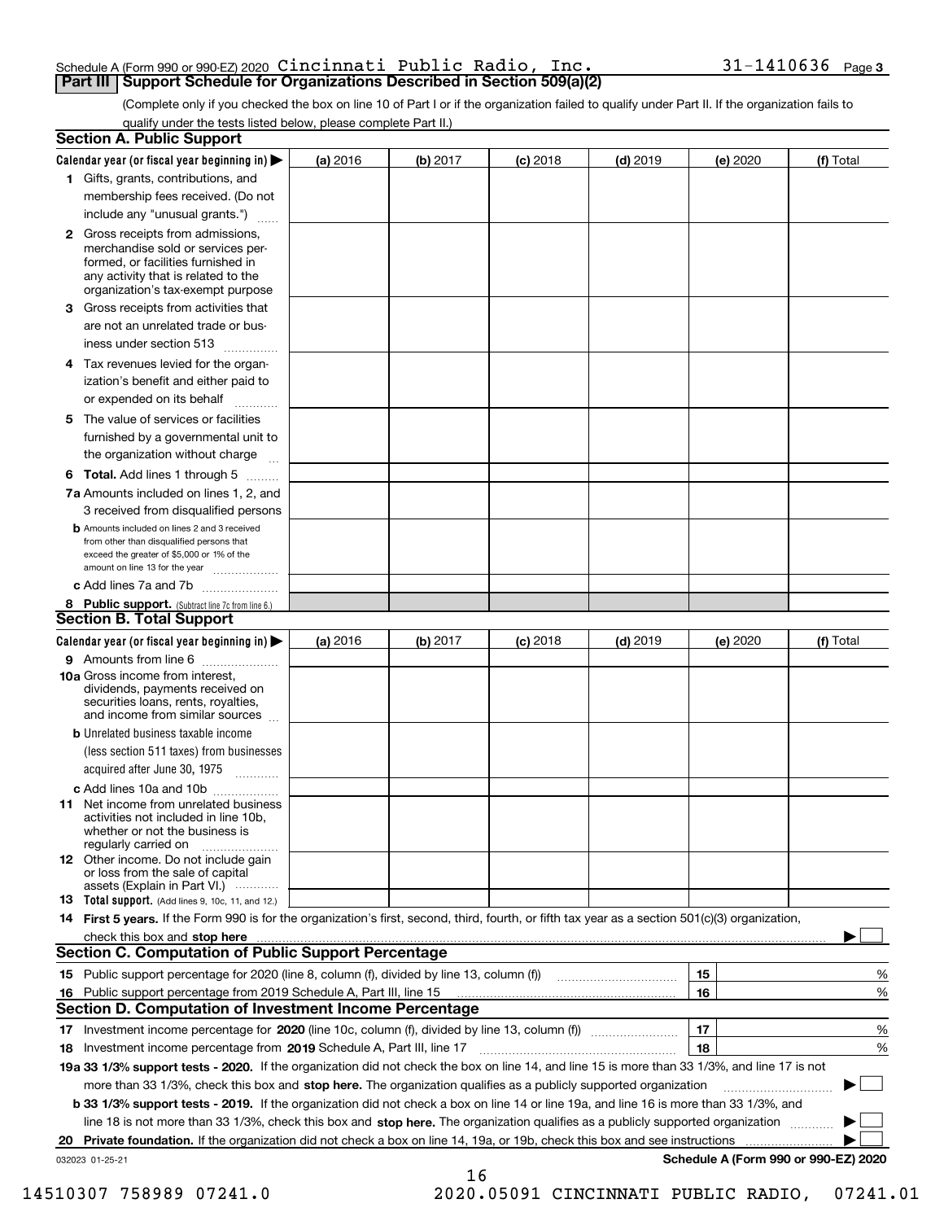Schedule A (Form 990 or 990-EZ) 2020 Cincinnati Public Radio, Inc. 31-1410636 Page 3

## Part III Support Schedule for Organizations Described in Section 509(a)(2)

(Complete only if you checked the box on line 10 of Part I or if the organization failed to qualify under Part II. If the organization fails to qualify under the tests listed below, please complete Part II.)

### Section A. Public Support

| Calendar year (or fiscal year beginning in) ▶ | (a) 2016 | (b) 2017 | (c) 2018 | (d) 2019 | (e) 2020 | (f) Total |
|---|---|---|---|---|---|---|
| 1 Gifts, grants, contributions, and membership fees received. (Do not include any "unusual grants.") | | | | | | |
| 2 Gross receipts from admissions, merchandise sold or services performed, or facilities furnished in any activity that is related to the organization's tax-exempt purpose | | | | | | |
| 3 Gross receipts from activities that are not an unrelated trade or business under section 513 | | | | | | |
| 4 Tax revenues levied for the organization's benefit and either paid to or expended on its behalf | | | | | | |
| 5 The value of services or facilities furnished by a governmental unit to the organization without charge | | | | | | |
| 6 Total. Add lines 1 through 5 | | | | | | |
| 7a Amounts included on lines 1, 2, and 3 received from disqualified persons | | | | | | |
| b Amounts included on lines 2 and 3 received from other than disqualified persons that exceed the greater of $5,000 or 1% of the amount on line 13 for the year | | | | | | |
| c Add lines 7a and 7b | | | | | | |
| 8 Public support. (Subtract line 7c from line 6.) | | | | | | |

### Section B. Total Support

| Calendar year (or fiscal year beginning in) ▶ | (a) 2016 | (b) 2017 | (c) 2018 | (d) 2019 | (e) 2020 | (f) Total |
|---|---|---|---|---|---|---|
| 9 Amounts from line 6 | | | | | | |
| 10a Gross income from interest, dividends, payments received on securities loans, rents, royalties, and income from similar sources | | | | | | |
| b Unrelated business taxable income (less section 511 taxes) from businesses acquired after June 30, 1975 | | | | | | |
| c Add lines 10a and 10b | | | | | | |
| 11 Net income from unrelated business activities not included in line 10b, whether or not the business is regularly carried on | | | | | | |
| 12 Other income. Do not include gain or loss from the sale of capital assets (Explain in Part VI.) | | | | | | |
| 13 Total support. (Add lines 9, 10c, 11, and 12.) | | | | | | |

14 **First 5 years.** If the Form 990 is for the organization's first, second, third, fourth, or fifth tax year as a section 501(c)(3) organization, check this box and **stop here** ▶ ☐

### Section C. Computation of Public Support Percentage

| | | | |
|---|---|---|---|
| 15 | Public support percentage for 2020 (line 8, column (f), divided by line 13, column (f)) | 15 | % |
| 16 | Public support percentage from 2019 Schedule A, Part III, line 15 | 16 | % |

### Section D. Computation of Investment Income Percentage

| | | | |
|---|---|---|---|
| 17 | Investment income percentage for **2020** (line 10c, column (f), divided by line 13, column (f)) | 17 | % |
| 18 | Investment income percentage from **2019** Schedule A, Part III, line 17 | 18 | % |

**19a 33 1/3% support tests - 2020.** If the organization did not check the box on line 14, and line 15 is more than 33 1/3%, and line 17 is not more than 33 1/3%, check this box and **stop here.** The organization qualifies as a publicly supported organization ▶ ☐

**b 33 1/3% support tests - 2019.** If the organization did not check a box on line 14 or line 19a, and line 16 is more than 33 1/3%, and line 18 is not more than 33 1/3%, check this box and **stop here.** The organization qualifies as a publicly supported organization ▶ ☐

**20 Private foundation.** If the organization did not check a box on line 14, 19a, or 19b, check this box and see instructions ▶ ☐

032023 01-25-21 **Schedule A (Form 990 or 990-EZ) 2020**

14510307 758989 07241.0 2020.05091 CINCINNATI PUBLIC RADIO, 07241.01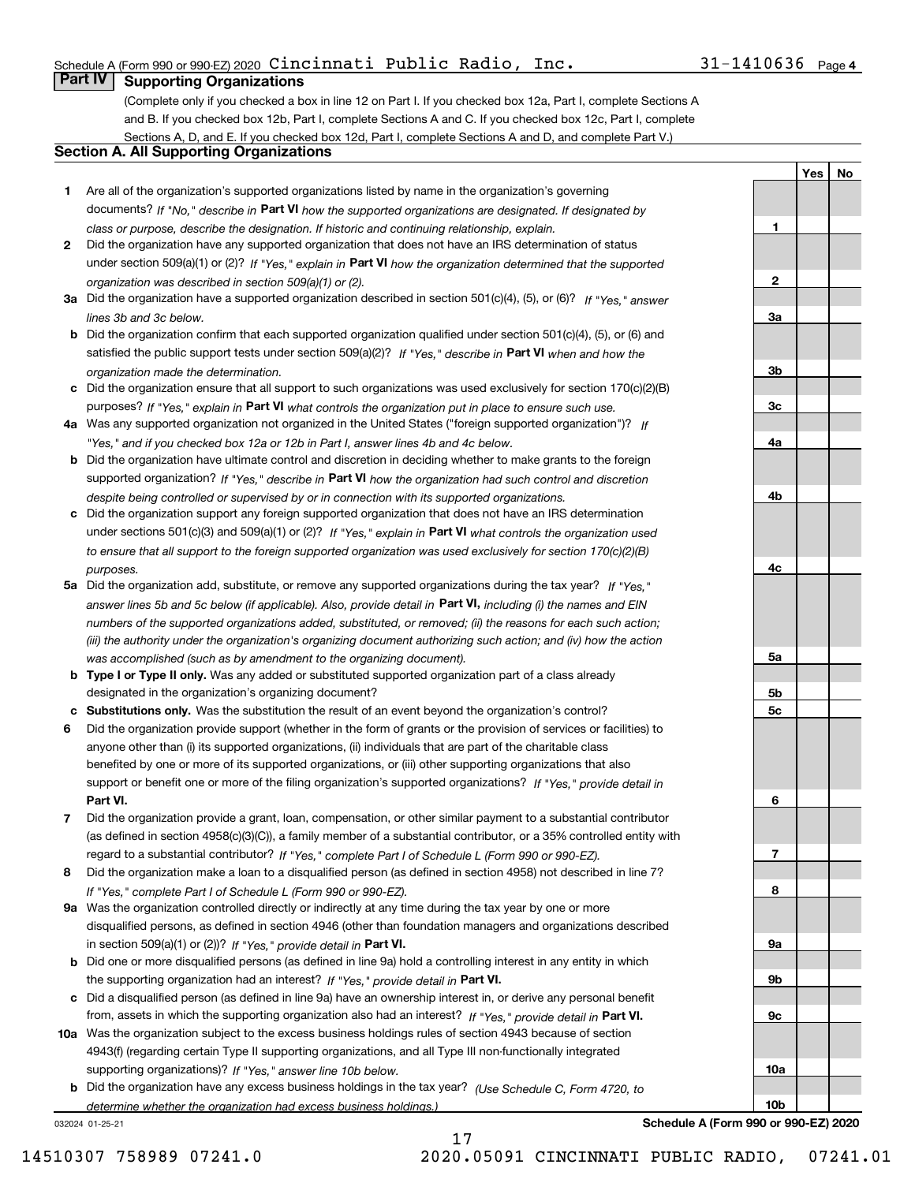Schedule A (Form 990 or 990-EZ) 2020 Cincinnati Public Radio, Inc. 31-1410636

## Part IV Supporting Organizations

(Complete only if you checked a box in line 12 on Part I. If you checked box 12a, Part I, complete Sections A and B. If you checked box 12b, Part I, complete Sections A and C. If you checked box 12c, Part I, complete Sections A, D, and E. If you checked box 12d, Part I, complete Sections A and D, and complete Part V.)

### Section A. All Supporting Organizations

| | | | Yes | No |
|---|---|---|---|---|
| **1** | Are all of the organization's supported organizations listed by name in the organization's governing documents? *If "No," describe in* **Part VI** *how the supported organizations are designated. If designated by class or purpose, describe the designation. If historic and continuing relationship, explain.* | 1 | | |
| **2** | Did the organization have any supported organization that does not have an IRS determination of status under section 509(a)(1) or (2)? *If "Yes," explain in* **Part VI** *how the organization determined that the supported organization was described in section 509(a)(1) or (2).* | 2 | | |
| **3a** | Did the organization have a supported organization described in section 501(c)(4), (5), or (6)? *If "Yes," answer lines 3b and 3c below.* | 3a | | |
| **b** | Did the organization confirm that each supported organization qualified under section 501(c)(4), (5), or (6) and satisfied the public support tests under section 509(a)(2)? *If "Yes," describe in* **Part VI** *when and how the organization made the determination.* | 3b | | |
| **c** | Did the organization ensure that all support to such organizations was used exclusively for section 170(c)(2)(B) purposes? *If "Yes," explain in* **Part VI** *what controls the organization put in place to ensure such use.* | 3c | | |
| **4a** | Was any supported organization not organized in the United States ("foreign supported organization")? *If "Yes," and if you checked box 12a or 12b in Part I, answer lines 4b and 4c below.* | 4a | | |
| **b** | Did the organization have ultimate control and discretion in deciding whether to make grants to the foreign supported organization? *If "Yes," describe in* **Part VI** *how the organization had such control and discretion despite being controlled or supervised by or in connection with its supported organizations.* | 4b | | |
| **c** | Did the organization support any foreign supported organization that does not have an IRS determination under sections 501(c)(3) and 509(a)(1) or (2)? *If "Yes," explain in* **Part VI** *what controls the organization used to ensure that all support to the foreign supported organization was used exclusively for section 170(c)(2)(B) purposes.* | 4c | | |
| **5a** | Did the organization add, substitute, or remove any supported organizations during the tax year? *If "Yes," answer lines 5b and 5c below (if applicable). Also, provide detail in* **Part VI,** *including (i) the names and EIN numbers of the supported organizations added, substituted, or removed; (ii) the reasons for each such action; (iii) the authority under the organization's organizing document authorizing such action; and (iv) how the action was accomplished (such as by amendment to the organizing document).* | 5a | | |
| **b** | **Type I or Type II only.** Was any added or substituted supported organization part of a class already designated in the organization's organizing document? | 5b | | |
| **c** | **Substitutions only.** Was the substitution the result of an event beyond the organization's control? | 5c | | |
| **6** | Did the organization provide support (whether in the form of grants or the provision of services or facilities) to anyone other than (i) its supported organizations, (ii) individuals that are part of the charitable class benefited by one or more of its supported organizations, or (iii) other supporting organizations that also support or benefit one or more of the filing organization's supported organizations? *If "Yes," provide detail in* **Part VI.** | 6 | | |
| **7** | Did the organization provide a grant, loan, compensation, or other similar payment to a substantial contributor (as defined in section 4958(c)(3)(C)), a family member of a substantial contributor, or a 35% controlled entity with regard to a substantial contributor? *If "Yes," complete Part I of Schedule L (Form 990 or 990-EZ).* | 7 | | |
| **8** | Did the organization make a loan to a disqualified person (as defined in section 4958) not described in line 7? *If "Yes," complete Part I of Schedule L (Form 990 or 990-EZ).* | 8 | | |
| **9a** | Was the organization controlled directly or indirectly at any time during the tax year by one or more disqualified persons, as defined in section 4946 (other than foundation managers and organizations described in section 509(a)(1) or (2))? *If "Yes," provide detail in* **Part VI.** | 9a | | |
| **b** | Did one or more disqualified persons (as defined in line 9a) hold a controlling interest in any entity in which the supporting organization had an interest? *If "Yes," provide detail in* **Part VI.** | 9b | | |
| **c** | Did a disqualified person (as defined in line 9a) have an ownership interest in, or derive any personal benefit from, assets in which the supporting organization also had an interest? *If "Yes," provide detail in* **Part VI.** | 9c | | |
| **10a** | Was the organization subject to the excess business holdings rules of section 4943 because of section 4943(f) (regarding certain Type II supporting organizations, and all Type III non-functionally integrated supporting organizations)? *If "Yes," answer line 10b below.* | 10a | | |
| **b** | Did the organization have any excess business holdings in the tax year? *(Use Schedule C, Form 4720, to determine whether the organization had excess business holdings.)* | 10b | | |

032024 01-25-21 **Schedule A (Form 990 or 990-EZ) 2020**

14510307 758989 07241.0 2020.05091 CINCINNATI PUBLIC RADIO, 07241.01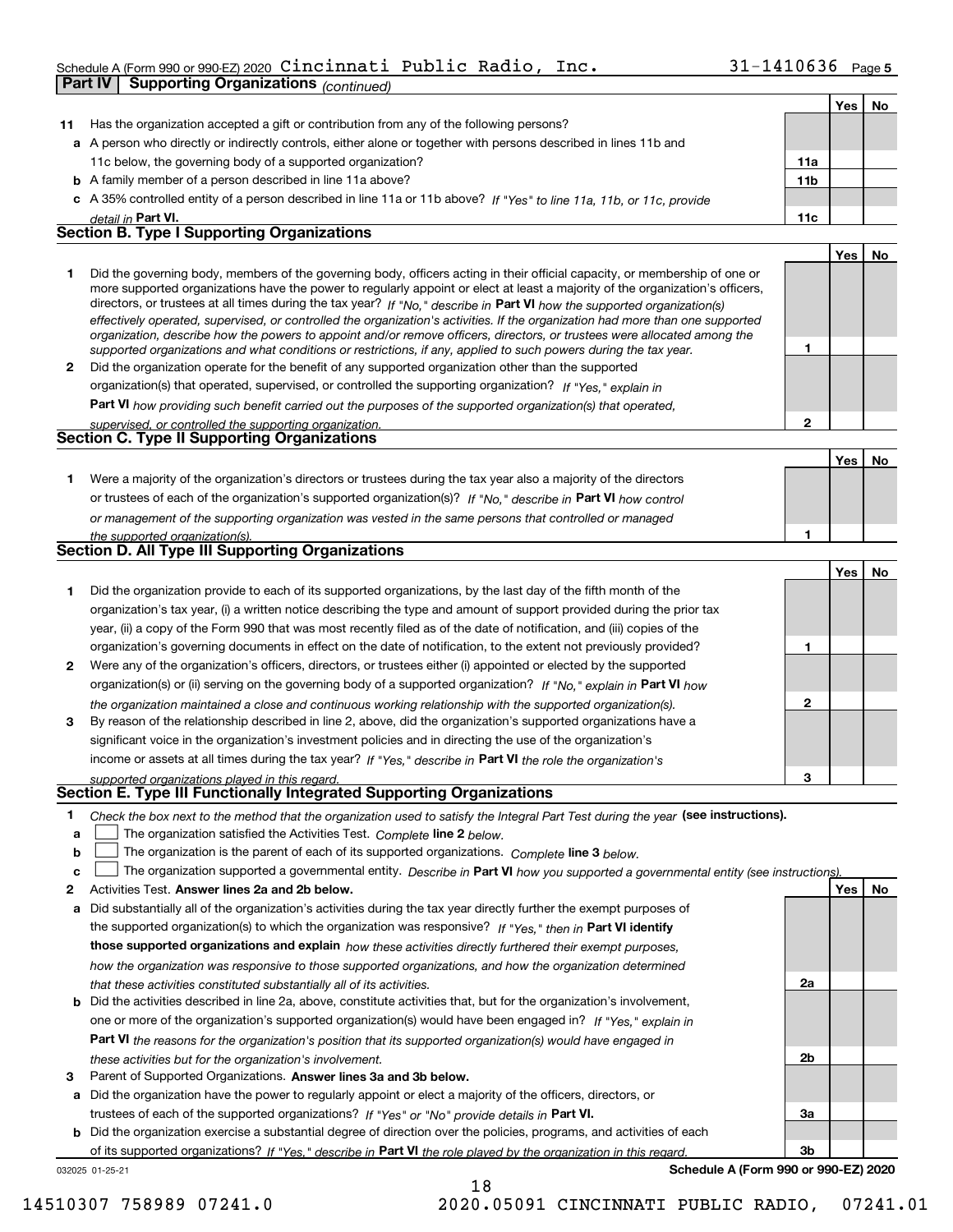Schedule A (Form 990 or 990-EZ) 2020 Cincinnati Public Radio, Inc. 31-1410636 Page **5**

**Part IV Supporting Organizations** *(continued)*

| | | | Yes | No |
|---|---|---|---|---|
| **11** | Has the organization accepted a gift or contribution from any of the following persons? | | | |
| **a** | A person who directly or indirectly controls, either alone or together with persons described in lines 11b and 11c below, the governing body of a supported organization? | **11a** | | |
| **b** | A family member of a person described in line 11a above? | **11b** | | |
| **c** | A 35% controlled entity of a person described in line 11a or 11b above? *If "Yes" to line 11a, 11b, or 11c, provide detail in* **Part VI.** | **11c** | | |

## Section B. Type I Supporting Organizations

| | | | Yes | No |
|---|---|---|---|---|
| **1** | Did the governing body, members of the governing body, officers acting in their official capacity, or membership of one or more supported organizations have the power to regularly appoint or elect at least a majority of the organization's officers, directors, or trustees at all times during the tax year? *If "No," describe in* **Part VI** *how the supported organization(s) effectively operated, supervised, or controlled the organization's activities. If the organization had more than one supported organization, describe how the powers to appoint and/or remove officers, directors, or trustees were allocated among the supported organizations and what conditions or restrictions, if any, applied to such powers during the tax year.* | **1** | | |
| **2** | Did the organization operate for the benefit of any supported organization other than the supported organization(s) that operated, supervised, or controlled the supporting organization? *If "Yes," explain in* **Part VI** *how providing such benefit carried out the purposes of the supported organization(s) that operated, supervised, or controlled the supporting organization.* | **2** | | |

## Section C. Type II Supporting Organizations

| | | | Yes | No |
|---|---|---|---|---|
| **1** | Were a majority of the organization's directors or trustees during the tax year also a majority of the directors or trustees of each of the organization's supported organization(s)? *If "No," describe in* **Part VI** *how control or management of the supporting organization was vested in the same persons that controlled or managed the supported organization(s).* | **1** | | |

## Section D. All Type III Supporting Organizations

| | | | Yes | No |
|---|---|---|---|---|
| **1** | Did the organization provide to each of its supported organizations, by the last day of the fifth month of the organization's tax year, (i) a written notice describing the type and amount of support provided during the prior tax year, (ii) a copy of the Form 990 that was most recently filed as of the date of notification, and (iii) copies of the organization's governing documents in effect on the date of notification, to the extent not previously provided? | **1** | | |
| **2** | Were any of the organization's officers, directors, or trustees either (i) appointed or elected by the supported organization(s) or (ii) serving on the governing body of a supported organization? *If "No," explain in* **Part VI** *how the organization maintained a close and continuous working relationship with the supported organization(s).* | **2** | | |
| **3** | By reason of the relationship described in line 2, above, did the organization's supported organizations have a significant voice in the organization's investment policies and in directing the use of the organization's income or assets at all times during the tax year? *If "Yes," describe in* **Part VI** *the role the organization's supported organizations played in this regard.* | **3** | | |

## Section E. Type III Functionally Integrated Supporting Organizations

**1** *Check the box next to the method that the organization used to satisfy the Integral Part Test during the year* **(see instructions).**

- **a** ☐ The organization satisfied the Activities Test. *Complete* **line 2** *below.*
- **b** ☐ The organization is the parent of each of its supported organizations. *Complete* **line 3** *below.*
- **c** ☐ The organization supported a governmental entity. *Describe in* **Part VI** *how you supported a governmental entity (see instructions).*

| | | | Yes | No |
|---|---|---|---|---|
| **2** | Activities Test. **Answer lines 2a and 2b below.** | | | |
| **a** | Did substantially all of the organization's activities during the tax year directly further the exempt purposes of the supported organization(s) to which the organization was responsive? *If "Yes," then in* **Part VI identify those supported organizations and explain** *how these activities directly furthered their exempt purposes, how the organization was responsive to those supported organizations, and how the organization determined that these activities constituted substantially all of its activities.* | **2a** | | |
| **b** | Did the activities described in line 2a, above, constitute activities that, but for the organization's involvement, one or more of the organization's supported organization(s) would have been engaged in? *If "Yes," explain in* **Part VI** *the reasons for the organization's position that its supported organization(s) would have engaged in these activities but for the organization's involvement.* | **2b** | | |
| **3** | Parent of Supported Organizations. **Answer lines 3a and 3b below.** | | | |
| **a** | Did the organization have the power to regularly appoint or elect a majority of the officers, directors, or trustees of each of the supported organizations? *If "Yes" or "No" provide details in* **Part VI.** | **3a** | | |
| **b** | Did the organization exercise a substantial degree of direction over the policies, programs, and activities of each of its supported organizations? *If "Yes," describe in* **Part VI** *the role played by the organization in this regard.* | **3b** | | |

032025 01-25-21 **Schedule A (Form 990 or 990-EZ) 2020**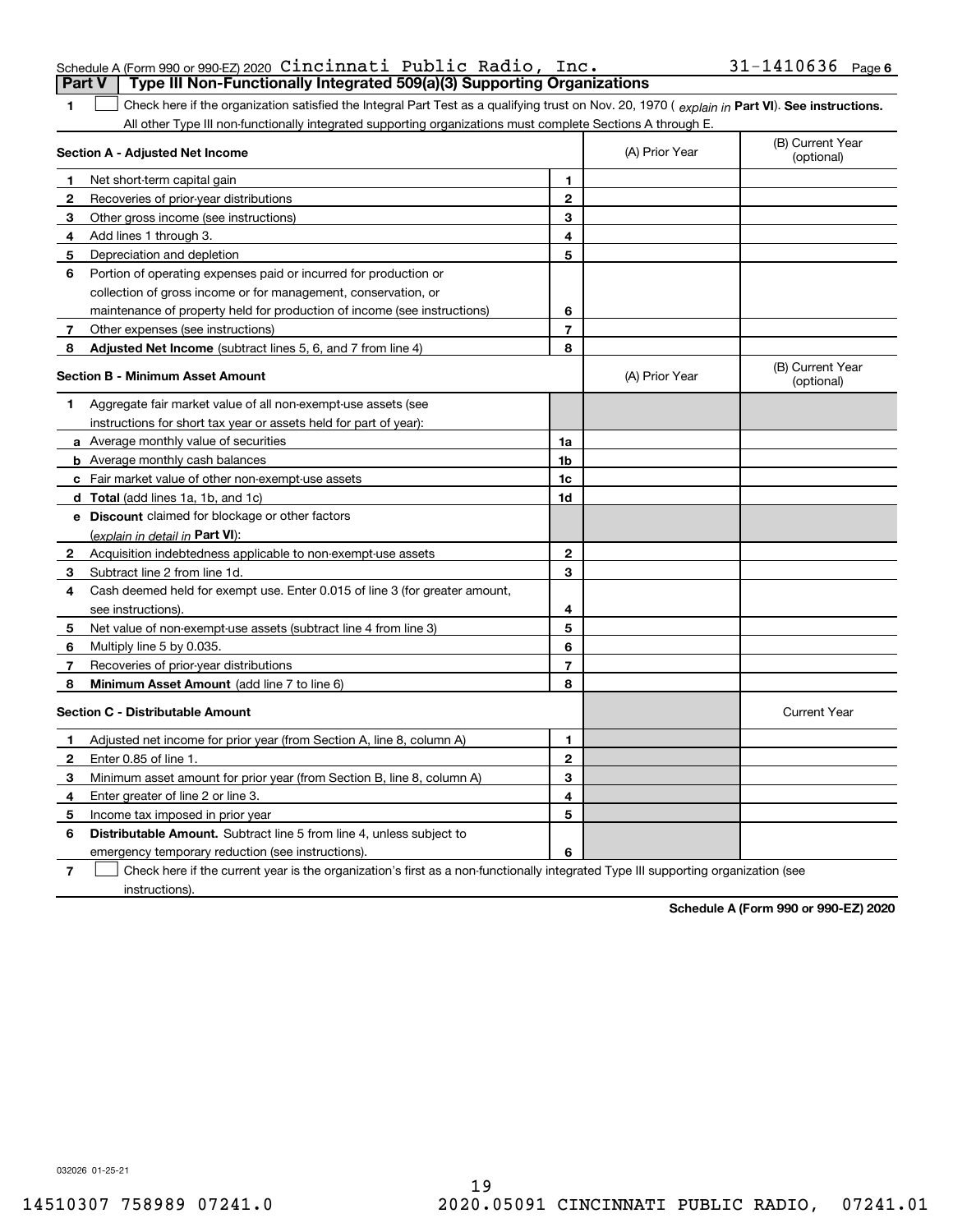Schedule A (Form 990 or 990-EZ) 2020 Cincinnati Public Radio, Inc. 31-1410636 Page 6

## Part V Type III Non-Functionally Integrated 509(a)(3) Supporting Organizations

**1** ☐ Check here if the organization satisfied the Integral Part Test as a qualifying trust on Nov. 20, 1970 ( *explain in* **Part VI**). **See instructions.** All other Type III non-functionally integrated supporting organizations must complete Sections A through E.

| **Section A - Adjusted Net Income** | | (A) Prior Year | (B) Current Year (optional) |
|---|---|---|---|
| **1** Net short-term capital gain | **1** | | |
| **2** Recoveries of prior-year distributions | **2** | | |
| **3** Other gross income (see instructions) | **3** | | |
| **4** Add lines 1 through 3. | **4** | | |
| **5** Depreciation and depletion | **5** | | |
| **6** Portion of operating expenses paid or incurred for production or collection of gross income or for management, conservation, or maintenance of property held for production of income (see instructions) | **6** | | |
| **7** Other expenses (see instructions) | **7** | | |
| **8** **Adjusted Net Income** (subtract lines 5, 6, and 7 from line 4) | **8** | | |

| **Section B - Minimum Asset Amount** | | (A) Prior Year | (B) Current Year (optional) |
|---|---|---|---|
| **1** Aggregate fair market value of all non-exempt-use assets (see instructions for short tax year or assets held for part of year): | | | |
| **a** Average monthly value of securities | **1a** | | |
| **b** Average monthly cash balances | **1b** | | |
| **c** Fair market value of other non-exempt-use assets | **1c** | | |
| **d** **Total** (add lines 1a, 1b, and 1c) | **1d** | | |
| **e** **Discount** claimed for blockage or other factors (*explain in detail in* **Part VI**): | | | |
| **2** Acquisition indebtedness applicable to non-exempt-use assets | **2** | | |
| **3** Subtract line 2 from line 1d. | **3** | | |
| **4** Cash deemed held for exempt use. Enter 0.015 of line 3 (for greater amount, see instructions). | **4** | | |
| **5** Net value of non-exempt-use assets (subtract line 4 from line 3) | **5** | | |
| **6** Multiply line 5 by 0.035. | **6** | | |
| **7** Recoveries of prior-year distributions | **7** | | |
| **8** **Minimum Asset Amount** (add line 7 to line 6) | **8** | | |

| **Section C - Distributable Amount** | | | Current Year |
|---|---|---|---|
| **1** Adjusted net income for prior year (from Section A, line 8, column A) | **1** | | |
| **2** Enter 0.85 of line 1. | **2** | | |
| **3** Minimum asset amount for prior year (from Section B, line 8, column A) | **3** | | |
| **4** Enter greater of line 2 or line 3. | **4** | | |
| **5** Income tax imposed in prior year | **5** | | |
| **6** **Distributable Amount.** Subtract line 5 from line 4, unless subject to emergency temporary reduction (see instructions). | **6** | | |

**7** ☐ Check here if the current year is the organization's first as a non-functionally integrated Type III supporting organization (see instructions).

**Schedule A (Form 990 or 990-EZ) 2020**

032026 01-25-21

14510307 758989 07241.0 2020.05091 CINCINNATI PUBLIC RADIO, 07241.01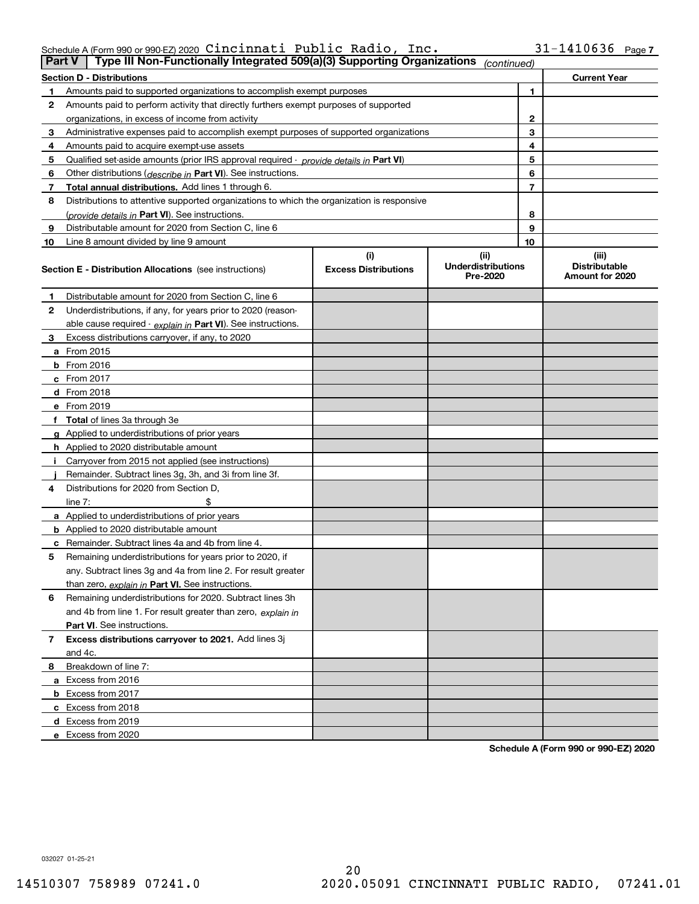Schedule A (Form 990 or 990-EZ) 2020 Cincinnati Public Radio, Inc. 31-1410636 Page 7

**Part V | Type III Non-Functionally Integrated 509(a)(3) Supporting Organizations** *(continued)*

| Section D - Distributions | | | Current Year |
|---|---|---|---|
| 1 | Amounts paid to supported organizations to accomplish exempt purposes | 1 | |
| 2 | Amounts paid to perform activity that directly furthers exempt purposes of supported organizations, in excess of income from activity | 2 | |
| 3 | Administrative expenses paid to accomplish exempt purposes of supported organizations | 3 | |
| 4 | Amounts paid to acquire exempt-use assets | 4 | |
| 5 | Qualified set-aside amounts (prior IRS approval required - *provide details in* **Part VI**) | 5 | |
| 6 | Other distributions (*describe in* **Part VI**). See instructions. | 6 | |
| 7 | **Total annual distributions.** Add lines 1 through 6. | 7 | |
| 8 | Distributions to attentive supported organizations to which the organization is responsive (*provide details in* **Part VI**). See instructions. | 8 | |
| 9 | Distributable amount for 2020 from Section C, line 6 | 9 | |
| 10 | Line 8 amount divided by line 9 amount | 10 | |

| | **Section E - Distribution Allocations** (see instructions) | (i) Excess Distributions | (ii) Underdistributions Pre-2020 | (iii) Distributable Amount for 2020 |
|---|---|---|---|---|
| 1 | Distributable amount for 2020 from Section C, line 6 | | | |
| 2 | Underdistributions, if any, for years prior to 2020 (reasonable cause required - *explain in* **Part VI**). See instructions. | | | |
| 3 | Excess distributions carryover, if any, to 2020 | | | |
| a | From 2015 | | | |
| b | From 2016 | | | |
| c | From 2017 | | | |
| d | From 2018 | | | |
| e | From 2019 | | | |
| f | **Total** of lines 3a through 3e | | | |
| g | Applied to underdistributions of prior years | | | |
| h | Applied to 2020 distributable amount | | | |
| i | Carryover from 2015 not applied (see instructions) | | | |
| j | Remainder. Subtract lines 3g, 3h, and 3i from line 3f. | | | |
| 4 | Distributions for 2020 from Section D, line 7: $ | | | |
| a | Applied to underdistributions of prior years | | | |
| b | Applied to 2020 distributable amount | | | |
| c | Remainder. Subtract lines 4a and 4b from line 4. | | | |
| 5 | Remaining underdistributions for years prior to 2020, if any. Subtract lines 3g and 4a from line 2. For result greater than zero, *explain in* **Part VI.** See instructions. | | | |
| 6 | Remaining underdistributions for 2020. Subtract lines 3h and 4b from line 1. For result greater than zero, *explain in* **Part VI**. See instructions. | | | |
| 7 | **Excess distributions carryover to 2021.** Add lines 3j and 4c. | | | |
| 8 | Breakdown of line 7: | | | |
| a | Excess from 2016 | | | |
| b | Excess from 2017 | | | |
| c | Excess from 2018 | | | |
| d | Excess from 2019 | | | |
| e | Excess from 2020 | | | |

**Schedule A (Form 990 or 990-EZ) 2020**

032027 01-25-21

14510307 758989 07241.0 2020.05091 CINCINNATI PUBLIC RADIO, 07241.01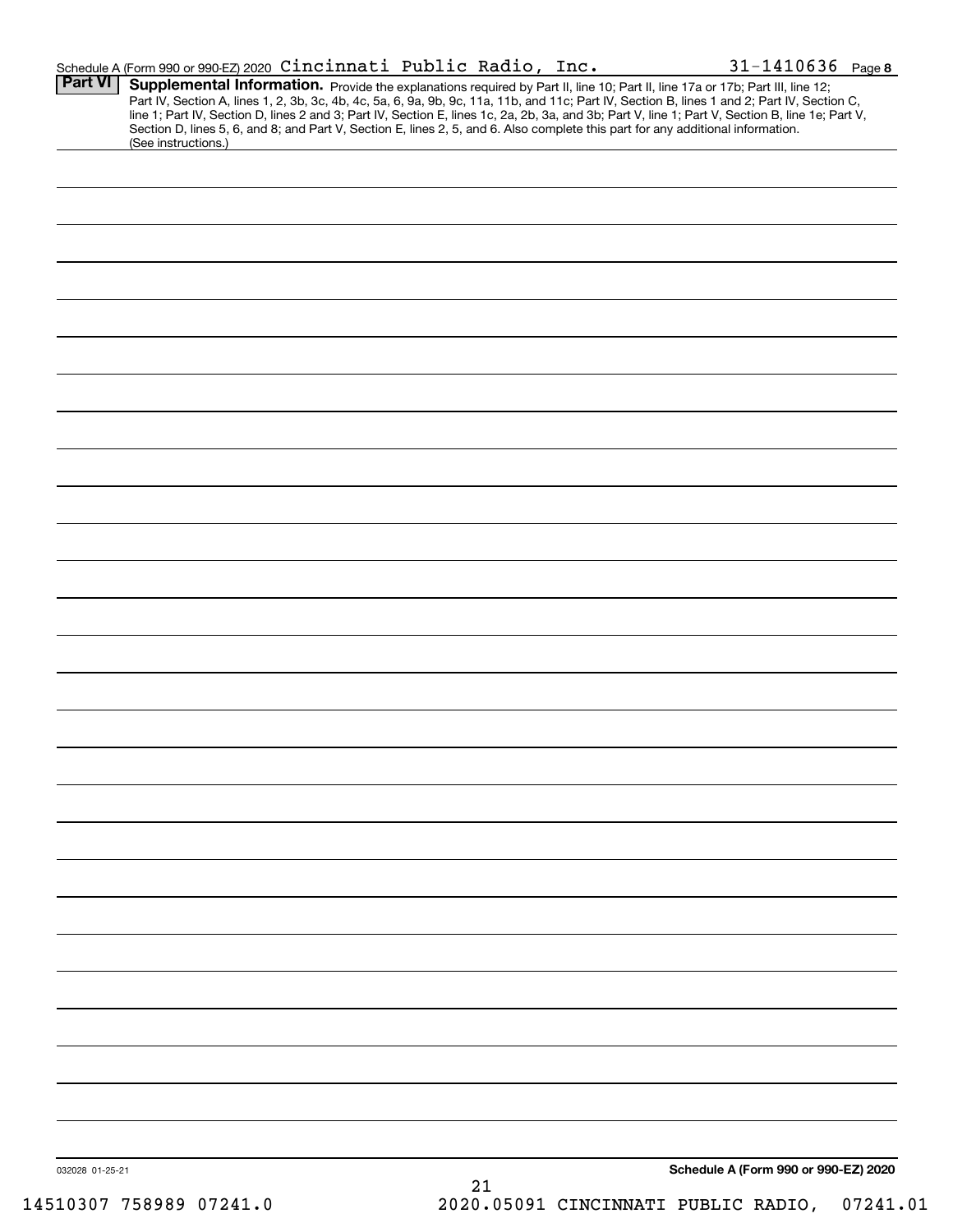Schedule A (Form 990 or 990-EZ) 2020 Cincinnati Public Radio, Inc. 31-1410636 Page **8**

**Part VI** **Supplemental Information.** Provide the explanations required by Part II, line 10; Part II, line 17a or 17b; Part III, line 12; Part IV, Section A, lines 1, 2, 3b, 3c, 4b, 4c, 5a, 6, 9a, 9b, 9c, 11a, 11b, and 11c; Part IV, Section B, lines 1 and 2; Part IV, Section C, line 1; Part IV, Section D, lines 2 and 3; Part IV, Section E, lines 1c, 2a, 2b, 3a, and 3b; Part V, line 1; Part V, Section B, line 1e; Part V, Section D, lines 5, 6, and 8; and Part V, Section E, lines 2, 5, and 6. Also complete this part for any additional information. (See instructions.)

032028 01-25-21 **Schedule A (Form 990 or 990-EZ) 2020**

14510307 758989 07241.0 2020.05091 CINCINNATI PUBLIC RADIO, 07241.01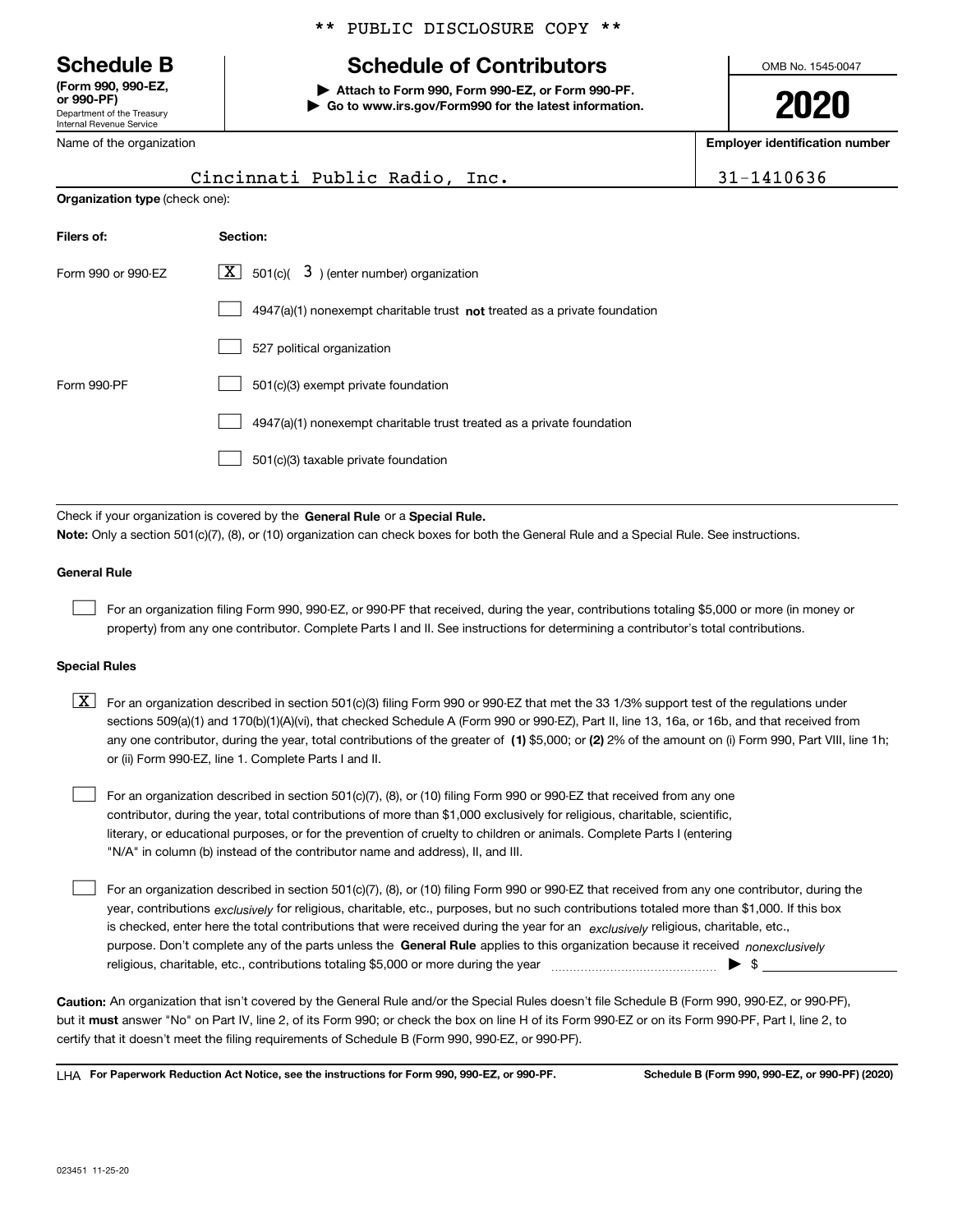** PUBLIC DISCLOSURE COPY **

**Schedule B**
**(Form 990, 990-EZ, or 990-PF)**
Department of the Treasury
Internal Revenue Service

# Schedule of Contributors

▶ **Attach to Form 990, Form 990-EZ, or Form 990-PF.**
▶ **Go to www.irs.gov/Form990 for the latest information.**

OMB No. 1545-0047

**2020**

| Name of the organization | Employer identification number |
| --- | --- |
| Cincinnati Public Radio, Inc. | 31-1410636 |

**Organization type** (check one):

| Filers of: | Section: |
| --- | --- |
| Form 990 or 990-EZ | [X] 501(c)( 3 ) (enter number) organization |
| | [ ] 4947(a)(1) nonexempt charitable trust **not** treated as a private foundation |
| | [ ] 527 political organization |
| Form 990-PF | [ ] 501(c)(3) exempt private foundation |
| | [ ] 4947(a)(1) nonexempt charitable trust treated as a private foundation |
| | [ ] 501(c)(3) taxable private foundation |

Check if your organization is covered by the **General Rule** or a **Special Rule.**

**Note:** Only a section 501(c)(7), (8), or (10) organization can check boxes for both the General Rule and a Special Rule. See instructions.

**General Rule**

[ ] For an organization filing Form 990, 990-EZ, or 990-PF that received, during the year, contributions totaling $5,000 or more (in money or property) from any one contributor. Complete Parts I and II. See instructions for determining a contributor's total contributions.

**Special Rules**

[X] For an organization described in section 501(c)(3) filing Form 990 or 990-EZ that met the 33 1/3% support test of the regulations under sections 509(a)(1) and 170(b)(1)(A)(vi), that checked Schedule A (Form 990 or 990-EZ), Part II, line 13, 16a, or 16b, and that received from any one contributor, during the year, total contributions of the greater of **(1)** $5,000; or **(2)** 2% of the amount on (i) Form 990, Part VIII, line 1h; or (ii) Form 990-EZ, line 1. Complete Parts I and II.

[ ] For an organization described in section 501(c)(7), (8), or (10) filing Form 990 or 990-EZ that received from any one contributor, during the year, total contributions of more than $1,000 exclusively for religious, charitable, scientific, literary, or educational purposes, or for the prevention of cruelty to children or animals. Complete Parts I (entering "N/A" in column (b) instead of the contributor name and address), II, and III.

[ ] For an organization described in section 501(c)(7), (8), or (10) filing Form 990 or 990-EZ that received from any one contributor, during the year, contributions *exclusively* for religious, charitable, etc., purposes, but no such contributions totaled more than $1,000. If this box is checked, enter here the total contributions that were received during the year for an *exclusively* religious, charitable, etc., purpose. Don't complete any of the parts unless the **General Rule** applies to this organization because it received *nonexclusively* religious, charitable, etc., contributions totaling $5,000 or more during the year ▶ $

**Caution:** An organization that isn't covered by the General Rule and/or the Special Rules doesn't file Schedule B (Form 990, 990-EZ, or 990-PF), but it **must** answer "No" on Part IV, line 2, of its Form 990; or check the box on line H of its Form 990-EZ or on its Form 990-PF, Part I, line 2, to certify that it doesn't meet the filing requirements of Schedule B (Form 990, 990-EZ, or 990-PF).

LHA **For Paperwork Reduction Act Notice, see the instructions for Form 990, 990-EZ, or 990-PF.** **Schedule B (Form 990, 990-EZ, or 990-PF) (2020)**

023451 11-25-20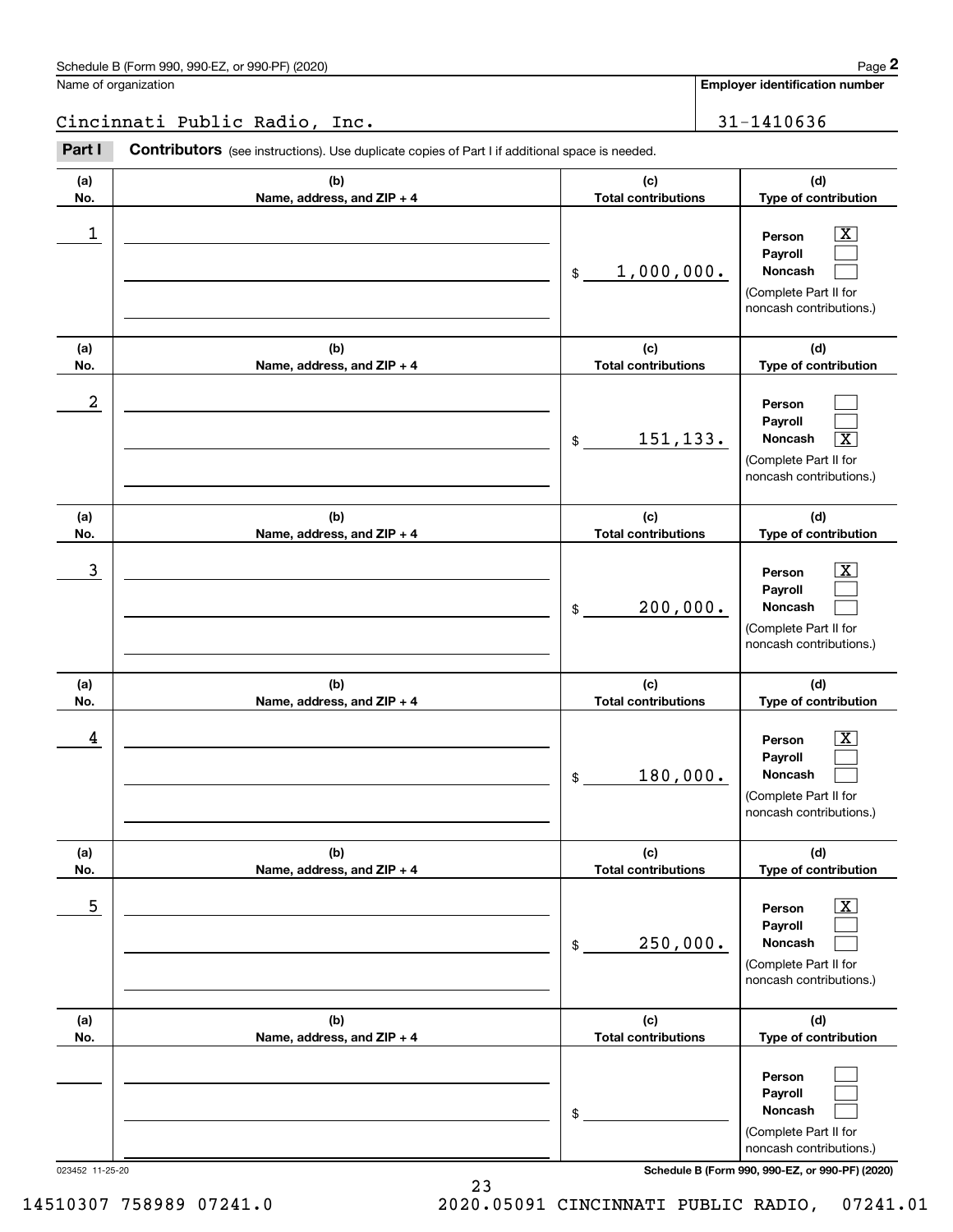Schedule B (Form 990, 990-EZ, or 990-PF) (2020)

Name of organization: Cincinnati Public Radio, Inc.

Employer identification number: 31-1410636

**Part I** **Contributors** (see instructions). Use duplicate copies of Part I if additional space is needed.

| (a) No. | (b) Name, address, and ZIP + 4 | (c) Total contributions | (d) Type of contribution |
|---|---|---|---|
| 1 | | $ 1,000,000. | Person [X] Payroll [ ] Noncash [ ] (Complete Part II for noncash contributions.) |
| 2 | | $ 151,133. | Person [ ] Payroll [ ] Noncash [X] (Complete Part II for noncash contributions.) |
| 3 | | $ 200,000. | Person [X] Payroll [ ] Noncash [ ] (Complete Part II for noncash contributions.) |
| 4 | | $ 180,000. | Person [X] Payroll [ ] Noncash [ ] (Complete Part II for noncash contributions.) |
| 5 | | $ 250,000. | Person [X] Payroll [ ] Noncash [ ] (Complete Part II for noncash contributions.) |
| | | $ | Person [ ] Payroll [ ] Noncash [ ] (Complete Part II for noncash contributions.) |

023452 11-25-20

Schedule B (Form 990, 990-EZ, or 990-PF) (2020)

14510307 758989 07241.0 2020.05091 CINCINNATI PUBLIC RADIO, 07241.01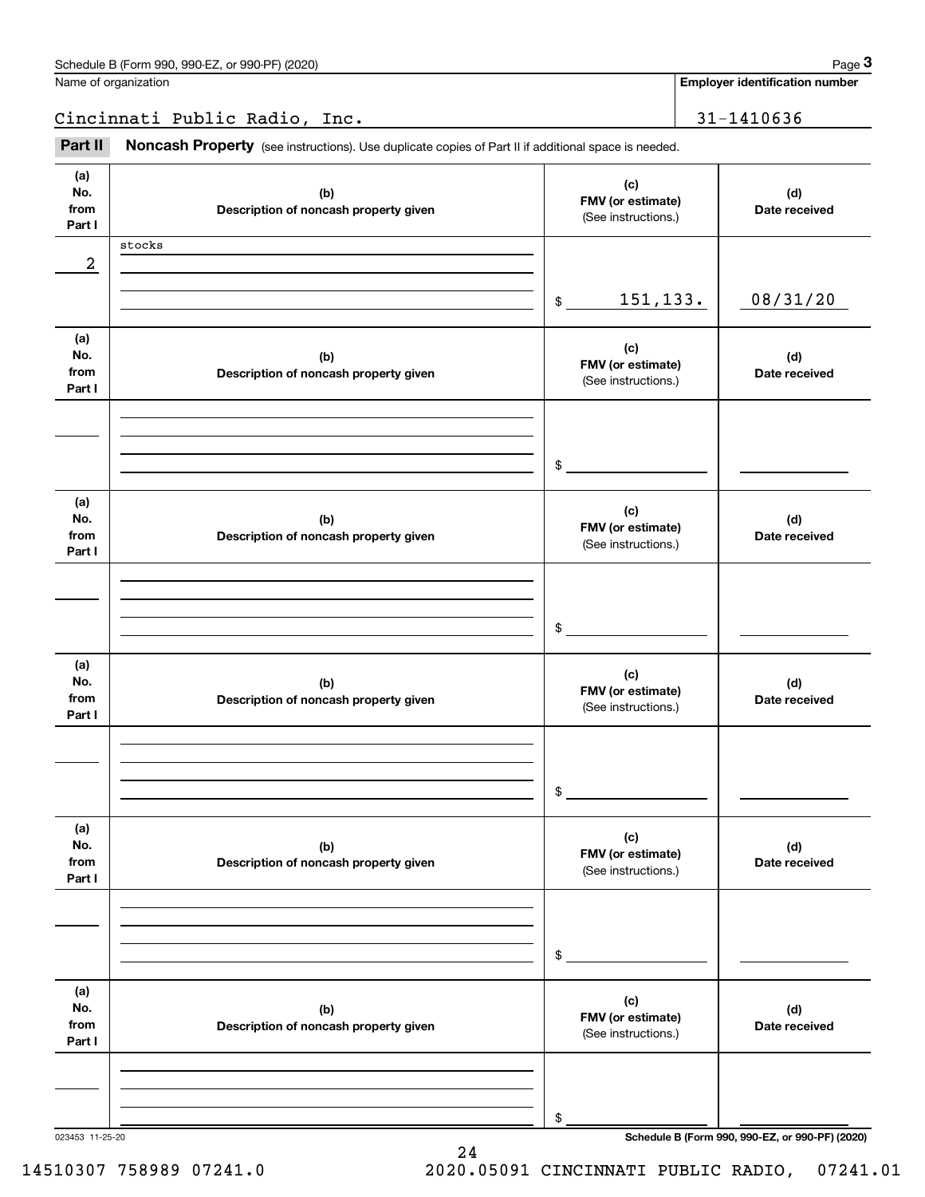Schedule B (Form 990, 990-EZ, or 990-PF) (2020)

Name of organization: Cincinnati Public Radio, Inc.

Employer identification number: 31-1410636

**Part II Noncash Property** (see instructions). Use duplicate copies of Part II if additional space is needed.

| (a) No. from Part I | (b) Description of noncash property given | (c) FMV (or estimate) (See instructions.) | (d) Date received |
|---|---|---|---|
| 2 | stocks | $ 151,133. | 08/31/20 |
| | | $ | |
| | | $ | |
| | | $ | |
| | | $ | |
| | | $ | |

023453 11-25-20

Schedule B (Form 990, 990-EZ, or 990-PF) (2020)

14510307 758989 07241.0 2020.05091 CINCINNATI PUBLIC RADIO, 07241.01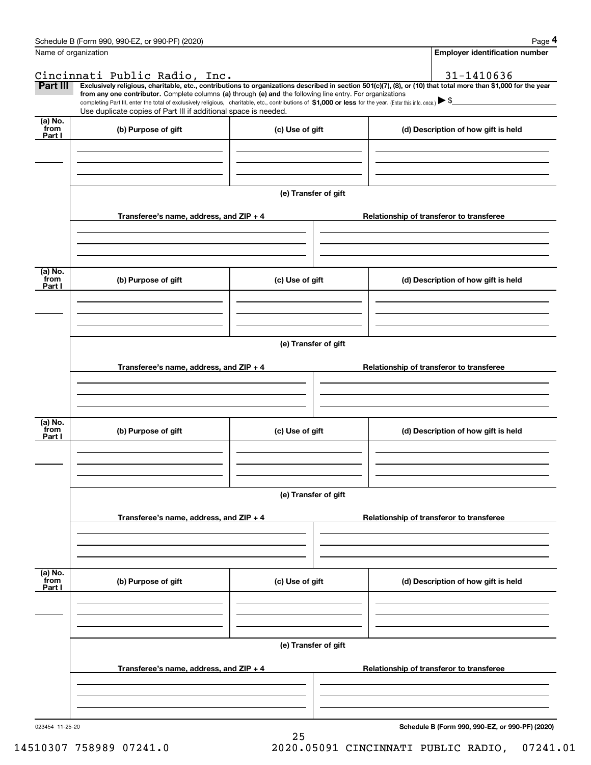Schedule B (Form 990, 990-EZ, or 990-PF) (2020)

Name of organization: Cincinnati Public Radio, Inc.

Employer identification number: 31-1410636

**Part III** **Exclusively religious, charitable, etc., contributions to organizations described in section 501(c)(7), (8), or (10) that total more than $1,000 for the year from any one contributor.** Complete columns **(a)** through **(e) and** the following line entry. For organizations completing Part III, enter the total of exclusively religious, charitable, etc., contributions of **$1,000 or less** for the year. (Enter this info. once.) ▶ $

Use duplicate copies of Part III if additional space is needed.

| (a) No. from Part I | (b) Purpose of gift | (c) Use of gift | (d) Description of how gift is held |
|---|---|---|---|
| | | | |

(e) Transfer of gift

| Transferee's name, address, and ZIP + 4 | Relationship of transferor to transferee |
|---|---|
| | |

| (a) No. from Part I | (b) Purpose of gift | (c) Use of gift | (d) Description of how gift is held |
|---|---|---|---|
| | | | |

(e) Transfer of gift

| Transferee's name, address, and ZIP + 4 | Relationship of transferor to transferee |
|---|---|
| | |

| (a) No. from Part I | (b) Purpose of gift | (c) Use of gift | (d) Description of how gift is held |
|---|---|---|---|
| | | | |

(e) Transfer of gift

| Transferee's name, address, and ZIP + 4 | Relationship of transferor to transferee |
|---|---|
| | |

| (a) No. from Part I | (b) Purpose of gift | (c) Use of gift | (d) Description of how gift is held |
|---|---|---|---|
| | | | |

(e) Transfer of gift

| Transferee's name, address, and ZIP + 4 | Relationship of transferor to transferee |
|---|---|
| | |

023454 11-25-20 **Schedule B (Form 990, 990-EZ, or 990-PF) (2020)**

14510307 758989 07241.0 2020.05091 CINCINNATI PUBLIC RADIO, 07241.01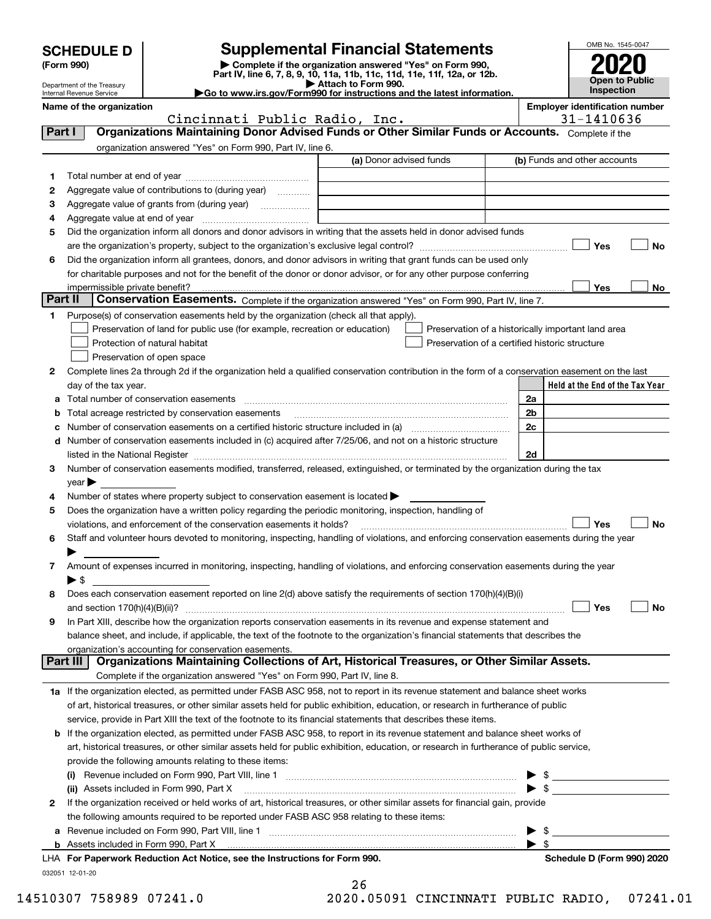# SCHEDULE D (Form 990)

Department of the Treasury
Internal Revenue Service

## Supplemental Financial Statements

▶ Complete if the organization answered "Yes" on Form 990, Part IV, line 6, 7, 8, 9, 10, 11a, 11b, 11c, 11d, 11e, 11f, 12a, or 12b.
▶ Attach to Form 990.
▶Go to www.irs.gov/Form990 for instructions and the latest information.

OMB No. 1545-0047
**2020**
**Open to Public Inspection**

**Name of the organization:** Cincinnati Public Radio, Inc.
**Employer identification number:** 31-1410636

### Part I — Organizations Maintaining Donor Advised Funds or Other Similar Funds or Accounts.
Complete if the organization answered "Yes" on Form 990, Part IV, line 6.

| | | (a) Donor advised funds | (b) Funds and other accounts |
|---|---|---|---|
| 1 | Total number at end of year | | |
| 2 | Aggregate value of contributions to (during year) | | |
| 3 | Aggregate value of grants from (during year) | | |
| 4 | Aggregate value at end of year | | |

5 Did the organization inform all donors and donor advisors in writing that the assets held in donor advised funds are the organization's property, subject to the organization's exclusive legal control? ☐ Yes ☐ No

6 Did the organization inform all grantees, donors, and donor advisors in writing that grant funds can be used only for charitable purposes and not for the benefit of the donor or donor advisor, or for any other purpose conferring impermissible private benefit? ☐ Yes ☐ No

### Part II — Conservation Easements.
Complete if the organization answered "Yes" on Form 990, Part IV, line 7.

1 Purpose(s) of conservation easements held by the organization (check all that apply).
- ☐ Preservation of land for public use (for example, recreation or education)
- ☐ Preservation of a historically important land area
- ☐ Protection of natural habitat
- ☐ Preservation of a certified historic structure
- ☐ Preservation of open space

2 Complete lines 2a through 2d if the organization held a qualified conservation contribution in the form of a conservation easement on the last day of the tax year.

| | | | Held at the End of the Tax Year |
|---|---|---|---|
| a | Total number of conservation easements | 2a | |
| b | Total acreage restricted by conservation easements | 2b | |
| c | Number of conservation easements on a certified historic structure included in (a) | 2c | |
| d | Number of conservation easements included in (c) acquired after 7/25/06, and not on a historic structure listed in the National Register | 2d | |

3 Number of conservation easements modified, transferred, released, extinguished, or terminated by the organization during the tax year ▶

4 Number of states where property subject to conservation easement is located ▶

5 Does the organization have a written policy regarding the periodic monitoring, inspection, handling of violations, and enforcement of the conservation easements it holds? ☐ Yes ☐ No

6 Staff and volunteer hours devoted to monitoring, inspecting, handling of violations, and enforcing conservation easements during the year ▶

7 Amount of expenses incurred in monitoring, inspecting, handling of violations, and enforcing conservation easements during the year ▶ $

8 Does each conservation easement reported on line 2(d) above satisfy the requirements of section 170(h)(4)(B)(i) and section 170(h)(4)(B)(ii)? ☐ Yes ☐ No

9 In Part XIII, describe how the organization reports conservation easements in its revenue and expense statement and balance sheet, and include, if applicable, the text of the footnote to the organization's financial statements that describes the organization's accounting for conservation easements.

### Part III — Organizations Maintaining Collections of Art, Historical Treasures, or Other Similar Assets.
Complete if the organization answered "Yes" on Form 990, Part IV, line 8.

1a If the organization elected, as permitted under FASB ASC 958, not to report in its revenue statement and balance sheet works of art, historical treasures, or other similar assets held for public exhibition, education, or research in furtherance of public service, provide in Part XIII the text of the footnote to its financial statements that describes these items.

b If the organization elected, as permitted under FASB ASC 958, to report in its revenue statement and balance sheet works of art, historical treasures, or other similar assets held for public exhibition, education, or research in furtherance of public service, provide the following amounts relating to these items:

(i) Revenue included on Form 990, Part VIII, line 1 ▶ $

(ii) Assets included in Form 990, Part X ▶ $

2 If the organization received or held works of art, historical treasures, or other similar assets for financial gain, provide the following amounts required to be reported under FASB ASC 958 relating to these items:

a Revenue included on Form 990, Part VIII, line 1 ▶ $

b Assets included in Form 990, Part X ▶ $

LHA **For Paperwork Reduction Act Notice, see the Instructions for Form 990.** **Schedule D (Form 990) 2020**

032051 12-01-20

14510307 758989 07241.0 2020.05091 CINCINNATI PUBLIC RADIO, 07241.01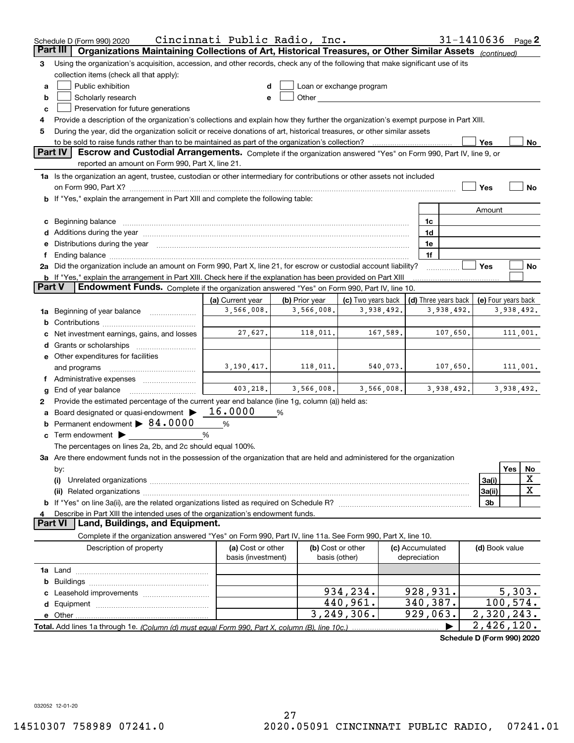Schedule D (Form 990) 2020 Cincinnati Public Radio, Inc. 31-1410636 Page 2

## Part III Organizations Maintaining Collections of Art, Historical Treasures, or Other Similar Assets *(continued)*

**3** Using the organization's acquisition, accession, and other records, check any of the following that make significant use of its collection items (check all that apply):

- **a** ☐ Public exhibition
- **b** ☐ Scholarly research
- **c** ☐ Preservation for future generations
- **d** ☐ Loan or exchange program
- **e** ☐ Other

**4** Provide a description of the organization's collections and explain how they further the organization's exempt purpose in Part XIII.

**5** During the year, did the organization solicit or receive donations of art, historical treasures, or other similar assets to be sold to raise funds rather than to be maintained as part of the organization's collection? ☐ Yes ☐ No

## Part IV Escrow and Custodial Arrangements.

Complete if the organization answered "Yes" on Form 990, Part IV, line 9, or reported an amount on Form 990, Part X, line 21.

**1a** Is the organization an agent, trustee, custodian or other intermediary for contributions or other assets not included on Form 990, Part X? ☐ Yes ☐ No

**b** If "Yes," explain the arrangement in Part XIII and complete the following table:

| | | Amount |
|---|---|---|
| **c** Beginning balance | 1c | |
| **d** Additions during the year | 1d | |
| **e** Distributions during the year | 1e | |
| **f** Ending balance | 1f | |

**2a** Did the organization include an amount on Form 990, Part X, line 21, for escrow or custodial account liability? ☐ Yes ☐ No

**b** If "Yes," explain the arrangement in Part XIII. Check here if the explanation has been provided on Part XIII ☐

## Part V Endowment Funds.

Complete if the organization answered "Yes" on Form 990, Part IV, line 10.

| | (a) Current year | (b) Prior year | (c) Two years back | (d) Three years back | (e) Four years back |
|---|---|---|---|---|---|
| **1a** Beginning of year balance | 3,566,008. | 3,566,008. | 3,938,492. | 3,938,492. | 3,938,492. |
| **b** Contributions | | | | | |
| **c** Net investment earnings, gains, and losses | 27,627. | 118,011. | 167,589. | 107,650. | 111,001. |
| **d** Grants or scholarships | | | | | |
| **e** Other expenditures for facilities and programs | 3,190,417. | 118,011. | 540,073. | 107,650. | 111,001. |
| **f** Administrative expenses | | | | | |
| **g** End of year balance | 403,218. | 3,566,008. | 3,566,008. | 3,938,492. | 3,938,492. |

**2** Provide the estimated percentage of the current year end balance (line 1g, column (a)) held as:

- **a** Board designated or quasi-endowment ▶ 16.0000 %
- **b** Permanent endowment ▶ 84.0000 %
- **c** Term endowment ▶ %

The percentages on lines 2a, 2b, and 2c should equal 100%.

**3a** Are there endowment funds not in the possession of the organization that are held and administered for the organization by:

| | | Yes | No |
|---|---|---|---|
| **(i)** Unrelated organizations | 3a(i) | | X |
| **(ii)** Related organizations | 3a(ii) | | X |
| **b** If "Yes" on line 3a(ii), are the related organizations listed as required on Schedule R? | 3b | | |

**4** Describe in Part XIII the intended uses of the organization's endowment funds.

## Part VI Land, Buildings, and Equipment.

Complete if the organization answered "Yes" on Form 990, Part IV, line 11a. See Form 990, Part X, line 10.

| Description of property | (a) Cost or other basis (investment) | (b) Cost or other basis (other) | (c) Accumulated depreciation | (d) Book value |
|---|---|---|---|---|
| **1a** Land | | | | |
| **b** Buildings | | | | |
| **c** Leasehold improvements | | 934,234. | 928,931. | 5,303. |
| **d** Equipment | | 440,961. | 340,387. | 100,574. |
| **e** Other | | 3,249,306. | 929,063. | 2,320,243. |
| **Total.** Add lines 1a through 1e. *(Column (d) must equal Form 990, Part X, column (B), line 10c.)* | | | ▶ | 2,426,120. |

**Schedule D (Form 990) 2020**

032052 12-01-20

14510307 758989 07241.0 2020.05091 CINCINNATI PUBLIC RADIO, 07241.01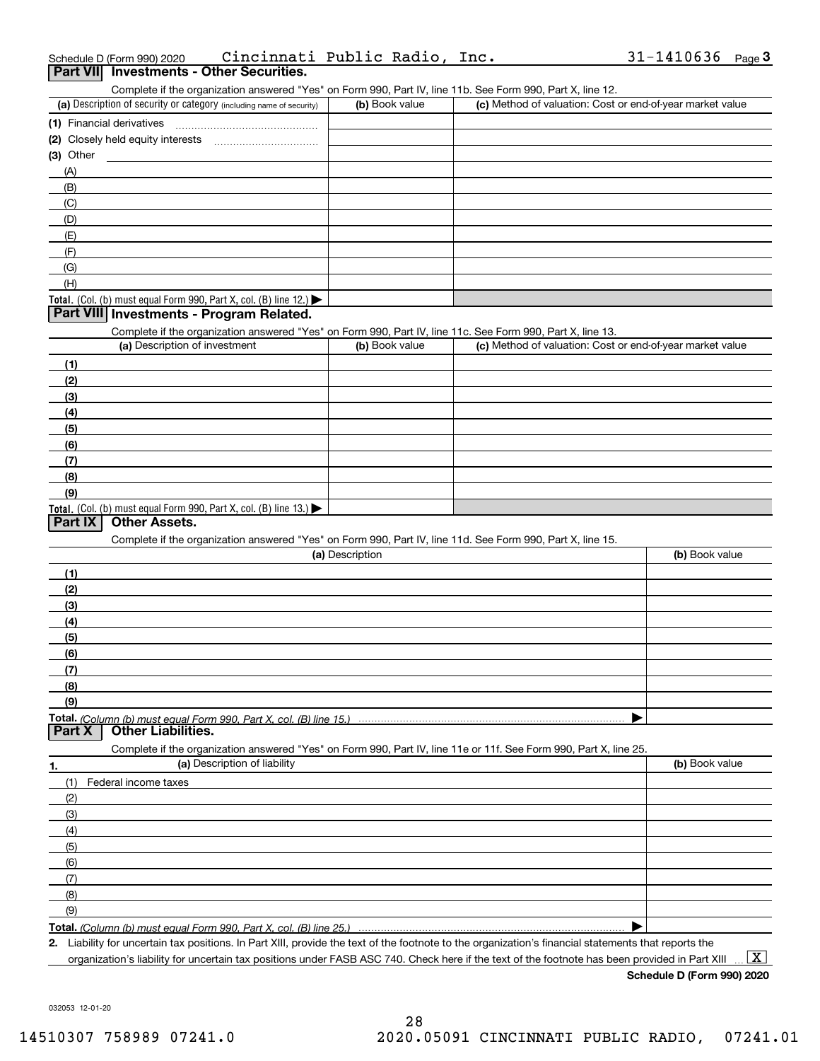Schedule D (Form 990) 2020 Cincinnati Public Radio, Inc. 31-1410636 Page 3

## Part VII Investments - Other Securities.

Complete if the organization answered "Yes" on Form 990, Part IV, line 11b. See Form 990, Part X, line 12.

| (a) Description of security or category (including name of security) | (b) Book value | (c) Method of valuation: Cost or end-of-year market value |
|---|---|---|
| (1) Financial derivatives | | |
| (2) Closely held equity interests | | |
| (3) Other | | |
| (A) | | |
| (B) | | |
| (C) | | |
| (D) | | |
| (E) | | |
| (F) | | |
| (G) | | |
| (H) | | |
| **Total.** (Col. (b) must equal Form 990, Part X, col. (B) line 12.) ▶ | | |

## Part VIII Investments - Program Related.

Complete if the organization answered "Yes" on Form 990, Part IV, line 11c. See Form 990, Part X, line 13.

| (a) Description of investment | (b) Book value | (c) Method of valuation: Cost or end-of-year market value |
|---|---|---|
| (1) | | |
| (2) | | |
| (3) | | |
| (4) | | |
| (5) | | |
| (6) | | |
| (7) | | |
| (8) | | |
| (9) | | |
| **Total.** (Col. (b) must equal Form 990, Part X, col. (B) line 13.) ▶ | | |

## Part IX Other Assets.

Complete if the organization answered "Yes" on Form 990, Part IV, line 11d. See Form 990, Part X, line 15.

| (a) Description | (b) Book value |
|---|---|
| (1) | |
| (2) | |
| (3) | |
| (4) | |
| (5) | |
| (6) | |
| (7) | |
| (8) | |
| (9) | |
| **Total.** *(Column (b) must equal Form 990, Part X, col. (B) line 15.)* ▶ | |

## Part X Other Liabilities.

Complete if the organization answered "Yes" on Form 990, Part IV, line 11e or 11f. See Form 990, Part X, line 25.

| 1. (a) Description of liability | (b) Book value |
|---|---|
| (1) Federal income taxes | |
| (2) | |
| (3) | |
| (4) | |
| (5) | |
| (6) | |
| (7) | |
| (8) | |
| (9) | |
| **Total.** *(Column (b) must equal Form 990, Part X, col. (B) line 25.)* ▶ | |

**2.** Liability for uncertain tax positions. In Part XIII, provide the text of the footnote to the organization's financial statements that reports the organization's liability for uncertain tax positions under FASB ASC 740. Check here if the text of the footnote has been provided in Part XIII ... [X]

**Schedule D (Form 990) 2020**

032053 12-01-20

14510307 758989 07241.0 2020.05091 CINCINNATI PUBLIC RADIO, 07241.01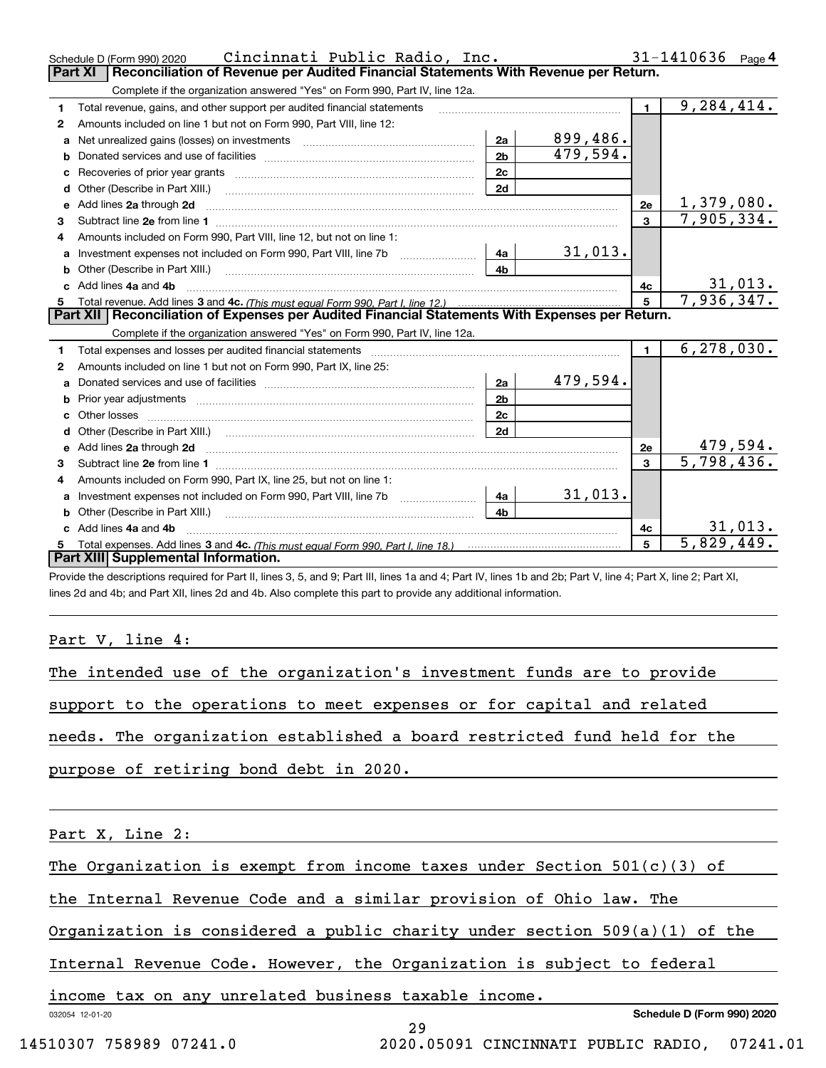Schedule D (Form 990) 2020 Cincinnati Public Radio, Inc. 31-1410636 Page 4

## Part XI Reconciliation of Revenue per Audited Financial Statements With Revenue per Return.

Complete if the organization answered "Yes" on Form 990, Part IV, line 12a.

| | | | | | |
|---|---|---|---|---|---|
| 1 | Total revenue, gains, and other support per audited financial statements | | | 1 | 9,284,414. |
| 2 | Amounts included on line 1 but not on Form 990, Part VIII, line 12: | | | | |
| a | Net unrealized gains (losses) on investments | 2a | 899,486. | | |
| b | Donated services and use of facilities | 2b | 479,594. | | |
| c | Recoveries of prior year grants | 2c | | | |
| d | Other (Describe in Part XIII.) | 2d | | | |
| e | Add lines 2a through 2d | | | 2e | 1,379,080. |
| 3 | Subtract line 2e from line 1 | | | 3 | 7,905,334. |
| 4 | Amounts included on Form 990, Part VIII, line 12, but not on line 1: | | | | |
| a | Investment expenses not included on Form 990, Part VIII, line 7b | 4a | 31,013. | | |
| b | Other (Describe in Part XIII.) | 4b | | | |
| c | Add lines 4a and 4b | | | 4c | 31,013. |
| 5 | Total revenue. Add lines 3 and 4c. *(This must equal Form 990, Part I, line 12.)* | | | 5 | 7,936,347. |

## Part XII Reconciliation of Expenses per Audited Financial Statements With Expenses per Return.

Complete if the organization answered "Yes" on Form 990, Part IV, line 12a.

| | | | | | |
|---|---|---|---|---|---|
| 1 | Total expenses and losses per audited financial statements | | | 1 | 6,278,030. |
| 2 | Amounts included on line 1 but not on Form 990, Part IX, line 25: | | | | |
| a | Donated services and use of facilities | 2a | 479,594. | | |
| b | Prior year adjustments | 2b | | | |
| c | Other losses | 2c | | | |
| d | Other (Describe in Part XIII.) | 2d | | | |
| e | Add lines 2a through 2d | | | 2e | 479,594. |
| 3 | Subtract line 2e from line 1 | | | 3 | 5,798,436. |
| 4 | Amounts included on Form 990, Part IX, line 25, but not on line 1: | | | | |
| a | Investment expenses not included on Form 990, Part VIII, line 7b | 4a | 31,013. | | |
| b | Other (Describe in Part XIII.) | 4b | | | |
| c | Add lines 4a and 4b | | | 4c | 31,013. |
| 5 | Total expenses. Add lines 3 and 4c. *(This must equal Form 990, Part I, line 18.)* | | | 5 | 5,829,449. |

## Part XIII Supplemental Information.

Provide the descriptions required for Part II, lines 3, 5, and 9; Part III, lines 1a and 4; Part IV, lines 1b and 2b; Part V, line 4; Part X, line 2; Part XI, lines 2d and 4b; and Part XII, lines 2d and 4b. Also complete this part to provide any additional information.

Part V, line 4:

The intended use of the organization's investment funds are to provide support to the operations to meet expenses or for capital and related needs. The organization established a board restricted fund held for the purpose of retiring bond debt in 2020.

Part X, Line 2:

The Organization is exempt from income taxes under Section 501(c)(3) of the Internal Revenue Code and a similar provision of Ohio law. The Organization is considered a public charity under section 509(a)(1) of the Internal Revenue Code. However, the Organization is subject to federal income tax on any unrelated business taxable income.

032054 12-01-20 Schedule D (Form 990) 2020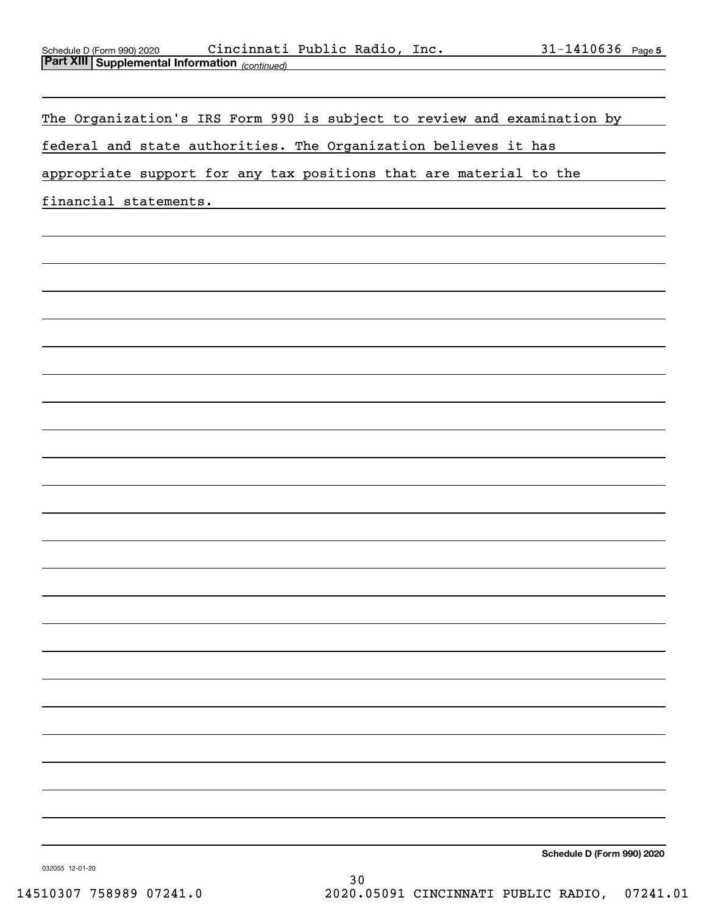**Part XIII** **Supplemental Information** *(continued)*

The Organization's IRS Form 990 is subject to review and examination by federal and state authorities. The Organization believes it has appropriate support for any tax positions that are material to the financial statements.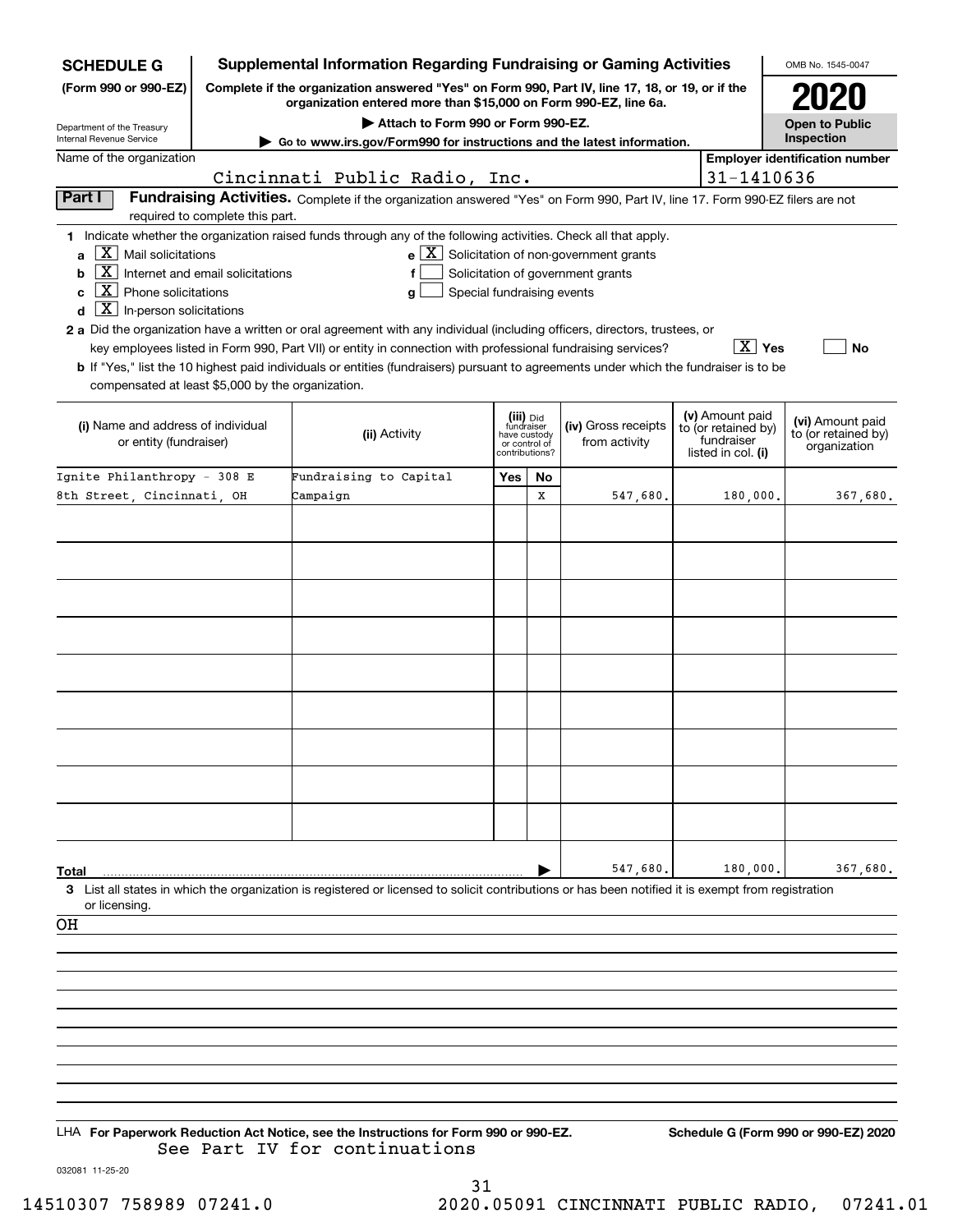**SCHEDULE G (Form 990 or 990-EZ)**

Department of the Treasury
Internal Revenue Service

# Supplemental Information Regarding Fundraising or Gaming Activities

**Complete if the organization answered "Yes" on Form 990, Part IV, line 17, 18, or 19, or if the organization entered more than $15,000 on Form 990-EZ, line 6a.**

**▶ Attach to Form 990 or Form 990-EZ.**

**▶ Go to www.irs.gov/Form990 for instructions and the latest information.**

OMB No. 1545-0047

**2020**

**Open to Public Inspection**

Name of the organization: Cincinnati Public Radio, Inc.

**Employer identification number:** 31-1410636

**Part I — Fundraising Activities.** Complete if the organization answered "Yes" on Form 990, Part IV, line 17. Form 990-EZ filers are not required to complete this part.

**1** Indicate whether the organization raised funds through any of the following activities. Check all that apply.

- **a** [X] Mail solicitations
- **b** [X] Internet and email solicitations
- **c** [X] Phone solicitations
- **d** [X] In-person solicitations
- **e** [X] Solicitation of non-government grants
- **f** [ ] Solicitation of government grants
- **g** [ ] Special fundraising events

**2 a** Did the organization have a written or oral agreement with any individual (including officers, directors, trustees, or key employees listed in Form 990, Part VII) or entity in connection with professional fundraising services? [X] Yes [ ] No

**b** If "Yes," list the 10 highest paid individuals or entities (fundraisers) pursuant to agreements under which the fundraiser is to be compensated at least $5,000 by the organization.

| (i) Name and address of individual or entity (fundraiser) | (ii) Activity | (iii) Did fundraiser have custody or control of contributions? Yes | No | (iv) Gross receipts from activity | (v) Amount paid to (or retained by) fundraiser listed in col. (i) | (vi) Amount paid to (or retained by) organization |
|---|---|---|---|---|---|---|
| Ignite Philanthropy - 308 E 8th Street, Cincinnati, OH | Fundraising to Capital Campaign | | X | 547,680. | 180,000. | 367,680. |
| | | | | | | |
| | | | | | | |
| | | | | | | |
| | | | | | | |
| | | | | | | |
| | | | | | | |
| | | | | | | |
| | | | | | | |
| | | | | | | |
| **Total** | | | | 547,680. | 180,000. | 367,680. |

**3** List all states in which the organization is registered or licensed to solicit contributions or has been notified it is exempt from registration or licensing.

OH

LHA **For Paperwork Reduction Act Notice, see the Instructions for Form 990 or 990-EZ.** **Schedule G (Form 990 or 990-EZ) 2020**

See Part IV for continuations

032081 11-25-20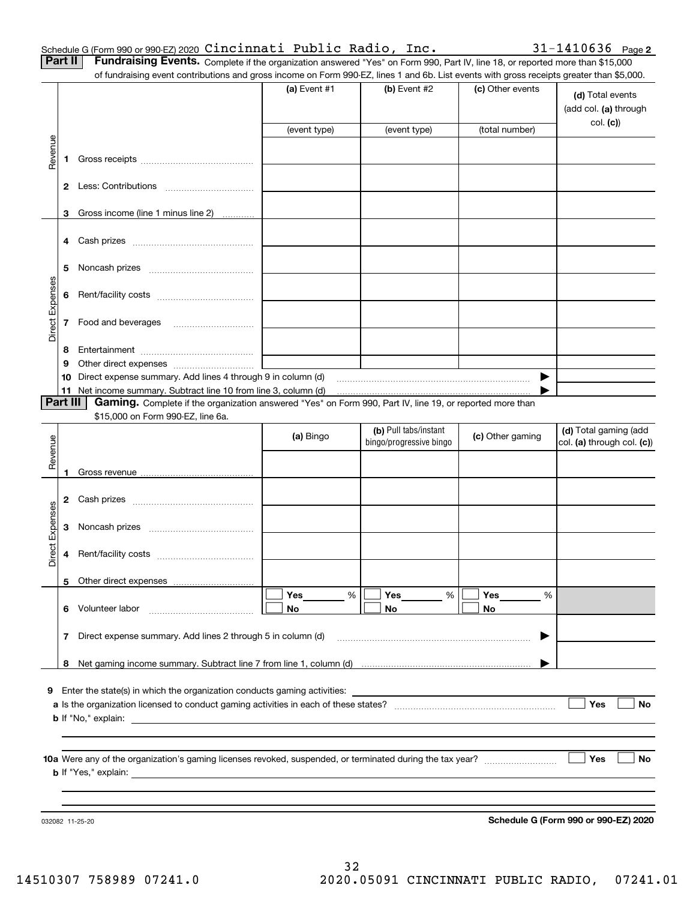Schedule G (Form 990 or 990-EZ) 2020 Cincinnati Public Radio, Inc. 31-1410636 Page **2**

**Part II** **Fundraising Events.** Complete if the organization answered "Yes" on Form 990, Part IV, line 18, or reported more than $15,000 of fundraising event contributions and gross income on Form 990-EZ, lines 1 and 6b. List events with gross receipts greater than $5,000.

| | | | (a) Event #1 | (b) Event #2 | (c) Other events | (d) Total events (add col. (a) through col. (c)) |
|---|---|---|---|---|---|---|
| | | | (event type) | (event type) | (total number) | |
| Revenue | 1 | Gross receipts | | | | |
| | 2 | Less: Contributions | | | | |
| | 3 | Gross income (line 1 minus line 2) | | | | |
| Direct Expenses | 4 | Cash prizes | | | | |
| | 5 | Noncash prizes | | | | |
| | 6 | Rent/facility costs | | | | |
| | 7 | Food and beverages | | | | |
| | 8 | Entertainment | | | | |
| | 9 | Other direct expenses | | | | |
| | 10 | Direct expense summary. Add lines 4 through 9 in column (d) | | | ▶ | |
| | 11 | Net income summary. Subtract line 10 from line 3, column (d) | | | ▶ | |

**Part III** **Gaming.** Complete if the organization answered "Yes" on Form 990, Part IV, line 19, or reported more than $15,000 on Form 990-EZ, line 6a.

| | | | (a) Bingo | (b) Pull tabs/instant bingo/progressive bingo | (c) Other gaming | (d) Total gaming (add col. (a) through col. (c)) |
|---|---|---|---|---|---|---|
| Revenue | 1 | Gross revenue | | | | |
| Direct Expenses | 2 | Cash prizes | | | | |
| | 3 | Noncash prizes | | | | |
| | 4 | Rent/facility costs | | | | |
| | 5 | Other direct expenses | | | | |
| | 6 | Volunteer labor | ☐ Yes ____ % ☐ No | ☐ Yes ____ % ☐ No | ☐ Yes ____ % ☐ No | |
| | 7 | Direct expense summary. Add lines 2 through 5 in column (d) | | | ▶ | |
| | 8 | Net gaming income summary. Subtract line 7 from line 1, column (d) | | | ▶ | |

**9** Enter the state(s) in which the organization conducts gaming activities: ____________________

**a** Is the organization licensed to conduct gaming activities in each of these states? ☐ Yes ☐ No

**b** If "No," explain: ____________________

**10a** Were any of the organization's gaming licenses revoked, suspended, or terminated during the tax year? ☐ Yes ☐ No

**b** If "Yes," explain: ____________________

032082 11-25-20 **Schedule G (Form 990 or 990-EZ) 2020**

14510307 758989 07241.0 2020.05091 CINCINNATI PUBLIC RADIO, 07241.01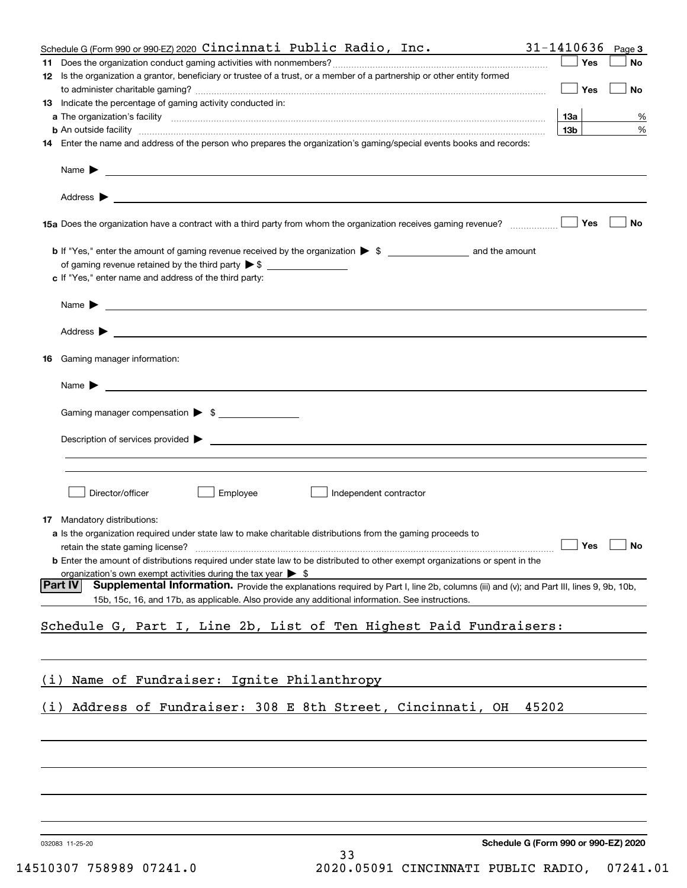Schedule G (Form 990 or 990-EZ) 2020 Cincinnati Public Radio, Inc. 31-1410636 Page 3

**11** Does the organization conduct gaming activities with nonmembers? ☐ Yes ☐ No

**12** Is the organization a grantor, beneficiary or trustee of a trust, or a member of a partnership or other entity formed to administer charitable gaming? ☐ Yes ☐ No

**13** Indicate the percentage of gaming activity conducted in:

**a** The organization's facility **13a** %

**b** An outside facility **13b** %

**14** Enter the name and address of the person who prepares the organization's gaming/special events books and records:

Name ▶

Address ▶

**15a** Does the organization have a contract with a third party from whom the organization receives gaming revenue? ☐ Yes ☐ No

**b** If "Yes," enter the amount of gaming revenue received by the organization ▶ $ and the amount of gaming revenue retained by the third party ▶ $

**c** If "Yes," enter name and address of the third party:

Name ▶

Address ▶

**16** Gaming manager information:

Name ▶

Gaming manager compensation ▶ $

Description of services provided ▶

☐ Director/officer ☐ Employee ☐ Independent contractor

**17** Mandatory distributions:

**a** Is the organization required under state law to make charitable distributions from the gaming proceeds to retain the state gaming license? ☐ Yes ☐ No

**b** Enter the amount of distributions required under state law to be distributed to other exempt organizations or spent in the organization's own exempt activities during the tax year ▶ $

**Part IV Supplemental Information.** Provide the explanations required by Part I, line 2b, columns (iii) and (v); and Part III, lines 9, 9b, 10b, 15b, 15c, 16, and 17b, as applicable. Also provide any additional information. See instructions.

Schedule G, Part I, Line 2b, List of Ten Highest Paid Fundraisers:

(i) Name of Fundraiser: Ignite Philanthropy

(i) Address of Fundraiser: 308 E 8th Street, Cincinnati, OH 45202

032083 11-25-20

Schedule G (Form 990 or 990-EZ) 2020

14510307 758989 07241.0 2020.05091 CINCINNATI PUBLIC RADIO, 07241.01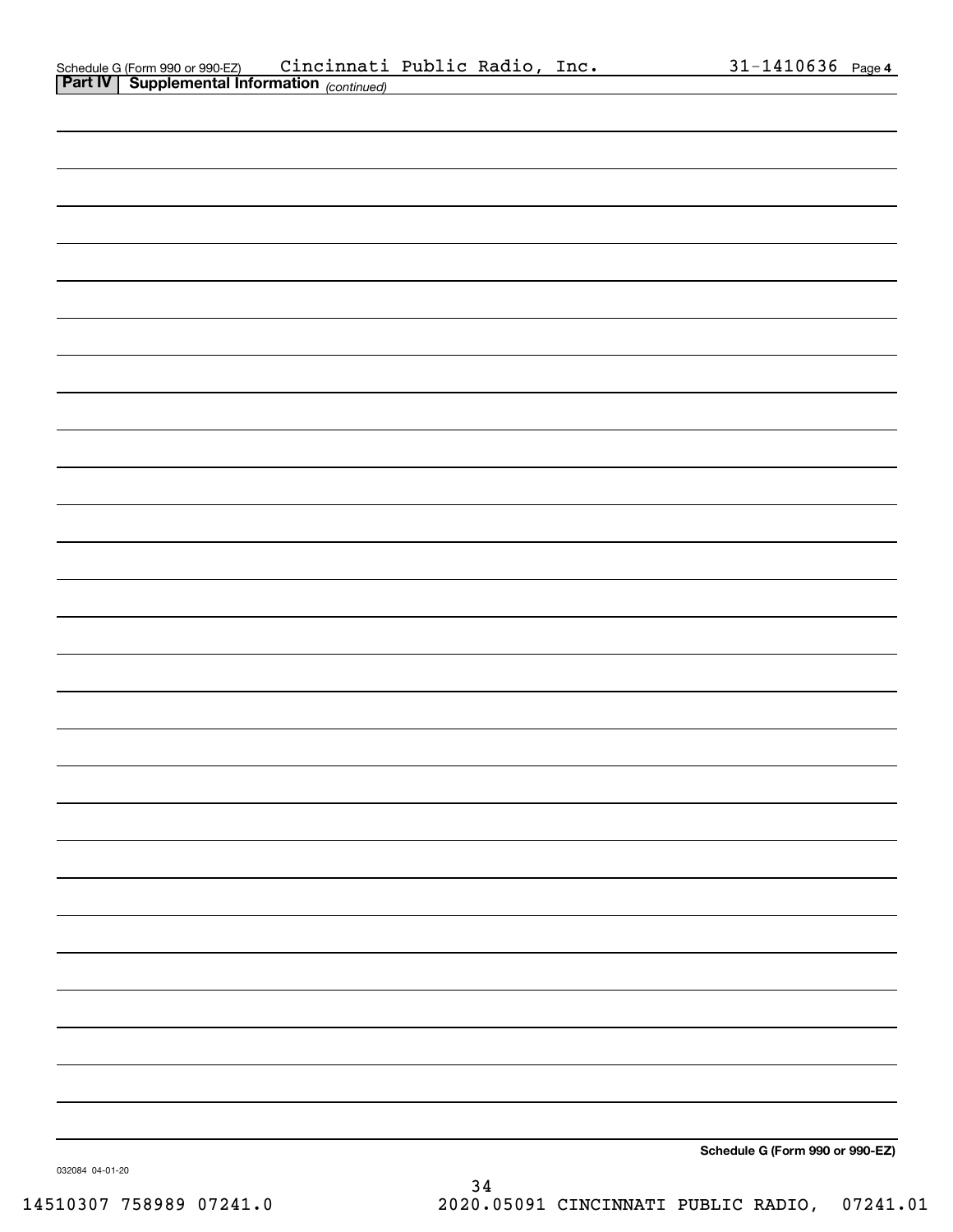Schedule G (Form 990 or 990-EZ) Cincinnati Public Radio, Inc. 31-1410636 Page **4**

**Part IV | Supplemental Information** *(continued)*

**Schedule G (Form 990 or 990-EZ)**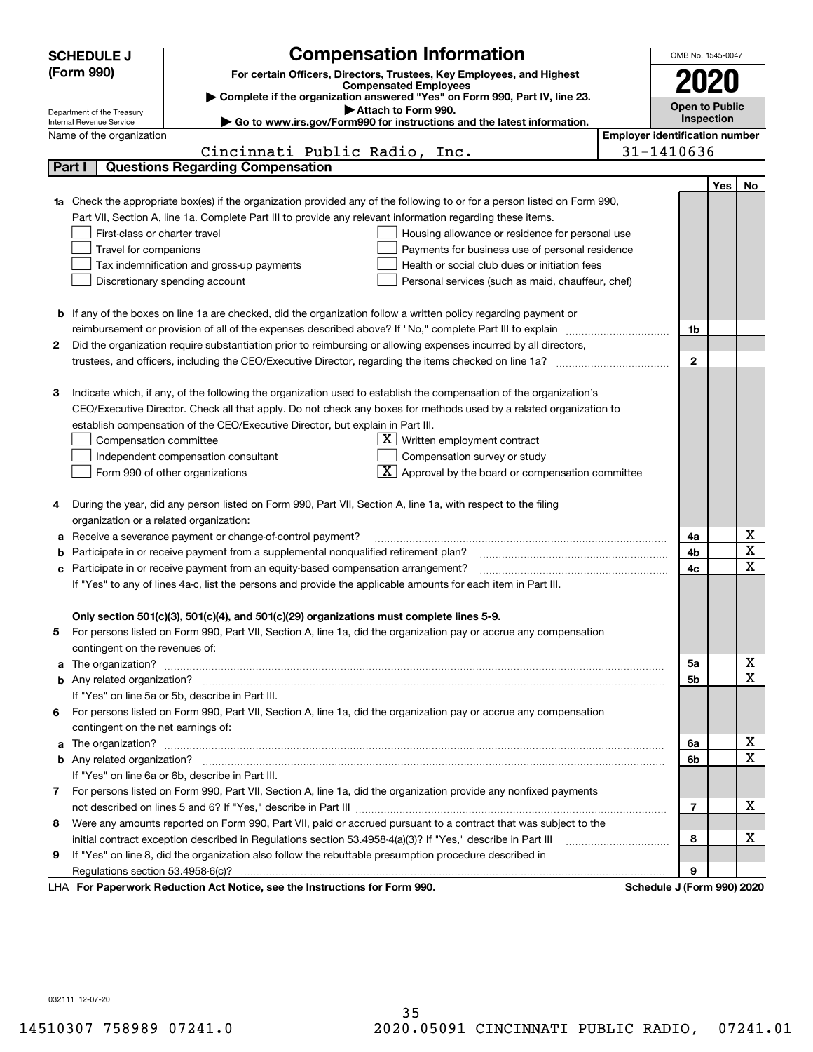**SCHEDULE J (Form 990)**

Department of the Treasury
Internal Revenue Service

# Compensation Information

**For certain Officers, Directors, Trustees, Key Employees, and Highest Compensated Employees**

▶ Complete if the organization answered "Yes" on Form 990, Part IV, line 23.
▶ Attach to Form 990.
▶ Go to www.irs.gov/Form990 for instructions and the latest information.

OMB No. 1545-0047

**2020**

**Open to Public Inspection**

Name of the organization: Cincinnati Public Radio, Inc.

Employer identification number: 31-1410636

## Part I — Questions Regarding Compensation

| | | | Yes | No |
|---|---|---|---|---|
| **1a** | Check the appropriate box(es) if the organization provided any of the following to or for a person listed on Form 990, Part VII, Section A, line 1a. Complete Part III to provide any relevant information regarding these items.<br>☐ First-class or charter travel ☐ Housing allowance or residence for personal use<br>☐ Travel for companions ☐ Payments for business use of personal residence<br>☐ Tax indemnification and gross-up payments ☐ Health or social club dues or initiation fees<br>☐ Discretionary spending account ☐ Personal services (such as maid, chauffeur, chef) | | | |
| **b** | If any of the boxes on line 1a are checked, did the organization follow a written policy regarding payment or reimbursement or provision of all of the expenses described above? If "No," complete Part III to explain | 1b | | |
| **2** | Did the organization require substantiation prior to reimbursing or allowing expenses incurred by all directors, trustees, and officers, including the CEO/Executive Director, regarding the items checked on line 1a? | 2 | | |
| **3** | Indicate which, if any, of the following the organization used to establish the compensation of the organization's CEO/Executive Director. Check all that apply. Do not check any boxes for methods used by a related organization to establish compensation of the CEO/Executive Director, but explain in Part III.<br>☐ Compensation committee ☒ Written employment contract<br>☐ Independent compensation consultant ☐ Compensation survey or study<br>☐ Form 990 of other organizations ☒ Approval by the board or compensation committee | | | |
| **4** | During the year, did any person listed on Form 990, Part VII, Section A, line 1a, with respect to the filing organization or a related organization: | | | |
| **a** | Receive a severance payment or change-of-control payment? | 4a | | X |
| **b** | Participate in or receive payment from a supplemental nonqualified retirement plan? | 4b | | X |
| **c** | Participate in or receive payment from an equity-based compensation arrangement? | 4c | | X |
| | If "Yes" to any of lines 4a-c, list the persons and provide the applicable amounts for each item in Part III. | | | |
| | **Only section 501(c)(3), 501(c)(4), and 501(c)(29) organizations must complete lines 5-9.** | | | |
| **5** | For persons listed on Form 990, Part VII, Section A, line 1a, did the organization pay or accrue any compensation contingent on the revenues of: | | | |
| **a** | The organization? | 5a | | X |
| **b** | Any related organization? | 5b | | X |
| | If "Yes" on line 5a or 5b, describe in Part III. | | | |
| **6** | For persons listed on Form 990, Part VII, Section A, line 1a, did the organization pay or accrue any compensation contingent on the net earnings of: | | | |
| **a** | The organization? | 6a | | X |
| **b** | Any related organization? | 6b | | X |
| | If "Yes" on line 6a or 6b, describe in Part III. | | | |
| **7** | For persons listed on Form 990, Part VII, Section A, line 1a, did the organization provide any nonfixed payments not described on lines 5 and 6? If "Yes," describe in Part III | 7 | | X |
| **8** | Were any amounts reported on Form 990, Part VII, paid or accrued pursuant to a contract that was subject to the initial contract exception described in Regulations section 53.4958-4(a)(3)? If "Yes," describe in Part III | 8 | | X |
| **9** | If "Yes" on line 8, did the organization also follow the rebuttable presumption procedure described in Regulations section 53.4958-6(c)? | 9 | | |

LHA **For Paperwork Reduction Act Notice, see the Instructions for Form 990.** **Schedule J (Form 990) 2020**

032111 12-07-20

14510307 758989 07241.0 2020.05091 CINCINNATI PUBLIC RADIO, 07241.01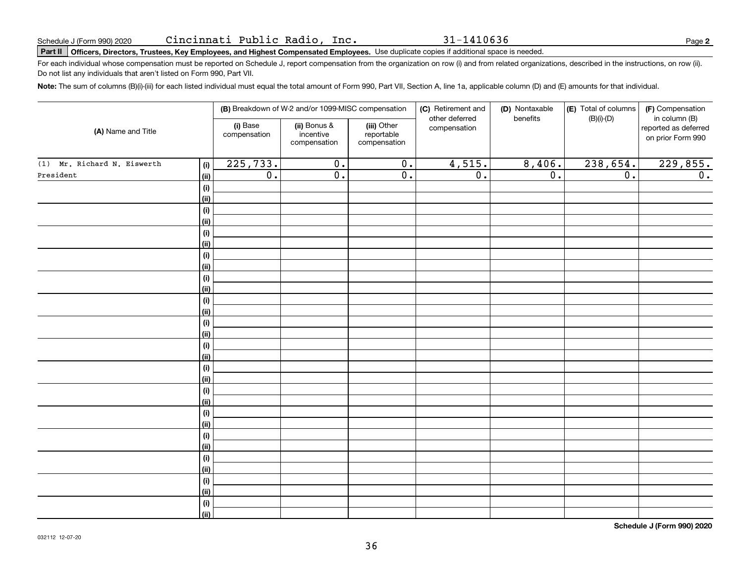Schedule J (Form 990) 2020 Cincinnati Public Radio, Inc. 31-1410636

**Part II** **Officers, Directors, Trustees, Key Employees, and Highest Compensated Employees.** Use duplicate copies if additional space is needed.

For each individual whose compensation must be reported on Schedule J, report compensation from the organization on row (i) and from related organizations, described in the instructions, on row (ii). Do not list any individuals that aren't listed on Form 990, Part VII.

**Note:** The sum of columns (B)(i)-(iii) for each listed individual must equal the total amount of Form 990, Part VII, Section A, line 1a, applicable column (D) and (E) amounts for that individual.

| (A) Name and Title | | (B) Breakdown of W-2 and/or 1099-MISC compensation | | | (C) Retirement and other deferred compensation | (D) Nontaxable benefits | (E) Total of columns (B)(i)-(D) | (F) Compensation in column (B) reported as deferred on prior Form 990 |
|---|---|---|---|---|---|---|---|---|
| | | (i) Base compensation | (ii) Bonus & incentive compensation | (iii) Other reportable compensation | | | | |
| (1) Mr. Richard N. Eiswerth | (i) | 225,733. | 0. | 0. | 4,515. | 8,406. | 238,654. | 229,855. |
| President | (ii) | 0. | 0. | 0. | 0. | 0. | 0. | 0. |
| | (i) | | | | | | | |
| | (ii) | | | | | | | |
| | (i) | | | | | | | |
| | (ii) | | | | | | | |
| | (i) | | | | | | | |
| | (ii) | | | | | | | |
| | (i) | | | | | | | |
| | (ii) | | | | | | | |
| | (i) | | | | | | | |
| | (ii) | | | | | | | |
| | (i) | | | | | | | |
| | (ii) | | | | | | | |
| | (i) | | | | | | | |
| | (ii) | | | | | | | |
| | (i) | | | | | | | |
| | (ii) | | | | | | | |
| | (i) | | | | | | | |
| | (ii) | | | | | | | |
| | (i) | | | | | | | |
| | (ii) | | | | | | | |
| | (i) | | | | | | | |
| | (ii) | | | | | | | |
| | (i) | | | | | | | |
| | (ii) | | | | | | | |
| | (i) | | | | | | | |
| | (ii) | | | | | | | |
| | (i) | | | | | | | |
| | (ii) | | | | | | | |
| | (i) | | | | | | | |
| | (ii) | | | | | | | |

**Schedule J (Form 990) 2020**

032112 12-07-20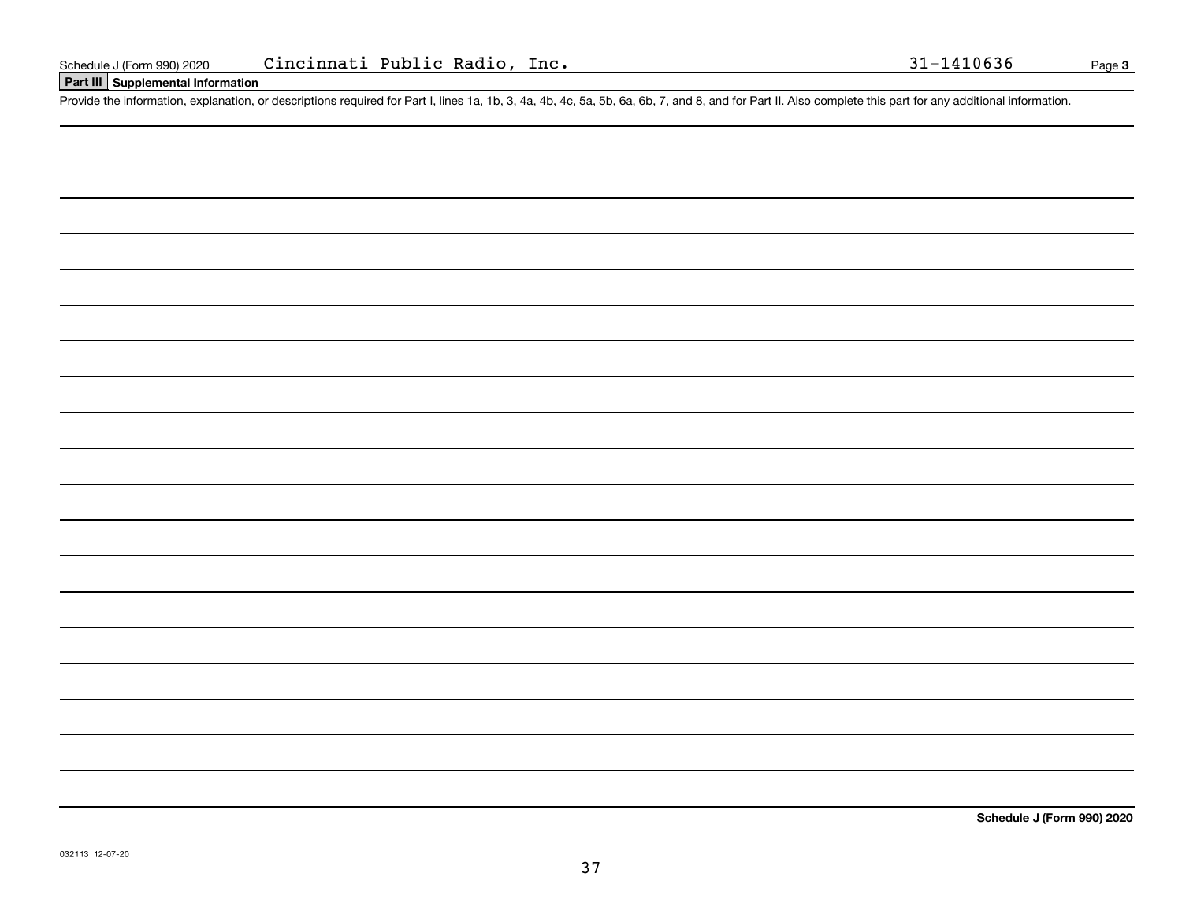Schedule J (Form 990) 2020 Cincinnati Public Radio, Inc. 31-1410636 Page **3**

## Part III Supplemental Information

Provide the information, explanation, or descriptions required for Part I, lines 1a, 1b, 3, 4a, 4b, 4c, 5a, 5b, 6a, 6b, 7, and 8, and for Part II. Also complete this part for any additional information.

**Schedule J (Form 990) 2020**

032113 12-07-20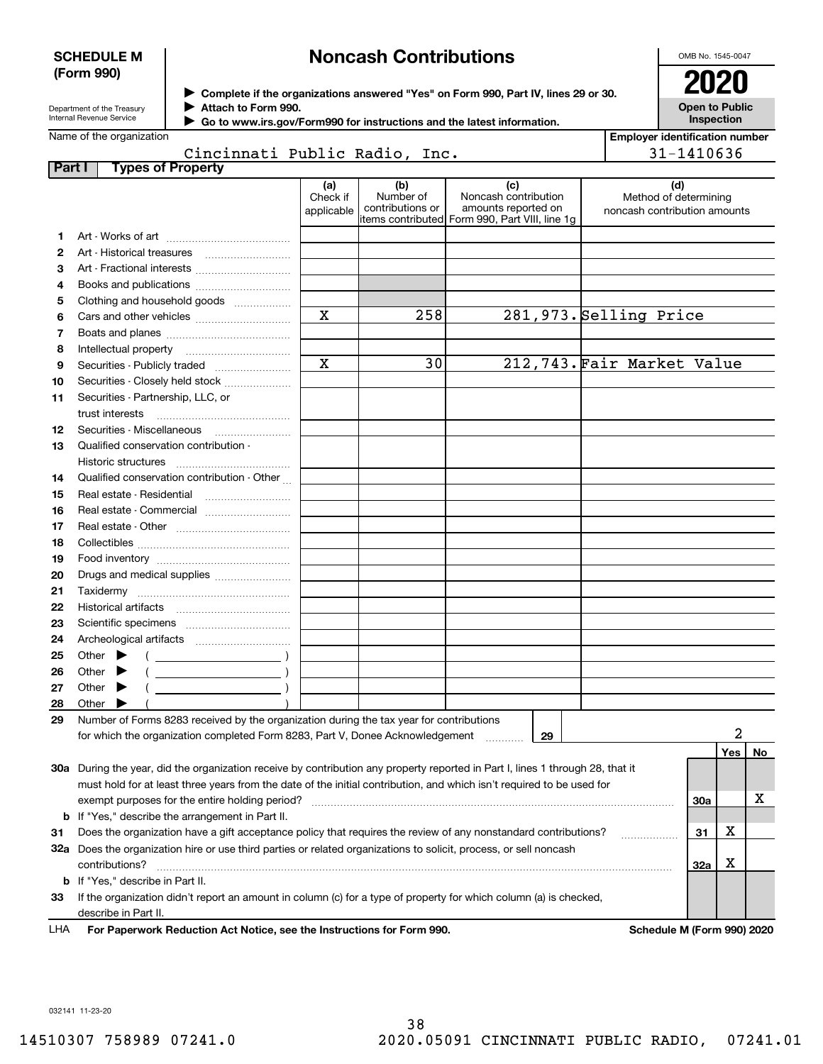**SCHEDULE M (Form 990)**

Department of the Treasury
Internal Revenue Service

# Noncash Contributions

▶ Complete if the organizations answered "Yes" on Form 990, Part IV, lines 29 or 30.
▶ Attach to Form 990.
▶ Go to www.irs.gov/Form990 for instructions and the latest information.

OMB No. 1545-0047

**2020**

**Open to Public Inspection**

Name of the organization: Cincinnati Public Radio, Inc.

Employer identification number: 31-1410636

## Part I Types of Property

| | | (a) Check if applicable | (b) Number of contributions or items contributed | (c) Noncash contribution amounts reported on Form 990, Part VIII, line 1g | (d) Method of determining noncash contribution amounts |
|---|---|---|---|---|---|
| 1 | Art - Works of art | | | | |
| 2 | Art - Historical treasures | | | | |
| 3 | Art - Fractional interests | | | | |
| 4 | Books and publications | | | | |
| 5 | Clothing and household goods | | | | |
| 6 | Cars and other vehicles | X | 258 | 281,973. | Selling Price |
| 7 | Boats and planes | | | | |
| 8 | Intellectual property | | | | |
| 9 | Securities - Publicly traded | X | 30 | 212,743. | Fair Market Value |
| 10 | Securities - Closely held stock | | | | |
| 11 | Securities - Partnership, LLC, or trust interests | | | | |
| 12 | Securities - Miscellaneous | | | | |
| 13 | Qualified conservation contribution - Historic structures | | | | |
| 14 | Qualified conservation contribution - Other | | | | |
| 15 | Real estate - Residential | | | | |
| 16 | Real estate - Commercial | | | | |
| 17 | Real estate - Other | | | | |
| 18 | Collectibles | | | | |
| 19 | Food inventory | | | | |
| 20 | Drugs and medical supplies | | | | |
| 21 | Taxidermy | | | | |
| 22 | Historical artifacts | | | | |
| 23 | Scientific specimens | | | | |
| 24 | Archeological artifacts | | | | |
| 25 | Other ▶ ( ) | | | | |
| 26 | Other ▶ ( ) | | | | |
| 27 | Other ▶ ( ) | | | | |
| 28 | Other ▶ ( ) | | | | |

29 Number of Forms 8283 received by the organization during the tax year for contributions for which the organization completed Form 8283, Part V, Donee Acknowledgement ..... **29** 2

| | | | Yes | No |
|---|---|---|---|---|
| 30a | During the year, did the organization receive by contribution any property reported in Part I, lines 1 through 28, that it must hold for at least three years from the date of the initial contribution, and which isn't required to be used for exempt purposes for the entire holding period? | 30a | | X |
| b | If "Yes," describe the arrangement in Part II. | | | |
| 31 | Does the organization have a gift acceptance policy that requires the review of any nonstandard contributions? | 31 | X | |
| 32a | Does the organization hire or use third parties or related organizations to solicit, process, or sell noncash contributions? | 32a | X | |
| b | If "Yes," describe in Part II. | | | |
| 33 | If the organization didn't report an amount in column (c) for a type of property for which column (a) is checked, describe in Part II. | | | |

LHA For Paperwork Reduction Act Notice, see the Instructions for Form 990. Schedule M (Form 990) 2020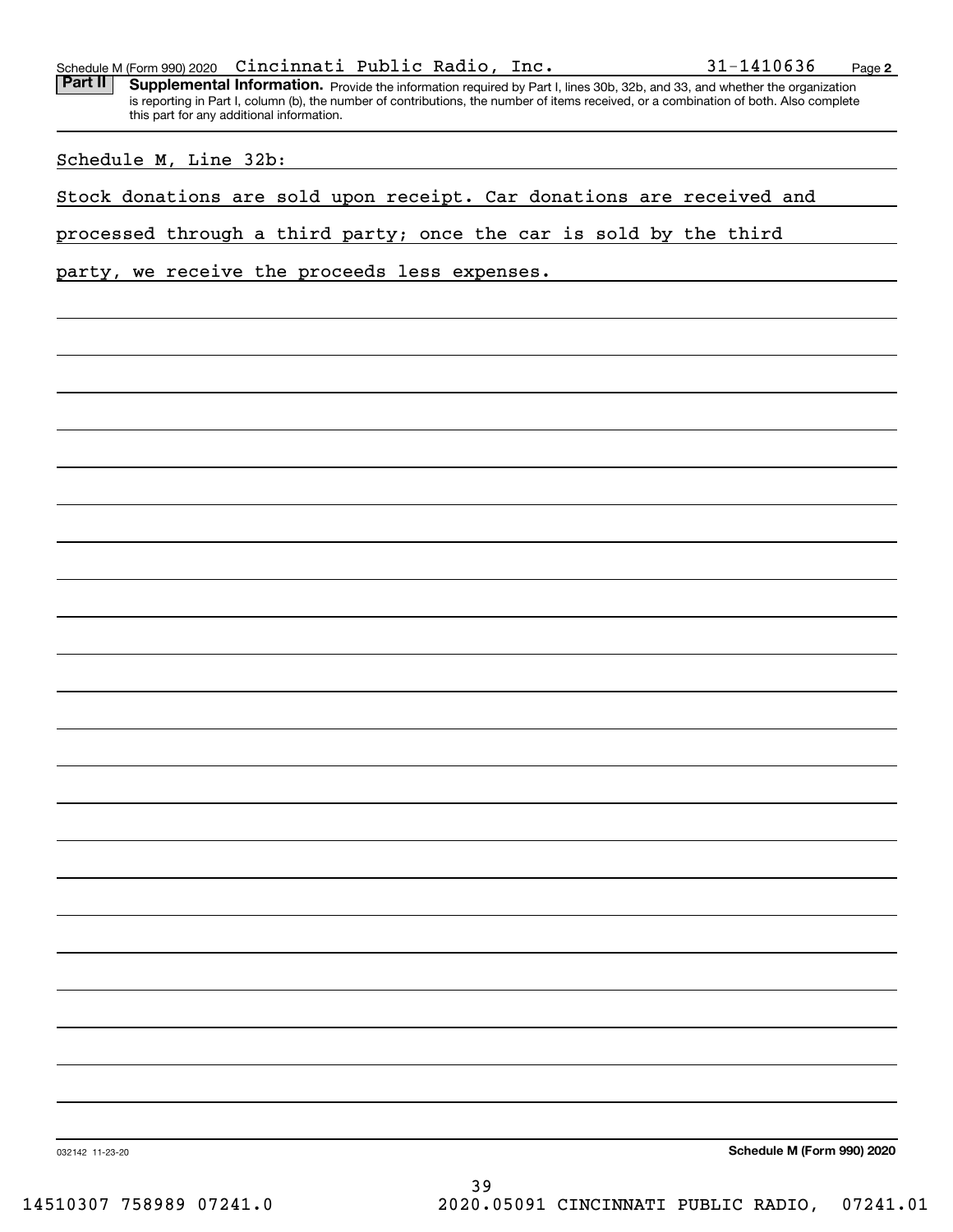Schedule M (Form 990) 2020 Cincinnati Public Radio, Inc. 31-1410636 Page 2

**Part II** **Supplemental Information.** Provide the information required by Part I, lines 30b, 32b, and 33, and whether the organization is reporting in Part I, column (b), the number of contributions, the number of items received, or a combination of both. Also complete this part for any additional information.

Schedule M, Line 32b:

Stock donations are sold upon receipt. Car donations are received and processed through a third party; once the car is sold by the third party, we receive the proceeds less expenses.

032142 11-23-20 **Schedule M (Form 990) 2020**

14510307 758989 07241.0 2020.05091 CINCINNATI PUBLIC RADIO, 07241.01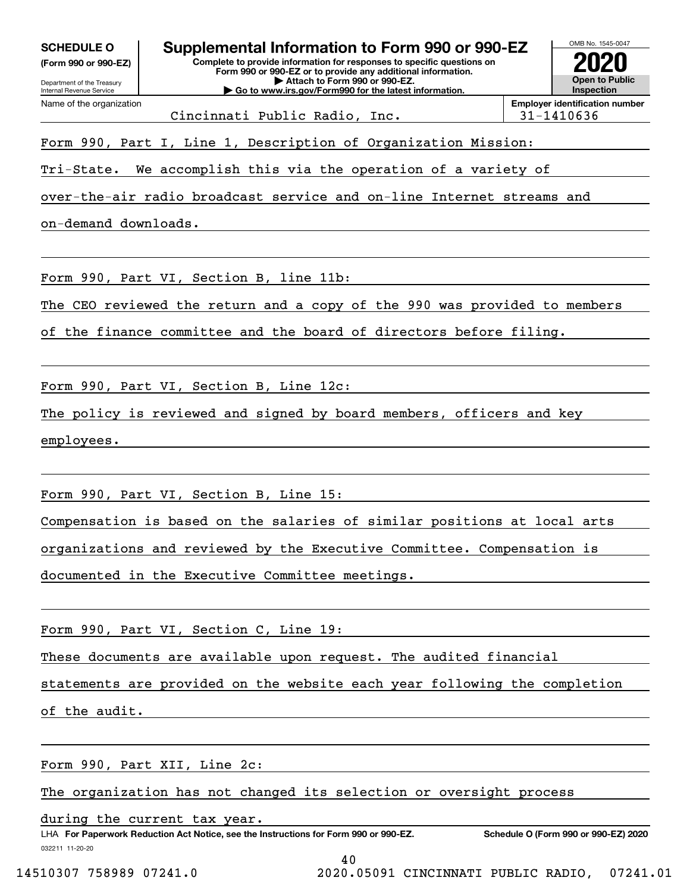**SCHEDULE O**
**(Form 990 or 990-EZ)**

Department of the Treasury
Internal Revenue Service

# Supplemental Information to Form 990 or 990-EZ

**Complete to provide information for responses to specific questions on Form 990 or 990-EZ or to provide any additional information.**
**▶ Attach to Form 990 or 990-EZ.**
**▶ Go to www.irs.gov/Form990 for the latest information.**

OMB No. 1545-0047

**2020**

**Open to Public Inspection**

Name of the organization: Cincinnati Public Radio, Inc.

**Employer identification number:** 31-1410636

Form 990, Part I, Line 1, Description of Organization Mission:

Tri-State. We accomplish this via the operation of a variety of over-the-air radio broadcast service and on-line Internet streams and on-demand downloads.

Form 990, Part VI, Section B, line 11b:

The CEO reviewed the return and a copy of the 990 was provided to members of the finance committee and the board of directors before filing.

Form 990, Part VI, Section B, Line 12c:

The policy is reviewed and signed by board members, officers and key employees.

Form 990, Part VI, Section B, Line 15:

Compensation is based on the salaries of similar positions at local arts organizations and reviewed by the Executive Committee. Compensation is documented in the Executive Committee meetings.

Form 990, Part VI, Section C, Line 19:

These documents are available upon request. The audited financial statements are provided on the website each year following the completion of the audit.

Form 990, Part XII, Line 2c:

The organization has not changed its selection or oversight process during the current tax year.

LHA **For Paperwork Reduction Act Notice, see the Instructions for Form 990 or 990-EZ.** **Schedule O (Form 990 or 990-EZ) 2020**

032211 11-20-20

14510307 758989 07241.0 2020.05091 CINCINNATI PUBLIC RADIO, 07241.01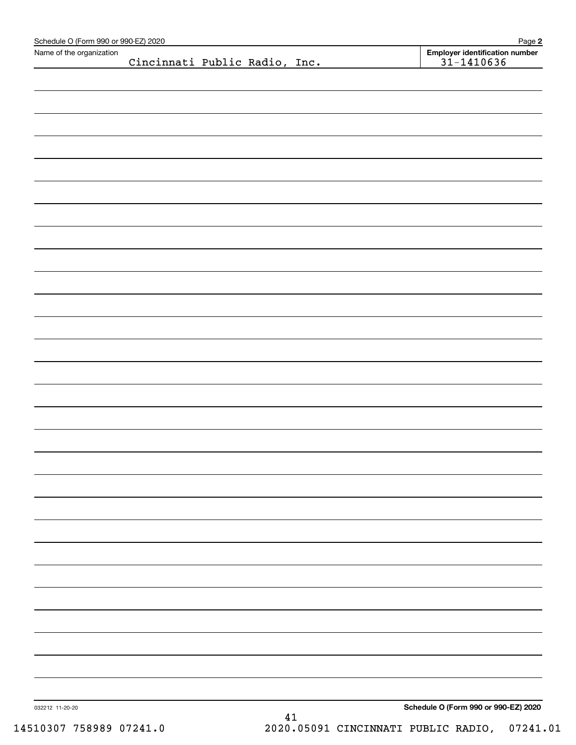Name of the organization: Cincinnati Public Radio, Inc.

**Employer identification number** 31-1410636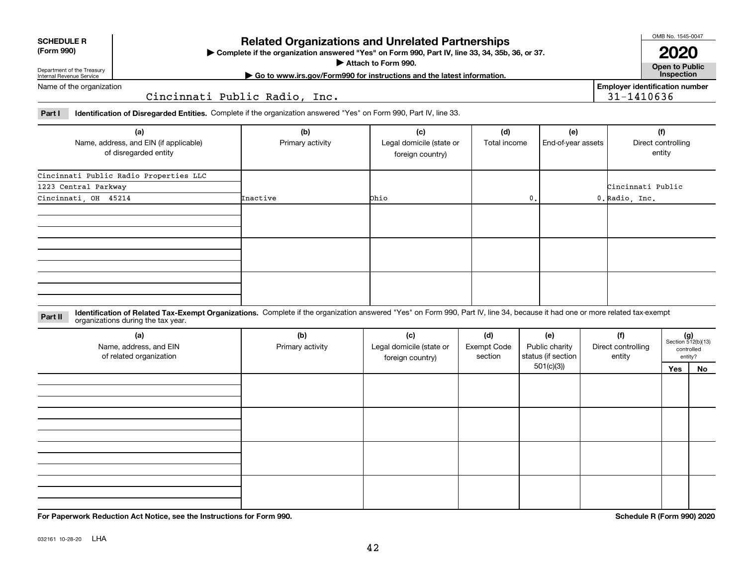**SCHEDULE R (Form 990)**

Department of the Treasury Internal Revenue Service

# Related Organizations and Unrelated Partnerships

▶ Complete if the organization answered "Yes" on Form 990, Part IV, line 33, 34, 35b, 36, or 37.

▶ Attach to Form 990.

▶ Go to www.irs.gov/Form990 for instructions and the latest information.

OMB No. 1545-0047

**2020**

**Open to Public Inspection**

Name of the organization: Cincinnati Public Radio, Inc.

Employer identification number: 31-1410636

**Part I Identification of Disregarded Entities.** Complete if the organization answered "Yes" on Form 990, Part IV, line 33.

| (a) Name, address, and EIN (if applicable) of disregarded entity | (b) Primary activity | (c) Legal domicile (state or foreign country) | (d) Total income | (e) End-of-year assets | (f) Direct controlling entity |
|---|---|---|---|---|---|
| Cincinnati Public Radio Properties LLC<br>1223 Central Parkway<br>Cincinnati, OH 45214 | Inactive | Ohio | 0. | 0. | Cincinnati Public Radio, Inc. |
| | | | | | |
| | | | | | |
| | | | | | |

**Part II Identification of Related Tax-Exempt Organizations.** Complete if the organization answered "Yes" on Form 990, Part IV, line 34, because it had one or more related tax-exempt organizations during the tax year.

| (a) Name, address, and EIN of related organization | (b) Primary activity | (c) Legal domicile (state or foreign country) | (d) Exempt Code section | (e) Public charity status (if section 501(c)(3)) | (f) Direct controlling entity | (g) Section 512(b)(13) controlled entity? Yes | No |
|---|---|---|---|---|---|---|---|
| | | | | | | | |
| | | | | | | | |
| | | | | | | | |
| | | | | | | | |

**For Paperwork Reduction Act Notice, see the Instructions for Form 990.**

**Schedule R (Form 990) 2020**

032161 10-28-20 LHA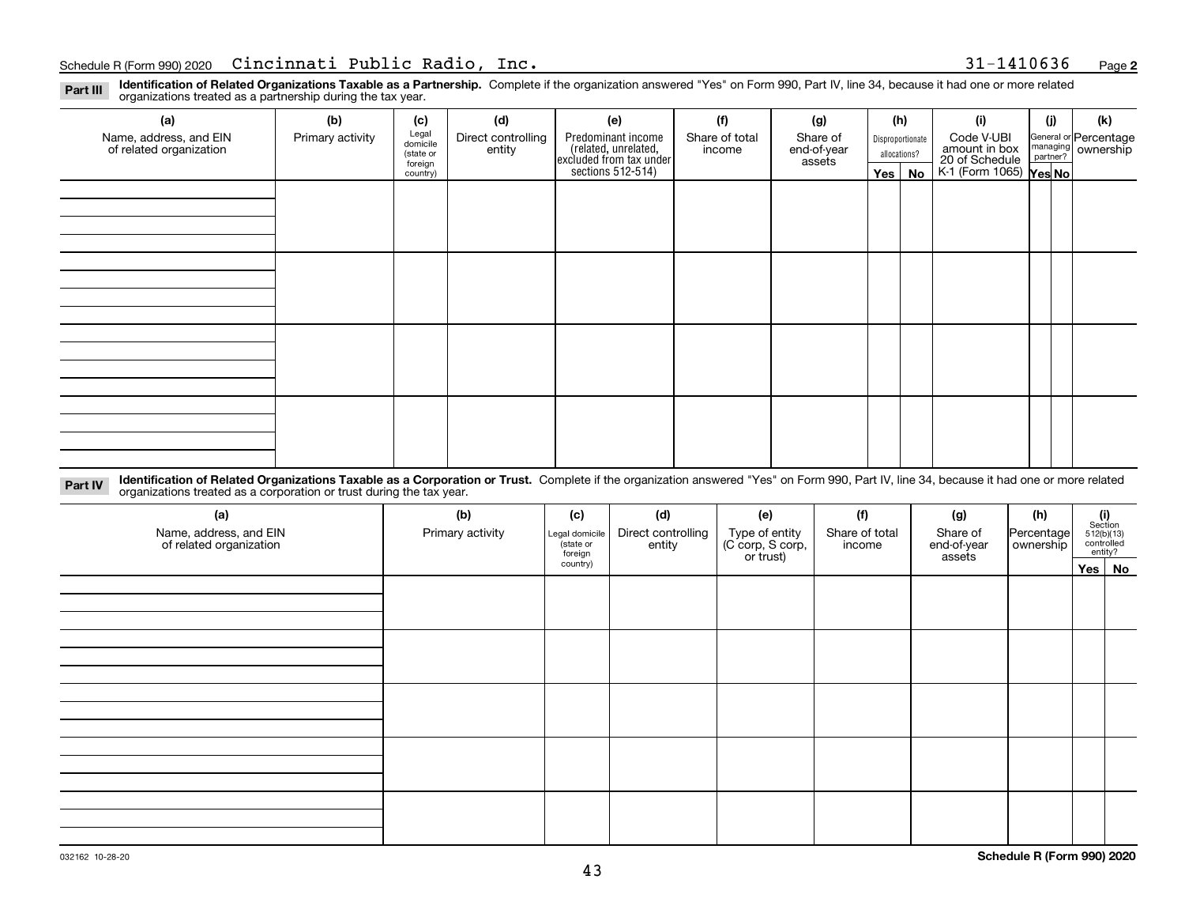Schedule R (Form 990) 2020 Cincinnati Public Radio, Inc. 31-1410636 Page **2**

**Part III** **Identification of Related Organizations Taxable as a Partnership.** Complete if the organization answered "Yes" on Form 990, Part IV, line 34, because it had one or more related organizations treated as a partnership during the tax year.

| (a) Name, address, and EIN of related organization | (b) Primary activity | (c) Legal domicile (state or foreign country) | (d) Direct controlling entity | (e) Predominant income (related, unrelated, excluded from tax under sections 512-514) | (f) Share of total income | (g) Share of end-of-year assets | (h) Disproportionate allocations? Yes | (h) No | (i) Code V-UBI amount in box 20 of Schedule K-1 (Form 1065) | (j) General or managing partner? Yes | (j) No | (k) Percentage ownership |
|---|---|---|---|---|---|---|---|---|---|---|---|---|
| | | | | | | | | | | | | |
| | | | | | | | | | | | | |
| | | | | | | | | | | | | |
| | | | | | | | | | | | | |

**Part IV** **Identification of Related Organizations Taxable as a Corporation or Trust.** Complete if the organization answered "Yes" on Form 990, Part IV, line 34, because it had one or more related organizations treated as a corporation or trust during the tax year.

| (a) Name, address, and EIN of related organization | (b) Primary activity | (c) Legal domicile (state or foreign country) | (d) Direct controlling entity | (e) Type of entity (C corp, S corp, or trust) | (f) Share of total income | (g) Share of end-of-year assets | (h) Percentage ownership | (i) Section 512(b)(13) controlled entity? Yes | (i) No |
|---|---|---|---|---|---|---|---|---|---|
| | | | | | | | | | |
| | | | | | | | | | |
| | | | | | | | | | |
| | | | | | | | | | |
| | | | | | | | | | |

032162 10-28-20 **Schedule R (Form 990) 2020**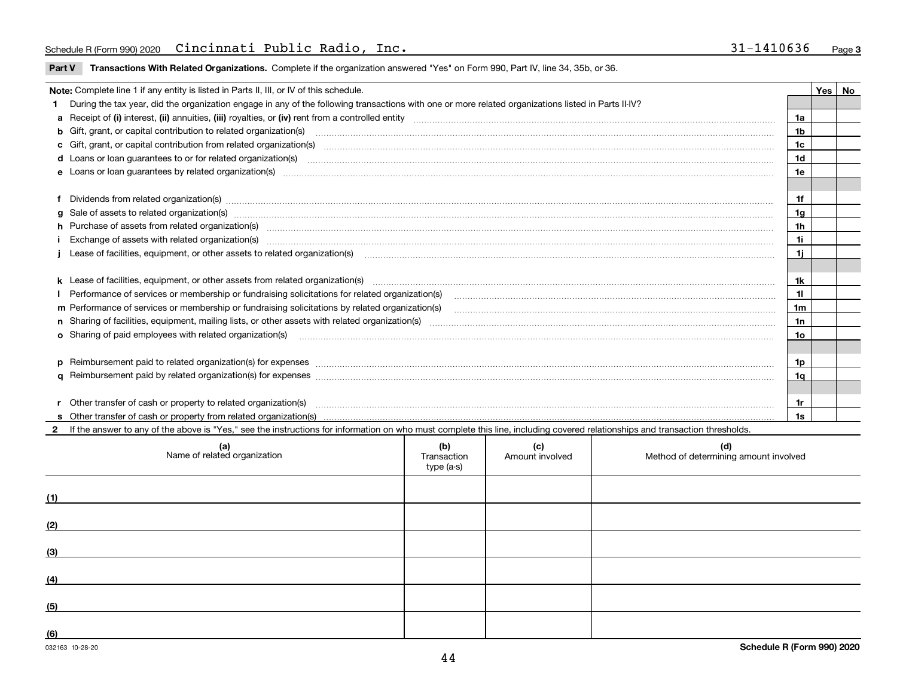Schedule R (Form 990) 2020 Cincinnati Public Radio, Inc. 31-1410636 Page **3**

## Part V Transactions With Related Organizations. 
Complete if the organization answered "Yes" on Form 990, Part IV, line 34, 35b, or 36.

| **Note:** Complete line 1 if any entity is listed in Parts II, III, or IV of this schedule. | | Yes | No |
|---|---|---|---|
| **1** During the tax year, did the organization engage in any of the following transactions with one or more related organizations listed in Parts II-IV? | | | |
| **a** Receipt of **(i)** interest, **(ii)** annuities, **(iii)** royalties, or **(iv)** rent from a controlled entity | **1a** | | |
| **b** Gift, grant, or capital contribution to related organization(s) | **1b** | | |
| **c** Gift, grant, or capital contribution from related organization(s) | **1c** | | |
| **d** Loans or loan guarantees to or for related organization(s) | **1d** | | |
| **e** Loans or loan guarantees by related organization(s) | **1e** | | |
| **f** Dividends from related organization(s) | **1f** | | |
| **g** Sale of assets to related organization(s) | **1g** | | |
| **h** Purchase of assets from related organization(s) | **1h** | | |
| **i** Exchange of assets with related organization(s) | **1i** | | |
| **j** Lease of facilities, equipment, or other assets to related organization(s) | **1j** | | |
| **k** Lease of facilities, equipment, or other assets from related organization(s) | **1k** | | |
| **l** Performance of services or membership or fundraising solicitations for related organization(s) | **1l** | | |
| **m** Performance of services or membership or fundraising solicitations by related organization(s) | **1m** | | |
| **n** Sharing of facilities, equipment, mailing lists, or other assets with related organization(s) | **1n** | | |
| **o** Sharing of paid employees with related organization(s) | **1o** | | |
| **p** Reimbursement paid to related organization(s) for expenses | **1p** | | |
| **q** Reimbursement paid by related organization(s) for expenses | **1q** | | |
| **r** Other transfer of cash or property to related organization(s) | **1r** | | |
| **s** Other transfer of cash or property from related organization(s) | **1s** | | |

**2** If the answer to any of the above is "Yes," see the instructions for information on who must complete this line, including covered relationships and transaction thresholds.

| | (a) Name of related organization | (b) Transaction type (a-s) | (c) Amount involved | (d) Method of determining amount involved |
|---|---|---|---|---|
| (1) | | | | |
| (2) | | | | |
| (3) | | | | |
| (4) | | | | |
| (5) | | | | |
| (6) | | | | |

032163 10-28-20 **Schedule R (Form 990) 2020**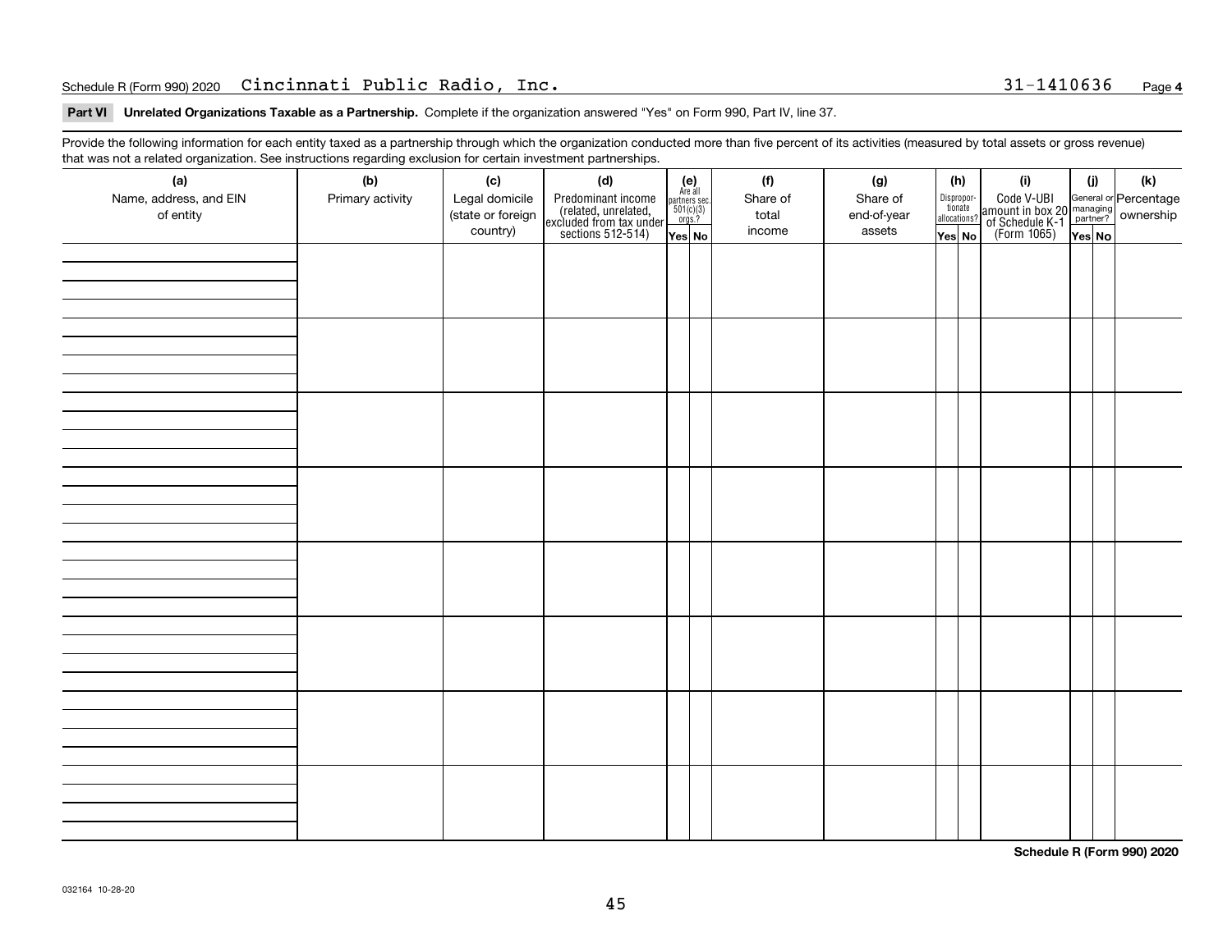Schedule R (Form 990) 2020 Cincinnati Public Radio, Inc. 31-1410636 Page **4**

**Part VI Unrelated Organizations Taxable as a Partnership.** Complete if the organization answered "Yes" on Form 990, Part IV, line 37.

Provide the following information for each entity taxed as a partnership through which the organization conducted more than five percent of its activities (measured by total assets or gross revenue) that was not a related organization. See instructions regarding exclusion for certain investment partnerships.

| (a) Name, address, and EIN of entity | (b) Primary activity | (c) Legal domicile (state or foreign country) | (d) Predominant income (related, unrelated, excluded from tax under sections 512-514) | (e) Are all partners sec. 501(c)(3) orgs.? | | (f) Share of total income | (g) Share of end-of-year assets | (h) Disproportionate allocations? | | (i) Code V-UBI amount in box 20 of Schedule K-1 (Form 1065) | (j) General or managing partner? | | (k) Percentage ownership |
|---|---|---|---|---|---|---|---|---|---|---|---|---|---|
| | | | | Yes | No | | | Yes | No | | Yes | No | |
| | | | | | | | | | | | | | |
| | | | | | | | | | | | | | |
| | | | | | | | | | | | | | |
| | | | | | | | | | | | | | |
| | | | | | | | | | | | | | |
| | | | | | | | | | | | | | |
| | | | | | | | | | | | | | |
| | | | | | | | | | | | | | |

**Schedule R (Form 990) 2020**

032164 10-28-20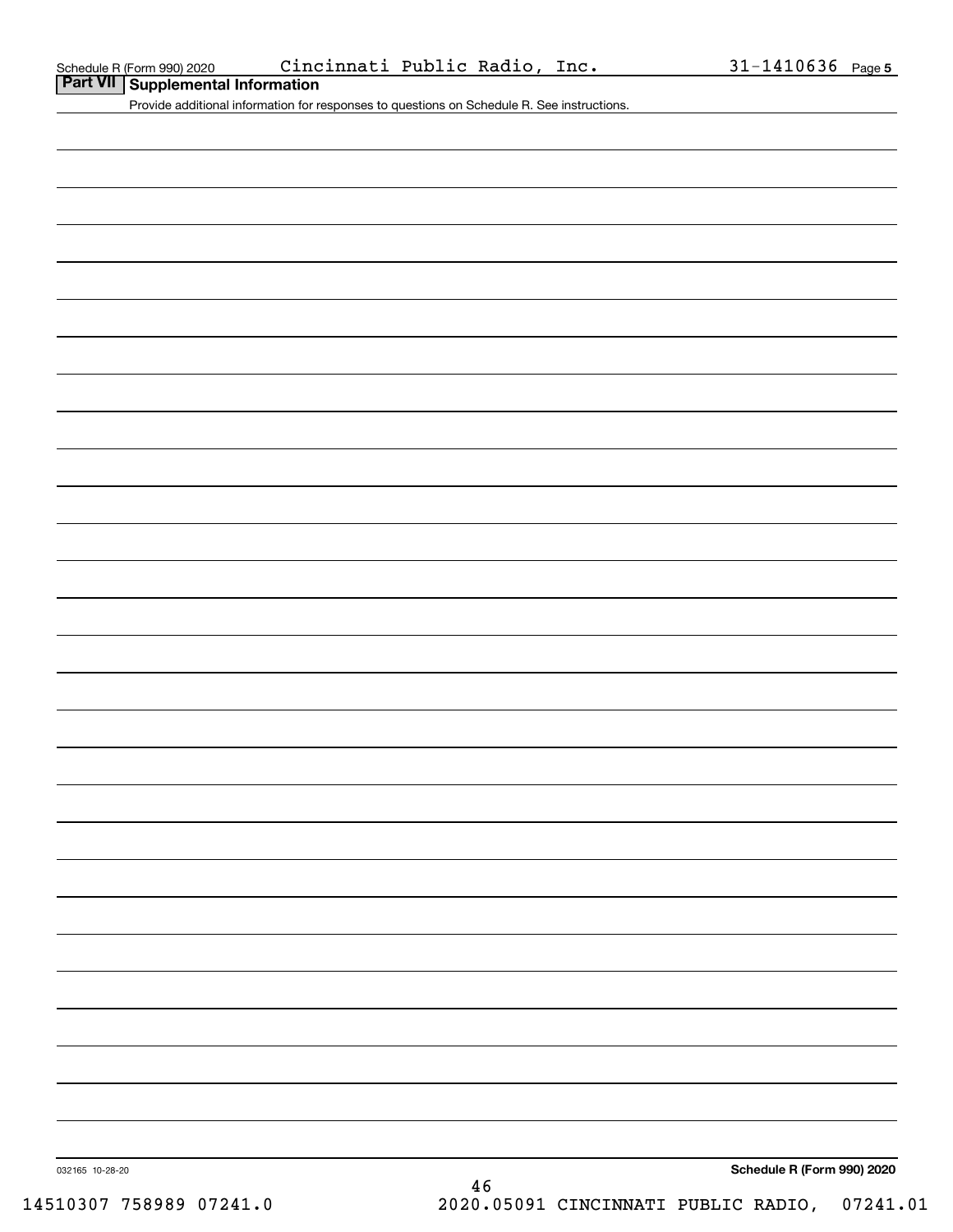## Part VII Supplemental Information

Provide additional information for responses to questions on Schedule R. See instructions.